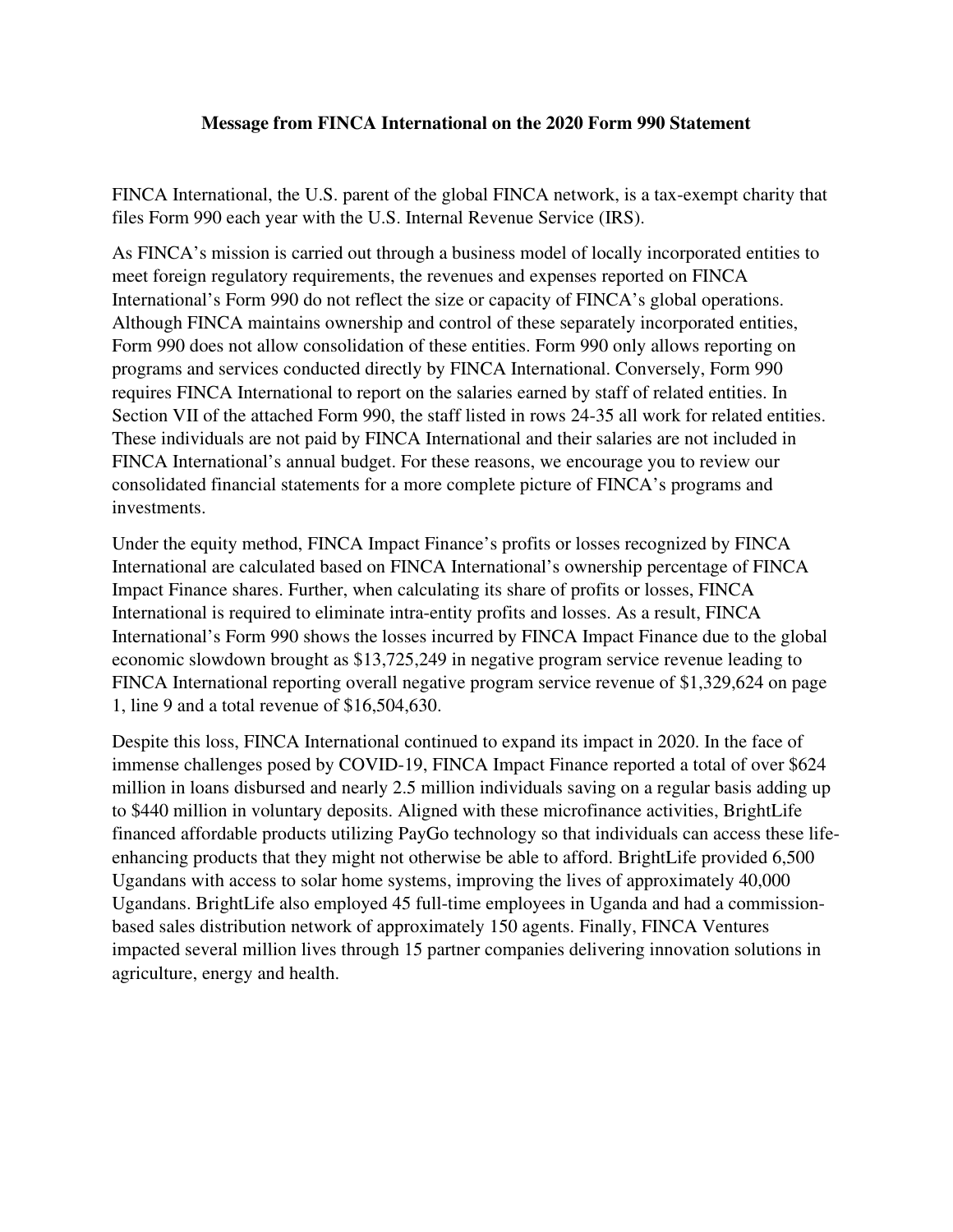**Message from FINCA International on the 2020 Form 990 Statement**

FINCA International, the U.S. parent of the global FINCA network, is a tax-exempt charity that files Form 990 each year with the U.S. Internal Revenue Service (IRS).

As FINCA's mission is carried out through a business model of locally incorporated entities to meet foreign regulatory requirements, the revenues and expenses reported on FINCA International's Form 990 do not reflect the size or capacity of FINCA's global operations. Although FINCA maintains ownership and control of these separately incorporated entities, Form 990 does not allow consolidation of these entities. Form 990 only allows reporting on programs and services conducted directly by FINCA International. Conversely, Form 990 requires FINCA International to report on the salaries earned by staff of related entities. In Section VII of the attached Form 990, the staff listed in rows 24-35 all work for related entities. These individuals are not paid by FINCA International and their salaries are not included in FINCA International's annual budget. For these reasons, we encourage you to review our consolidated financial statements for a more complete picture of FINCA's programs and investments.

Under the equity method, FINCA Impact Finance's profits or losses recognized by FINCA International are calculated based on FINCA International's ownership percentage of FINCA Impact Finance shares. Further, when calculating its share of profits or losses, FINCA International is required to eliminate intra-entity profits and losses. As a result, FINCA International's Form 990 shows the losses incurred by FINCA Impact Finance due to the global economic slowdown brought as $13,725,249 in negative program service revenue leading to FINCA International reporting overall negative program service revenue of $1,329,624 on page 1, line 9 and a total revenue of $16,504,630.

Despite this loss, FINCA International continued to expand its impact in 2020. In the face of immense challenges posed by COVID-19, FINCA Impact Finance reported a total of over $624 million in loans disbursed and nearly 2.5 million individuals saving on a regular basis adding up to $440 million in voluntary deposits. Aligned with these microfinance activities, BrightLife financed affordable products utilizing PayGo technology so that individuals can access these life-enhancing products that they might not otherwise be able to afford. BrightLife provided 6,500 Ugandans with access to solar home systems, improving the lives of approximately 40,000 Ugandans. BrightLife also employed 45 full-time employees in Uganda and had a commission-based sales distribution network of approximately 150 agents. Finally, FINCA Ventures impacted several million lives through 15 partner companies delivering innovation solutions in agriculture, energy and health.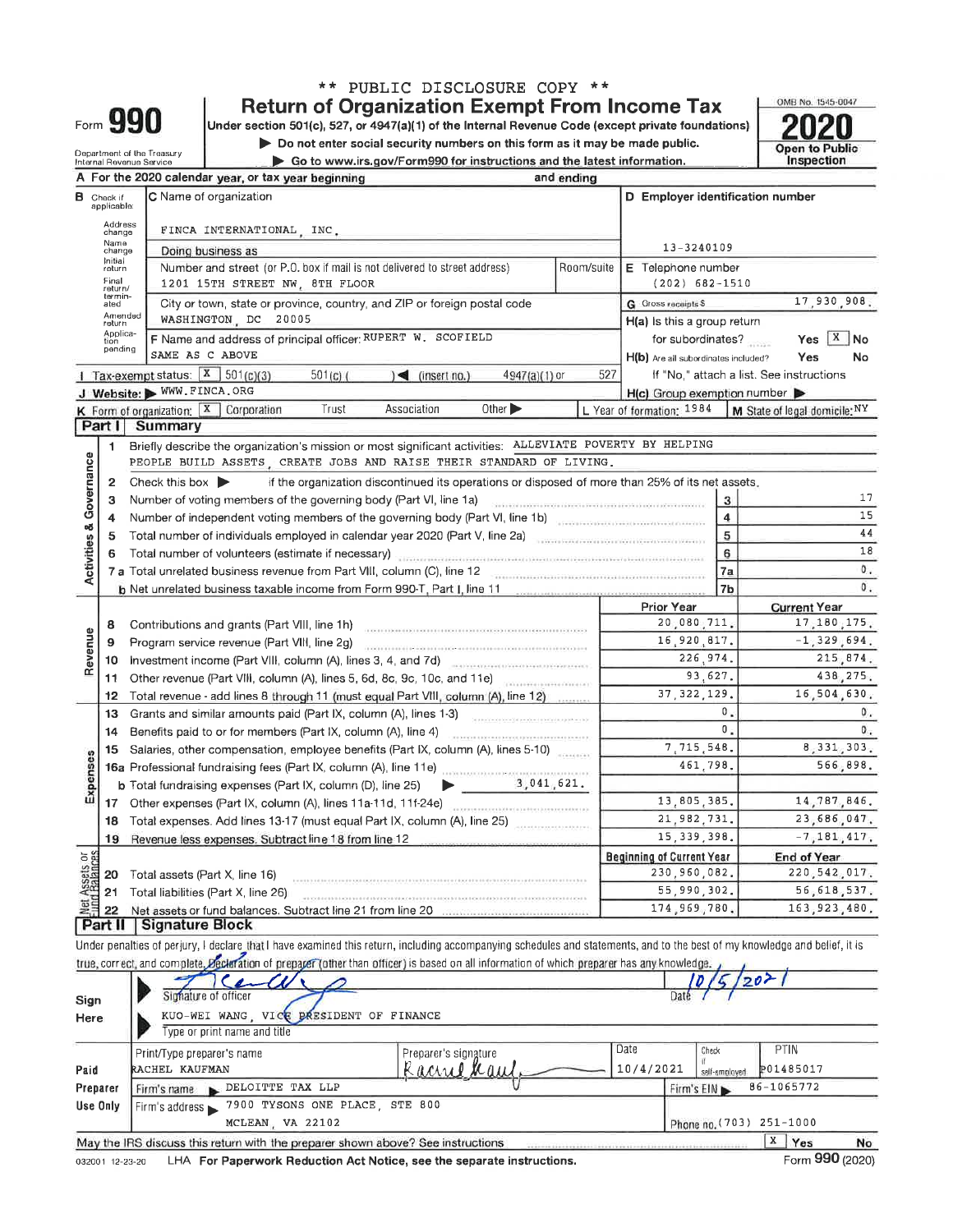** PUBLIC DISCLOSURE COPY **

Form **990**

# Return of Organization Exempt From Income Tax

Under section 501(c), 527, or 4947(a)(1) of the Internal Revenue Code (except private foundations)

▶ Do not enter social security numbers on this form as it may be made public.

▶ Go to www.irs.gov/Form990 for instructions and the latest information.

Department of the Treasury
Internal Revenue Service

OMB No. 1545-0047

**2020**

**Open to Public Inspection**

**A** For the 2020 calendar year, or tax year beginning and ending

**B** Check if applicable: Address change, Name change, Initial return, Final return/terminated, Amended return, Application pending

**C** Name of organization: FINCA INTERNATIONAL, INC.

Doing business as

Number and street (or P.O. box if mail is not delivered to street address) Room/suite: 1201 15TH STREET NW, 8TH FLOOR

City or town, state or province, country, and ZIP or foreign postal code: WASHINGTON, DC 20005

**F** Name and address of principal officer: RUPERT W. SCOFIELD
SAME AS C ABOVE

**D** Employer identification number: 13-3240109

**E** Telephone number: (202) 682-1510

**G** Gross receipts $ 17,930,908.

**H(a)** Is this a group return for subordinates? Yes [X] No

**H(b)** Are all subordinates included? Yes No
If "No," attach a list. See instructions

**H(c)** Group exemption number ▶

**I** Tax-exempt status: [X] 501(c)(3) 501(c) ( ) ◀ (insert no.) 4947(a)(1) or 527

**J** Website: ▶ WWW.FINCA.ORG

**K** Form of organization: [X] Corporation Trust Association Other ▶

**L** Year of formation: 1984

**M** State of legal domicile: NY

## Part I Summary

**Activities & Governance**

1 Briefly describe the organization's mission or most significant activities: ALLEVIATE POVERTY BY HELPING PEOPLE BUILD ASSETS, CREATE JOBS AND RAISE THEIR STANDARD OF LIVING.

2 Check this box ▶ if the organization discontinued its operations or disposed of more than 25% of its net assets.

| | | | |
|---|---|---|---|
| 3 | Number of voting members of the governing body (Part VI, line 1a) | 3 | 17 |
| 4 | Number of independent voting members of the governing body (Part VI, line 1b) | 4 | 15 |
| 5 | Total number of individuals employed in calendar year 2020 (Part V, line 2a) | 5 | 44 |
| 6 | Total number of volunteers (estimate if necessary) | 6 | 18 |
| 7a | Total unrelated business revenue from Part VIII, column (C), line 12 | 7a | 0. |
| b | Net unrelated business taxable income from Form 990-T, Part I, line 11 | 7b | 0. |

| | | Prior Year | Current Year |
|---|---|---|---|
| **Revenue** | | | |
| 8 | Contributions and grants (Part VIII, line 1h) | 20,080,711. | 17,180,175. |
| 9 | Program service revenue (Part VIII, line 2g) | 16,920,817. | -1,329,694. |
| 10 | Investment income (Part VIII, column (A), lines 3, 4, and 7d) | 226,974. | 215,874. |
| 11 | Other revenue (Part VIII, column (A), lines 5, 6d, 8c, 9c, 10c, and 11e) | 93,627. | 438,275. |
| 12 | Total revenue - add lines 8 through 11 (must equal Part VIII, column (A), line 12) | 37,322,129. | 16,504,630. |
| **Expenses** | | | |
| 13 | Grants and similar amounts paid (Part IX, column (A), lines 1-3) | 0. | 0. |
| 14 | Benefits paid to or for members (Part IX, column (A), line 4) | 0. | 0. |
| 15 | Salaries, other compensation, employee benefits (Part IX, column (A), lines 5-10) | 7,715,548. | 8,331,303. |
| 16a | Professional fundraising fees (Part IX, column (A), line 11e) | 461,798. | 566,898. |
| b | Total fundraising expenses (Part IX, column (D), line 25) ▶ 3,041,621. | | |
| 17 | Other expenses (Part IX, column (A), lines 11a-11d, 11f-24e) | 13,805,385. | 14,787,846. |
| 18 | Total expenses. Add lines 13-17 (must equal Part IX, column (A), line 25) | 21,982,731. | 23,686,047. |
| 19 | Revenue less expenses. Subtract line 18 from line 12 | 15,339,398. | -7,181,417. |

| Net Assets or Fund Balances | | Beginning of Current Year | End of Year |
|---|---|---|---|
| 20 | Total assets (Part X, line 16) | 230,960,082. | 220,542,017. |
| 21 | Total liabilities (Part X, line 26) | 55,990,302. | 56,618,537. |
| 22 | Net assets or fund balances. Subtract line 21 from line 20 | 174,969,780. | 163,923,480. |

## Part II Signature Block

Under penalties of perjury, I declare that I have examined this return, including accompanying schedules and statements, and to the best of my knowledge and belief, it is true, correct, and complete. Declaration of preparer (other than officer) is based on all information of which preparer has any knowledge.

**Sign Here**

Signature of officer — Date: 10/5/2021

KUO-WEI WANG, VICE PRESIDENT OF FINANCE
Type or print name and title

| **Paid Preparer Use Only** | | | | |
|---|---|---|---|---|
| Print/Type preparer's name: RACHEL KAUFMAN | Preparer's signature: Rachel Kaufman | Date: 10/4/2021 | Check if self-employed | PTIN: P01485017 |
| Firm's name ▶ DELOITTE TAX LLP | | | Firm's EIN ▶ 86-1065772 | |
| Firm's address ▶ 7900 TYSONS ONE PLACE, STE 800, MCLEAN, VA 22102 | | | Phone no. (703) 251-1000 | |

May the IRS discuss this return with the preparer shown above? See instructions [X] Yes No

032001 12-23-20 LHA For Paperwork Reduction Act Notice, see the separate instructions. Form **990** (2020)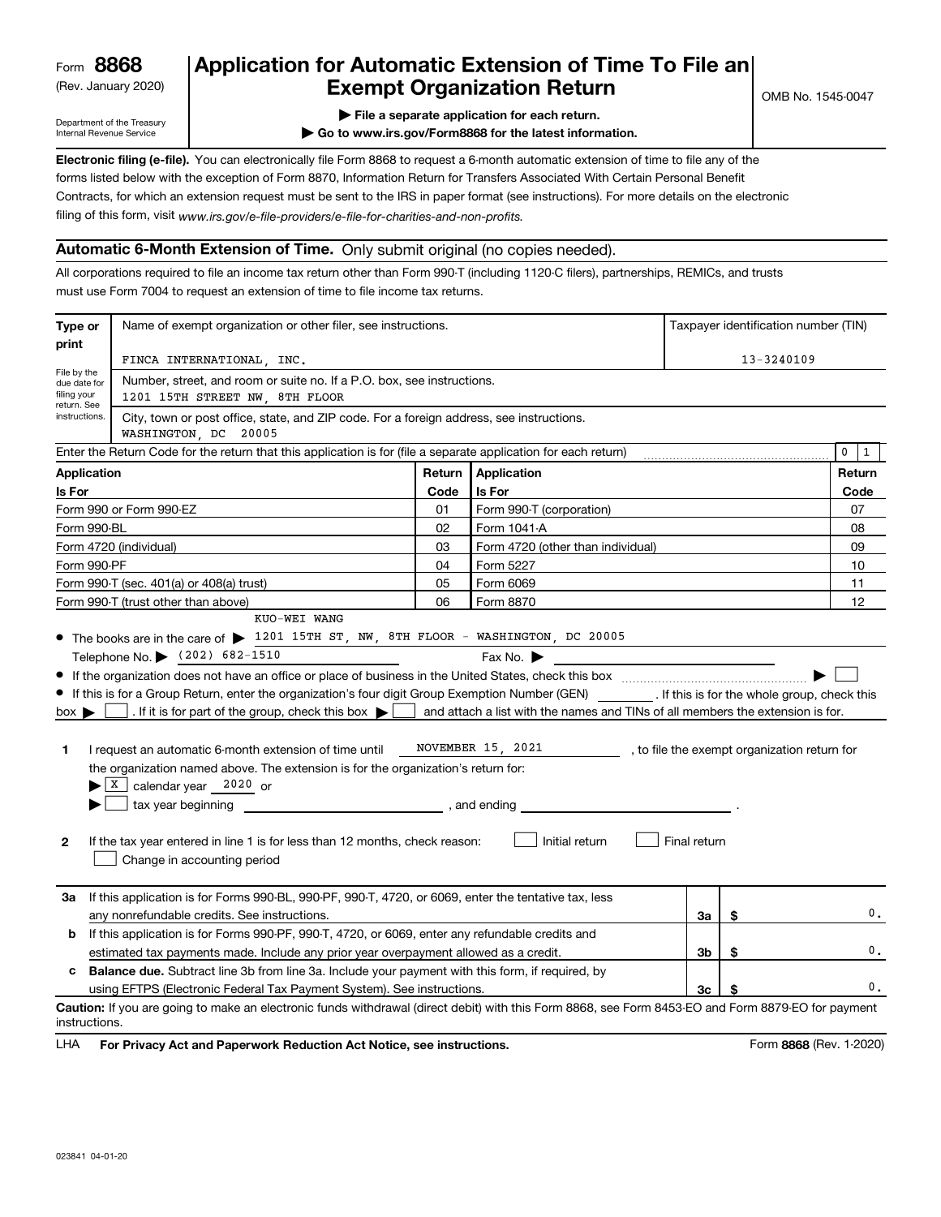Form **8868** (Rev. January 2020)

Department of the Treasury Internal Revenue Service

# Application for Automatic Extension of Time To File an Exempt Organization Return

OMB No. 1545-0047

▶ File a separate application for each return.

▶ Go to www.irs.gov/Form8868 for the latest information.

**Electronic filing (e-file).** You can electronically file Form 8868 to request a 6-month automatic extension of time to file any of the forms listed below with the exception of Form 8870, Information Return for Transfers Associated With Certain Personal Benefit Contracts, for which an extension request must be sent to the IRS in paper format (see instructions). For more details on the electronic filing of this form, visit *www.irs.gov/e-file-providers/e-file-for-charities-and-non-profits.*

## Automatic 6-Month Extension of Time. Only submit original (no copies needed).

All corporations required to file an income tax return other than Form 990-T (including 1120-C filers), partnerships, REMICs, and trusts must use Form 7004 to request an extension of time to file income tax returns.

| Type or print | Name of exempt organization or other filer, see instructions. | Taxpayer identification number (TIN) |
|---|---|---|
| File by the due date for filing your return. See instructions. | FINCA INTERNATIONAL, INC. | 13-3240109 |
| | Number, street, and room or suite no. If a P.O. box, see instructions. 1201 15TH STREET NW, 8TH FLOOR | |
| | City, town or post office, state, and ZIP code. For a foreign address, see instructions. WASHINGTON, DC 20005 | |

Enter the Return Code for the return that this application is for (file a separate application for each return) 0 1

| Application Is For | Return Code | Application Is For | Return Code |
|---|---|---|---|
| Form 990 or Form 990-EZ | 01 | Form 990-T (corporation) | 07 |
| Form 990-BL | 02 | Form 1041-A | 08 |
| Form 4720 (individual) | 03 | Form 4720 (other than individual) | 09 |
| Form 990-PF | 04 | Form 5227 | 10 |
| Form 990-T (sec. 401(a) or 408(a) trust) | 05 | Form 6069 | 11 |
| Form 990-T (trust other than above) | 06 | Form 8870 | 12 |

- The books are in the care of ▶ KUO-WEI WANG 1201 15TH ST, NW, 8TH FLOOR - WASHINGTON, DC 20005
  Telephone No. ▶ (202) 682-1510 Fax No. ▶
- If the organization does not have an office or place of business in the United States, check this box ▶ ☐
- If this is for a Group Return, enter the organization's four digit Group Exemption Number (GEN) ______ . If this is for the whole group, check this box ▶ ☐ . If it is for part of the group, check this box ▶ ☐ and attach a list with the names and TINs of all members the extension is for.

**1** I request an automatic 6-month extension of time until NOVEMBER 15, 2021 , to file the exempt organization return for the organization named above. The extension is for the organization's return for:
▶ ☒ calendar year 2020 or
▶ ☐ tax year beginning ______ , and ending ______ .

**2** If the tax year entered in line 1 is for less than 12 months, check reason: ☐ Initial return ☐ Final return ☐ Change in accounting period

| | | | |
|---|---|---|---|
| **3a** | If this application is for Forms 990-BL, 990-PF, 990-T, 4720, or 6069, enter the tentative tax, less any nonrefundable credits. See instructions. | 3a | $ 0. |
| **b** | If this application is for Forms 990-PF, 990-T, 4720, or 6069, enter any refundable credits and estimated tax payments made. Include any prior year overpayment allowed as a credit. | 3b | $ 0. |
| **c** | **Balance due.** Subtract line 3b from line 3a. Include your payment with this form, if required, by using EFTPS (Electronic Federal Tax Payment System). See instructions. | 3c | $ 0. |

**Caution:** If you are going to make an electronic funds withdrawal (direct debit) with this Form 8868, see Form 8453-EO and Form 8879-EO for payment instructions.

LHA **For Privacy Act and Paperwork Reduction Act Notice, see instructions.** Form **8868** (Rev. 1-2020)

023841 04-01-20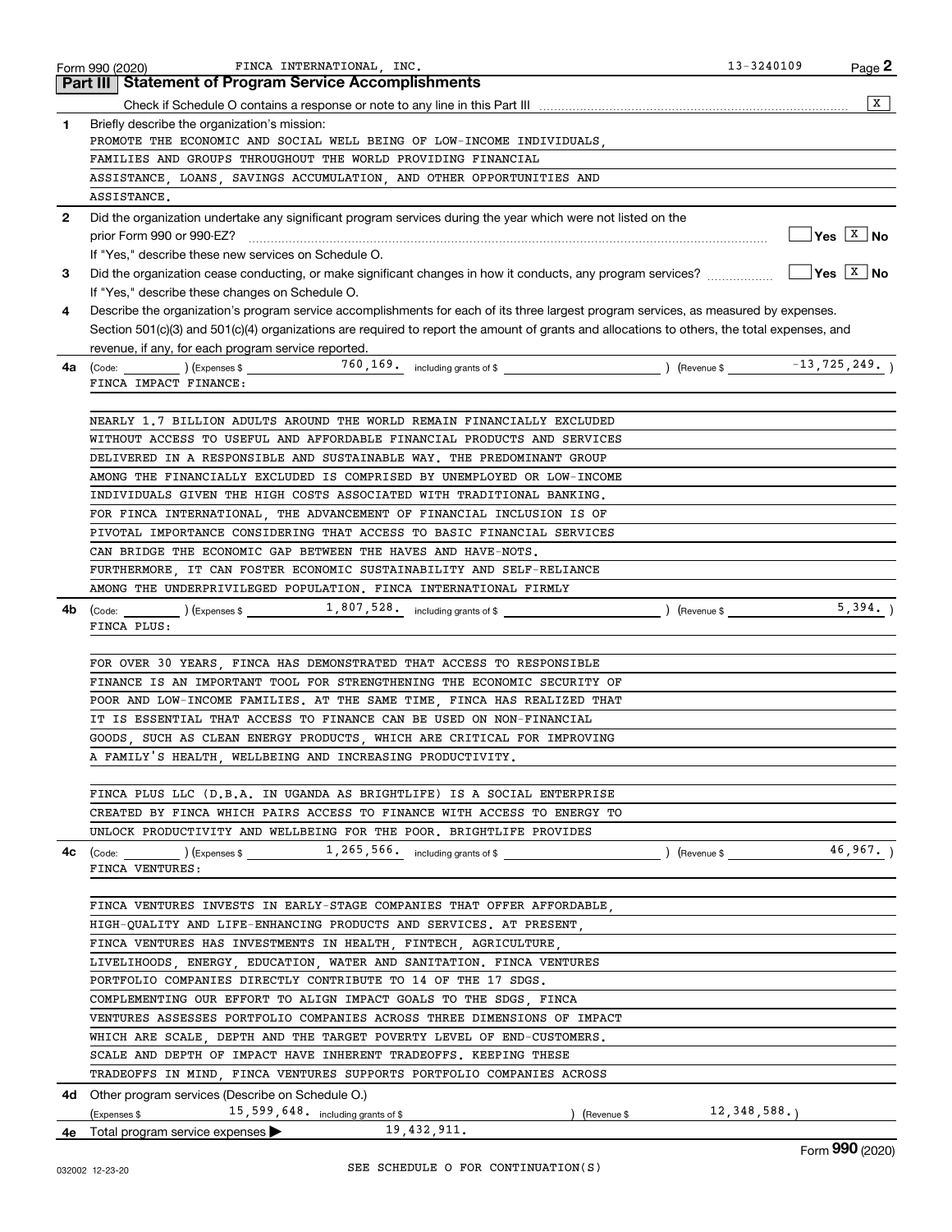Form 990 (2020) FINCA INTERNATIONAL, INC. 13-3240109 Page **2**

## Part III Statement of Program Service Accomplishments

Check if Schedule O contains a response or note to any line in this Part III .......... [X]

**1** Briefly describe the organization's mission:

PROMOTE THE ECONOMIC AND SOCIAL WELL BEING OF LOW-INCOME INDIVIDUALS, FAMILIES AND GROUPS THROUGHOUT THE WORLD PROVIDING FINANCIAL ASSISTANCE, LOANS, SAVINGS ACCUMULATION, AND OTHER OPPORTUNITIES AND ASSISTANCE.

**2** Did the organization undertake any significant program services during the year which were not listed on the prior Form 990 or 990-EZ? .......... [ ] Yes [X] No

If "Yes," describe these new services on Schedule O.

**3** Did the organization cease conducting, or make significant changes in how it conducts, any program services? .......... [ ] Yes [X] No

If "Yes," describe these changes on Schedule O.

**4** Describe the organization's program service accomplishments for each of its three largest program services, as measured by expenses. Section 501(c)(3) and 501(c)(4) organizations are required to report the amount of grants and allocations to others, the total expenses, and revenue, if any, for each program service reported.

**4a** (Code: ) (Expenses $ 760,169. including grants of $ ) (Revenue $ -13,725,249. )

FINCA IMPACT FINANCE:

NEARLY 1.7 BILLION ADULTS AROUND THE WORLD REMAIN FINANCIALLY EXCLUDED WITHOUT ACCESS TO USEFUL AND AFFORDABLE FINANCIAL PRODUCTS AND SERVICES DELIVERED IN A RESPONSIBLE AND SUSTAINABLE WAY. THE PREDOMINANT GROUP AMONG THE FINANCIALLY EXCLUDED IS COMPRISED BY UNEMPLOYED OR LOW-INCOME INDIVIDUALS GIVEN THE HIGH COSTS ASSOCIATED WITH TRADITIONAL BANKING. FOR FINCA INTERNATIONAL, THE ADVANCEMENT OF FINANCIAL INCLUSION IS OF PIVOTAL IMPORTANCE CONSIDERING THAT ACCESS TO BASIC FINANCIAL SERVICES CAN BRIDGE THE ECONOMIC GAP BETWEEN THE HAVES AND HAVE-NOTS. FURTHERMORE, IT CAN FOSTER ECONOMIC SUSTAINABILITY AND SELF-RELIANCE AMONG THE UNDERPRIVILEGED POPULATION. FINCA INTERNATIONAL FIRMLY

**4b** (Code: ) (Expenses $ 1,807,528. including grants of $ ) (Revenue $ 5,394. )

FINCA PLUS:

FOR OVER 30 YEARS, FINCA HAS DEMONSTRATED THAT ACCESS TO RESPONSIBLE FINANCE IS AN IMPORTANT TOOL FOR STRENGTHENING THE ECONOMIC SECURITY OF POOR AND LOW-INCOME FAMILIES. AT THE SAME TIME, FINCA HAS REALIZED THAT IT IS ESSENTIAL THAT ACCESS TO FINANCE CAN BE USED ON NON-FINANCIAL GOODS, SUCH AS CLEAN ENERGY PRODUCTS, WHICH ARE CRITICAL FOR IMPROVING A FAMILY'S HEALTH, WELLBEING AND INCREASING PRODUCTIVITY.

FINCA PLUS LLC (D.B.A. IN UGANDA AS BRIGHTLIFE) IS A SOCIAL ENTERPRISE CREATED BY FINCA WHICH PAIRS ACCESS TO FINANCE WITH ACCESS TO ENERGY TO UNLOCK PRODUCTIVITY AND WELLBEING FOR THE POOR. BRIGHTLIFE PROVIDES

**4c** (Code: ) (Expenses $ 1,265,566. including grants of $ ) (Revenue $ 46,967. )

FINCA VENTURES:

FINCA VENTURES INVESTS IN EARLY-STAGE COMPANIES THAT OFFER AFFORDABLE, HIGH-QUALITY AND LIFE-ENHANCING PRODUCTS AND SERVICES. AT PRESENT, FINCA VENTURES HAS INVESTMENTS IN HEALTH, FINTECH, AGRICULTURE, LIVELIHOODS, ENERGY, EDUCATION, WATER AND SANITATION. FINCA VENTURES PORTFOLIO COMPANIES DIRECTLY CONTRIBUTE TO 14 OF THE 17 SDGS. COMPLEMENTING OUR EFFORT TO ALIGN IMPACT GOALS TO THE SDGS, FINCA VENTURES ASSESSES PORTFOLIO COMPANIES ACROSS THREE DIMENSIONS OF IMPACT WHICH ARE SCALE, DEPTH AND THE TARGET POVERTY LEVEL OF END-CUSTOMERS. SCALE AND DEPTH OF IMPACT HAVE INHERENT TRADEOFFS. KEEPING THESE TRADEOFFS IN MIND, FINCA VENTURES SUPPORTS PORTFOLIO COMPANIES ACROSS

**4d** Other program services (Describe on Schedule O.)

(Expenses $ 15,599,648. including grants of $ ) (Revenue $ 12,348,588.)

**4e** Total program service expenses ▶ 19,432,911.

SEE SCHEDULE O FOR CONTINUATION(S)

Form **990** (2020)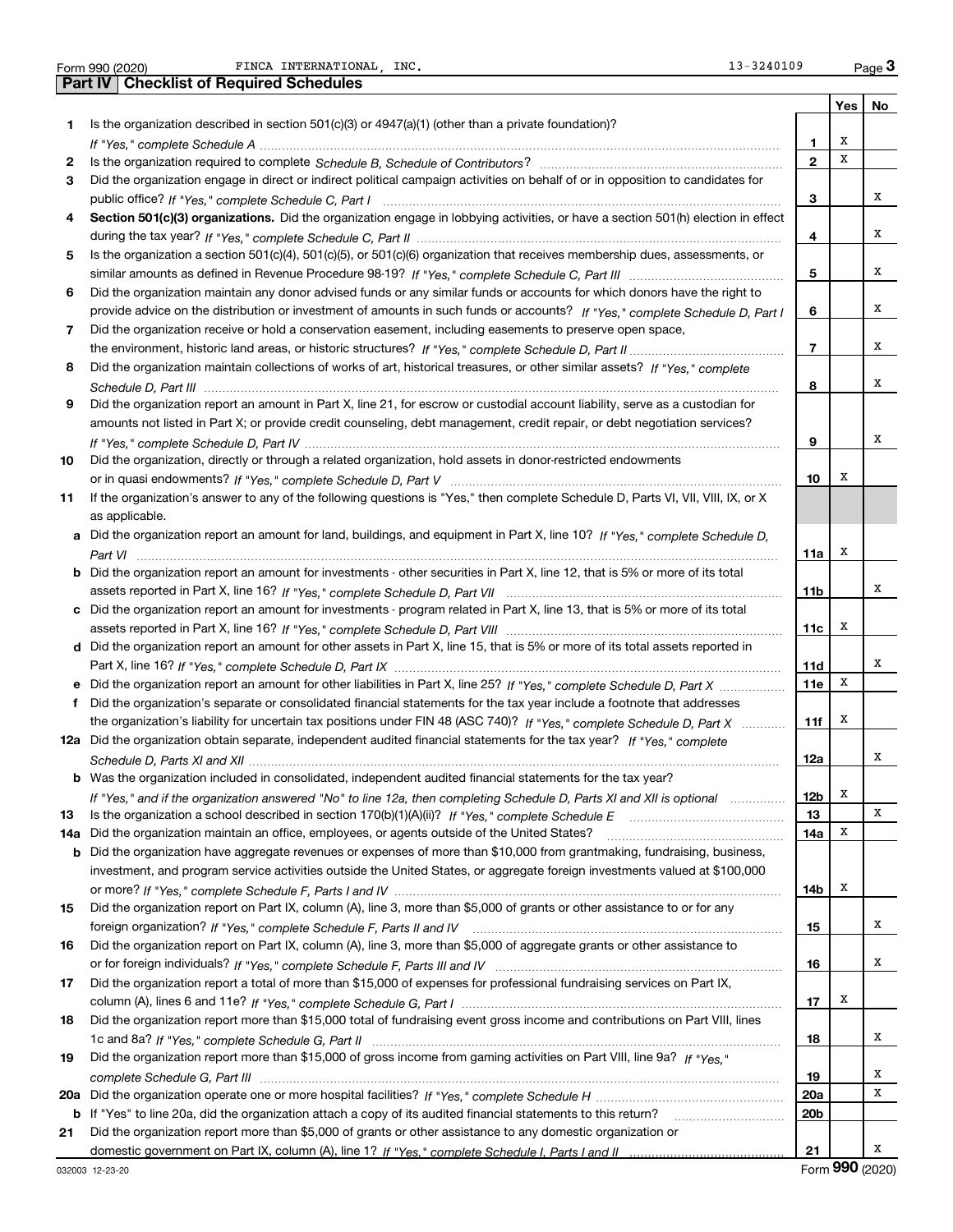Form 990 (2020) FINCA INTERNATIONAL, INC. 13-3240109

## Part IV Checklist of Required Schedules

| | | | Yes | No |
|---|---|---|---|---|
| 1 | Is the organization described in section 501(c)(3) or 4947(a)(1) (other than a private foundation)? *If "Yes," complete Schedule A* | 1 | X | |
| 2 | Is the organization required to complete *Schedule B, Schedule of Contributors*? | 2 | X | |
| 3 | Did the organization engage in direct or indirect political campaign activities on behalf of or in opposition to candidates for public office? *If "Yes," complete Schedule C, Part I* | 3 | | X |
| 4 | **Section 501(c)(3) organizations.** Did the organization engage in lobbying activities, or have a section 501(h) election in effect during the tax year? *If "Yes," complete Schedule C, Part II* | 4 | | X |
| 5 | Is the organization a section 501(c)(4), 501(c)(5), or 501(c)(6) organization that receives membership dues, assessments, or similar amounts as defined in Revenue Procedure 98-19? *If "Yes," complete Schedule C, Part III* | 5 | | X |
| 6 | Did the organization maintain any donor advised funds or any similar funds or accounts for which donors have the right to provide advice on the distribution or investment of amounts in such funds or accounts? *If "Yes," complete Schedule D, Part I* | 6 | | X |
| 7 | Did the organization receive or hold a conservation easement, including easements to preserve open space, the environment, historic land areas, or historic structures? *If "Yes," complete Schedule D, Part II* | 7 | | X |
| 8 | Did the organization maintain collections of works of art, historical treasures, or other similar assets? *If "Yes," complete Schedule D, Part III* | 8 | | X |
| 9 | Did the organization report an amount in Part X, line 21, for escrow or custodial account liability, serve as a custodian for amounts not listed in Part X; or provide credit counseling, debt management, credit repair, or debt negotiation services? *If "Yes," complete Schedule D, Part IV* | 9 | | X |
| 10 | Did the organization, directly or through a related organization, hold assets in donor-restricted endowments or in quasi endowments? *If "Yes," complete Schedule D, Part V* | 10 | X | |
| 11 | If the organization's answer to any of the following questions is "Yes," then complete Schedule D, Parts VI, VII, VIII, IX, or X as applicable. | | | |
| a | Did the organization report an amount for land, buildings, and equipment in Part X, line 10? *If "Yes," complete Schedule D, Part VI* | 11a | X | |
| b | Did the organization report an amount for investments - other securities in Part X, line 12, that is 5% or more of its total assets reported in Part X, line 16? *If "Yes," complete Schedule D, Part VII* | 11b | | X |
| c | Did the organization report an amount for investments - program related in Part X, line 13, that is 5% or more of its total assets reported in Part X, line 16? *If "Yes," complete Schedule D, Part VIII* | 11c | X | |
| d | Did the organization report an amount for other assets in Part X, line 15, that is 5% or more of its total assets reported in Part X, line 16? *If "Yes," complete Schedule D, Part IX* | 11d | | X |
| e | Did the organization report an amount for other liabilities in Part X, line 25? *If "Yes," complete Schedule D, Part X* | 11e | X | |
| f | Did the organization's separate or consolidated financial statements for the tax year include a footnote that addresses the organization's liability for uncertain tax positions under FIN 48 (ASC 740)? *If "Yes," complete Schedule D, Part X* | 11f | X | |
| 12a | Did the organization obtain separate, independent audited financial statements for the tax year? *If "Yes," complete Schedule D, Parts XI and XII* | 12a | | X |
| b | Was the organization included in consolidated, independent audited financial statements for the tax year? *If "Yes," and if the organization answered "No" to line 12a, then completing Schedule D, Parts XI and XII is optional* | 12b | X | |
| 13 | Is the organization a school described in section 170(b)(1)(A)(ii)? *If "Yes," complete Schedule E* | 13 | | X |
| 14a | Did the organization maintain an office, employees, or agents outside of the United States? | 14a | X | |
| b | Did the organization have aggregate revenues or expenses of more than $10,000 from grantmaking, fundraising, business, investment, and program service activities outside the United States, or aggregate foreign investments valued at $100,000 or more? *If "Yes," complete Schedule F, Parts I and IV* | 14b | X | |
| 15 | Did the organization report on Part IX, column (A), line 3, more than $5,000 of grants or other assistance to or for any foreign organization? *If "Yes," complete Schedule F, Parts II and IV* | 15 | | X |
| 16 | Did the organization report on Part IX, column (A), line 3, more than $5,000 of aggregate grants or other assistance to or for foreign individuals? *If "Yes," complete Schedule F, Parts III and IV* | 16 | | X |
| 17 | Did the organization report a total of more than $15,000 of expenses for professional fundraising services on Part IX, column (A), lines 6 and 11e? *If "Yes," complete Schedule G, Part I* | 17 | X | |
| 18 | Did the organization report more than $15,000 total of fundraising event gross income and contributions on Part VIII, lines 1c and 8a? *If "Yes," complete Schedule G, Part II* | 18 | | X |
| 19 | Did the organization report more than $15,000 of gross income from gaming activities on Part VIII, line 9a? *If "Yes," complete Schedule G, Part III* | 19 | | X |
| 20a | Did the organization operate one or more hospital facilities? *If "Yes," complete Schedule H* | 20a | | X |
| b | If "Yes" to line 20a, did the organization attach a copy of its audited financial statements to this return? | 20b | | |
| 21 | Did the organization report more than $5,000 of grants or other assistance to any domestic organization or domestic government on Part IX, column (A), line 1? *If "Yes," complete Schedule I, Parts I and II* | 21 | | X |

032003 12-23-20 Form **990** (2020)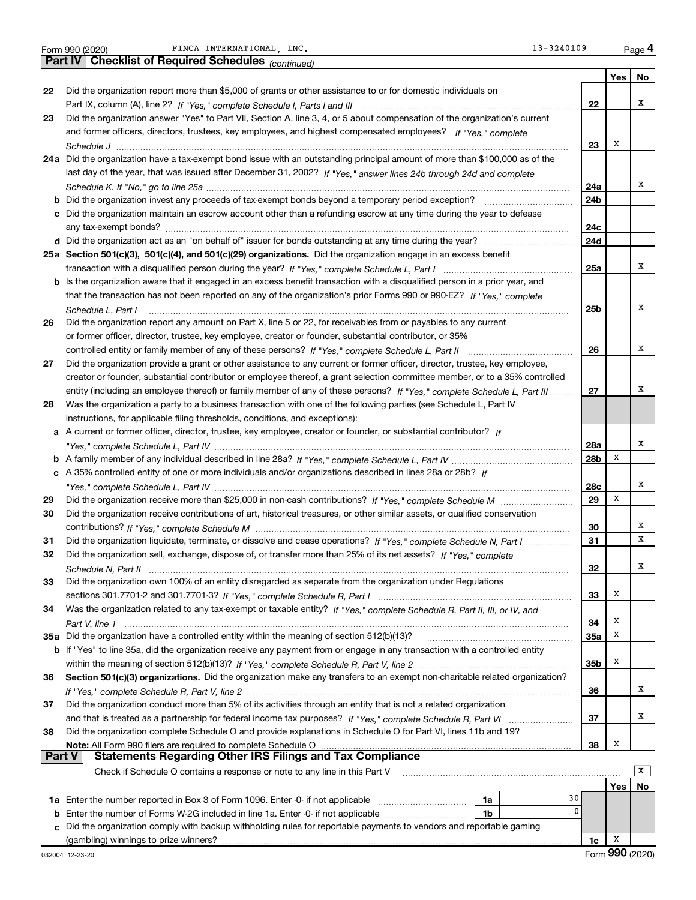Form 990 (2020) FINCA INTERNATIONAL, INC. 13-3240109 Page 4

## Part IV Checklist of Required Schedules *(continued)*

| | | | Yes | No |
|---|---|---|---|---|
| 22 | Did the organization report more than $5,000 of grants or other assistance to or for domestic individuals on Part IX, column (A), line 2? *If "Yes," complete Schedule I, Parts I and III* | 22 | | X |
| 23 | Did the organization answer "Yes" to Part VII, Section A, line 3, 4, or 5 about compensation of the organization's current and former officers, directors, trustees, key employees, and highest compensated employees? *If "Yes," complete Schedule J* | 23 | X | |
| 24a | Did the organization have a tax-exempt bond issue with an outstanding principal amount of more than $100,000 as of the last day of the year, that was issued after December 31, 2002? *If "Yes," answer lines 24b through 24d and complete Schedule K. If "No," go to line 25a* | 24a | | X |
| b | Did the organization invest any proceeds of tax-exempt bonds beyond a temporary period exception? | 24b | | |
| c | Did the organization maintain an escrow account other than a refunding escrow at any time during the year to defease any tax-exempt bonds? | 24c | | |
| d | Did the organization act as an "on behalf of" issuer for bonds outstanding at any time during the year? | 24d | | |
| 25a | **Section 501(c)(3), 501(c)(4), and 501(c)(29) organizations.** Did the organization engage in an excess benefit transaction with a disqualified person during the year? *If "Yes," complete Schedule L, Part I* | 25a | | X |
| b | Is the organization aware that it engaged in an excess benefit transaction with a disqualified person in a prior year, and that the transaction has not been reported on any of the organization's prior Forms 990 or 990-EZ? *If "Yes," complete Schedule L, Part I* | 25b | | X |
| 26 | Did the organization report any amount on Part X, line 5 or 22, for receivables from or payables to any current or former officer, director, trustee, key employee, creator or founder, substantial contributor, or 35% controlled entity or family member of any of these persons? *If "Yes," complete Schedule L, Part II* | 26 | | X |
| 27 | Did the organization provide a grant or other assistance to any current or former officer, director, trustee, key employee, creator or founder, substantial contributor or employee thereof, a grant selection committee member, or to a 35% controlled entity (including an employee thereof) or family member of any of these persons? *If "Yes," complete Schedule L, Part III* | 27 | | X |
| 28 | Was the organization a party to a business transaction with one of the following parties (see Schedule L, Part IV instructions, for applicable filing thresholds, conditions, and exceptions): | | | |
| a | A current or former officer, director, trustee, key employee, creator or founder, or substantial contributor? *If "Yes," complete Schedule L, Part IV* | 28a | | X |
| b | A family member of any individual described in line 28a? *If "Yes," complete Schedule L, Part IV* | 28b | X | |
| c | A 35% controlled entity of one or more individuals and/or organizations described in lines 28a or 28b? *If "Yes," complete Schedule L, Part IV* | 28c | | X |
| 29 | Did the organization receive more than $25,000 in non-cash contributions? *If "Yes," complete Schedule M* | 29 | X | |
| 30 | Did the organization receive contributions of art, historical treasures, or other similar assets, or qualified conservation contributions? *If "Yes," complete Schedule M* | 30 | | X |
| 31 | Did the organization liquidate, terminate, or dissolve and cease operations? *If "Yes," complete Schedule N, Part I* | 31 | | X |
| 32 | Did the organization sell, exchange, dispose of, or transfer more than 25% of its net assets? *If "Yes," complete Schedule N, Part II* | 32 | | X |
| 33 | Did the organization own 100% of an entity disregarded as separate from the organization under Regulations sections 301.7701-2 and 301.7701-3? *If "Yes," complete Schedule R, Part I* | 33 | X | |
| 34 | Was the organization related to any tax-exempt or taxable entity? *If "Yes," complete Schedule R, Part II, III, or IV, and Part V, line 1* | 34 | X | |
| 35a | Did the organization have a controlled entity within the meaning of section 512(b)(13)? | 35a | X | |
| b | If "Yes" to line 35a, did the organization receive any payment from or engage in any transaction with a controlled entity within the meaning of section 512(b)(13)? *If "Yes," complete Schedule R, Part V, line 2* | 35b | X | |
| 36 | **Section 501(c)(3) organizations.** Did the organization make any transfers to an exempt non-charitable related organization? *If "Yes," complete Schedule R, Part V, line 2* | 36 | | X |
| 37 | Did the organization conduct more than 5% of its activities through an entity that is not a related organization and that is treated as a partnership for federal income tax purposes? *If "Yes," complete Schedule R, Part VI* | 37 | | X |
| 38 | Did the organization complete Schedule O and provide explanations in Schedule O for Part VI, lines 11b and 19? **Note:** All Form 990 filers are required to complete Schedule O | 38 | X | |

## Part V Statements Regarding Other IRS Filings and Tax Compliance

Check if Schedule O contains a response or note to any line in this Part V [X]

| | | | | | Yes | No |
|---|---|---|---|---|---|---|
| 1a | Enter the number reported in Box 3 of Form 1096. Enter -0- if not applicable | 1a | 30 | | | |
| b | Enter the number of Forms W-2G included in line 1a. Enter -0- if not applicable | 1b | 0 | | | |
| c | Did the organization comply with backup withholding rules for reportable payments to vendors and reportable gaming (gambling) winnings to prize winners? | | | 1c | X | |

032004 12-23-20 Form **990** (2020)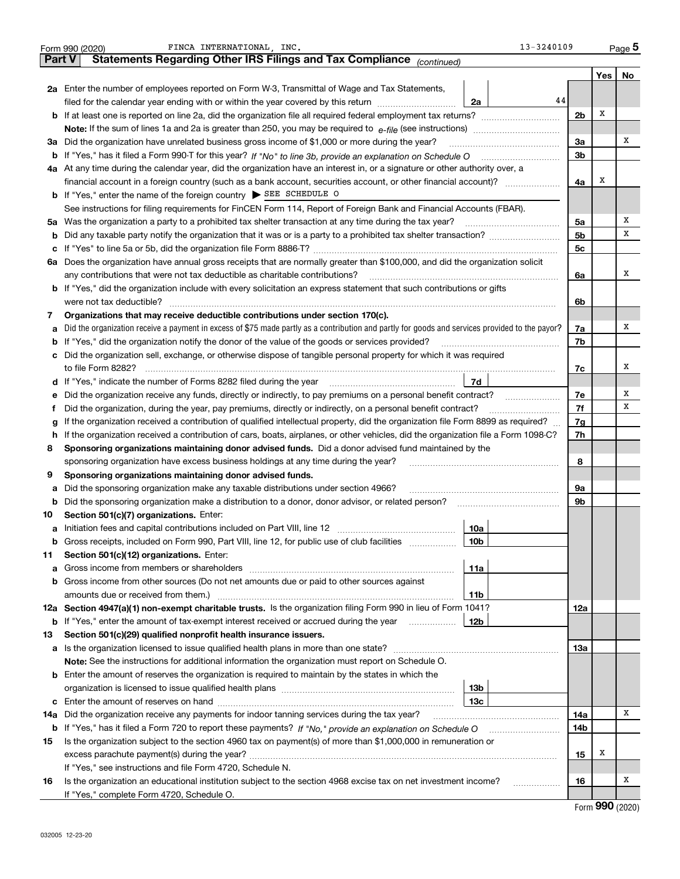Form 990 (2020) FINCA INTERNATIONAL, INC. 13-3240109

**Part V Statements Regarding Other IRS Filings and Tax Compliance** *(continued)*

| | | | | | Yes | No |
|---|---|---|---|---|---|---|
| **2a** | Enter the number of employees reported on Form W-3, Transmittal of Wage and Tax Statements, filed for the calendar year ending with or within the year covered by this return | 2a | 44 | | | |
| **b** | If at least one is reported on line 2a, did the organization file all required federal employment tax returns? | | | 2b | X | |
| | **Note:** If the sum of lines 1a and 2a is greater than 250, you may be required to *e-file* (see instructions) | | | | | |
| **3a** | Did the organization have unrelated business gross income of $1,000 or more during the year? | | | 3a | | X |
| **b** | If "Yes," has it filed a Form 990-T for this year? *If "No" to line 3b, provide an explanation on Schedule O* | | | 3b | | |
| **4a** | At any time during the calendar year, did the organization have an interest in, or a signature or other authority over, a financial account in a foreign country (such as a bank account, securities account, or other financial account)? | | | 4a | X | |
| **b** | If "Yes," enter the name of the foreign country ▶ SEE SCHEDULE O | | | | | |
| | See instructions for filing requirements for FinCEN Form 114, Report of Foreign Bank and Financial Accounts (FBAR). | | | | | |
| **5a** | Was the organization a party to a prohibited tax shelter transaction at any time during the tax year? | | | 5a | | X |
| **b** | Did any taxable party notify the organization that it was or is a party to a prohibited tax shelter transaction? | | | 5b | | X |
| **c** | If "Yes" to line 5a or 5b, did the organization file Form 8886-T? | | | 5c | | |
| **6a** | Does the organization have annual gross receipts that are normally greater than $100,000, and did the organization solicit any contributions that were not tax deductible as charitable contributions? | | | 6a | | X |
| **b** | If "Yes," did the organization include with every solicitation an express statement that such contributions or gifts were not tax deductible? | | | 6b | | |
| **7** | **Organizations that may receive deductible contributions under section 170(c).** | | | | | |
| **a** | Did the organization receive a payment in excess of $75 made partly as a contribution and partly for goods and services provided to the payor? | | | 7a | | X |
| **b** | If "Yes," did the organization notify the donor of the value of the goods or services provided? | | | 7b | | |
| **c** | Did the organization sell, exchange, or otherwise dispose of tangible personal property for which it was required to file Form 8282? | | | 7c | | X |
| **d** | If "Yes," indicate the number of Forms 8282 filed during the year | 7d | | | | |
| **e** | Did the organization receive any funds, directly or indirectly, to pay premiums on a personal benefit contract? | | | 7e | | X |
| **f** | Did the organization, during the year, pay premiums, directly or indirectly, on a personal benefit contract? | | | 7f | | X |
| **g** | If the organization received a contribution of qualified intellectual property, did the organization file Form 8899 as required? | | | 7g | | |
| **h** | If the organization received a contribution of cars, boats, airplanes, or other vehicles, did the organization file a Form 1098-C? | | | 7h | | |
| **8** | **Sponsoring organizations maintaining donor advised funds.** Did a donor advised fund maintained by the sponsoring organization have excess business holdings at any time during the year? | | | 8 | | |
| **9** | **Sponsoring organizations maintaining donor advised funds.** | | | | | |
| **a** | Did the sponsoring organization make any taxable distributions under section 4966? | | | 9a | | |
| **b** | Did the sponsoring organization make a distribution to a donor, donor advisor, or related person? | | | 9b | | |
| **10** | **Section 501(c)(7) organizations.** Enter: | | | | | |
| **a** | Initiation fees and capital contributions included on Part VIII, line 12 | 10a | | | | |
| **b** | Gross receipts, included on Form 990, Part VIII, line 12, for public use of club facilities | 10b | | | | |
| **11** | **Section 501(c)(12) organizations.** Enter: | | | | | |
| **a** | Gross income from members or shareholders | 11a | | | | |
| **b** | Gross income from other sources (Do not net amounts due or paid to other sources against amounts due or received from them.) | 11b | | | | |
| **12a** | **Section 4947(a)(1) non-exempt charitable trusts.** Is the organization filing Form 990 in lieu of Form 1041? | | | 12a | | |
| **b** | If "Yes," enter the amount of tax-exempt interest received or accrued during the year | 12b | | | | |
| **13** | **Section 501(c)(29) qualified nonprofit health insurance issuers.** | | | | | |
| **a** | Is the organization licensed to issue qualified health plans in more than one state? | | | 13a | | |
| | **Note:** See the instructions for additional information the organization must report on Schedule O. | | | | | |
| **b** | Enter the amount of reserves the organization is required to maintain by the states in which the organization is licensed to issue qualified health plans | 13b | | | | |
| **c** | Enter the amount of reserves on hand | 13c | | | | |
| **14a** | Did the organization receive any payments for indoor tanning services during the tax year? | | | 14a | | X |
| **b** | If "Yes," has it filed a Form 720 to report these payments? *If "No," provide an explanation on Schedule O* | | | 14b | | |
| **15** | Is the organization subject to the section 4960 tax on payment(s) of more than $1,000,000 in remuneration or excess parachute payment(s) during the year? | | | 15 | X | |
| | If "Yes," see instructions and file Form 4720, Schedule N. | | | | | |
| **16** | Is the organization an educational institution subject to the section 4968 excise tax on net investment income? | | | 16 | | X |
| | If "Yes," complete Form 4720, Schedule O. | | | | | |

Form **990** (2020)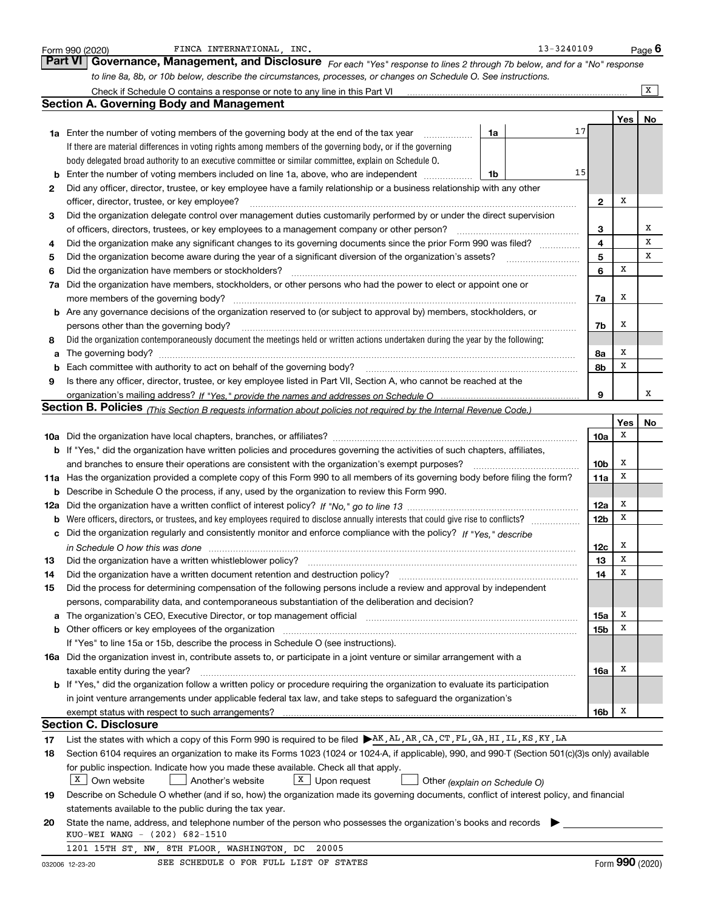Form 990 (2020) FINCA INTERNATIONAL, INC. 13-3240109 Page 6

## Part VI Governance, Management, and Disclosure

*For each "Yes" response to lines 2 through 7b below, and for a "No" response to line 8a, 8b, or 10b below, describe the circumstances, processes, or changes on Schedule O. See instructions.*

Check if Schedule O contains a response or note to any line in this Part VI ..... [X]

### Section A. Governing Body and Management

| | | | | Yes | No |
|---|---|---|---|---|---|
| **1a** | Enter the number of voting members of the governing body at the end of the tax year ..... | 1a | 17 | | |
| | If there are material differences in voting rights among members of the governing body, or if the governing body delegated broad authority to an executive committee or similar committee, explain on Schedule O. | | | | |
| **b** | Enter the number of voting members included on line 1a, above, who are independent ..... | 1b | 15 | | |
| **2** | Did any officer, director, trustee, or key employee have a family relationship or a business relationship with any other officer, director, trustee, or key employee? | 2 | | X | |
| **3** | Did the organization delegate control over management duties customarily performed by or under the direct supervision of officers, directors, trustees, or key employees to a management company or other person? | 3 | | | X |
| **4** | Did the organization make any significant changes to its governing documents since the prior Form 990 was filed? | 4 | | | X |
| **5** | Did the organization become aware during the year of a significant diversion of the organization's assets? | 5 | | | X |
| **6** | Did the organization have members or stockholders? | 6 | | X | |
| **7a** | Did the organization have members, stockholders, or other persons who had the power to elect or appoint one or more members of the governing body? | 7a | | X | |
| **b** | Are any governance decisions of the organization reserved to (or subject to approval by) members, stockholders, or persons other than the governing body? | 7b | | X | |
| **8** | Did the organization contemporaneously document the meetings held or written actions undertaken during the year by the following: | | | | |
| **a** | The governing body? | 8a | | X | |
| **b** | Each committee with authority to act on behalf of the governing body? | 8b | | X | |
| **9** | Is there any officer, director, trustee, or key employee listed in Part VII, Section A, who cannot be reached at the organization's mailing address? *If "Yes," provide the names and addresses on Schedule O* | 9 | | | X |

### Section B. Policies *(This Section B requests information about policies not required by the Internal Revenue Code.)*

| | | | Yes | No |
|---|---|---|---|---|
| **10a** | Did the organization have local chapters, branches, or affiliates? | 10a | X | |
| **b** | If "Yes," did the organization have written policies and procedures governing the activities of such chapters, affiliates, and branches to ensure their operations are consistent with the organization's exempt purposes? | 10b | X | |
| **11a** | Has the organization provided a complete copy of this Form 990 to all members of its governing body before filing the form? | 11a | X | |
| **b** | Describe in Schedule O the process, if any, used by the organization to review this Form 990. | | | |
| **12a** | Did the organization have a written conflict of interest policy? *If "No," go to line 13* | 12a | X | |
| **b** | Were officers, directors, or trustees, and key employees required to disclose annually interests that could give rise to conflicts? | 12b | X | |
| **c** | Did the organization regularly and consistently monitor and enforce compliance with the policy? *If "Yes," describe in Schedule O how this was done* | 12c | X | |
| **13** | Did the organization have a written whistleblower policy? | 13 | X | |
| **14** | Did the organization have a written document retention and destruction policy? | 14 | X | |
| **15** | Did the process for determining compensation of the following persons include a review and approval by independent persons, comparability data, and contemporaneous substantiation of the deliberation and decision? | | | |
| **a** | The organization's CEO, Executive Director, or top management official | 15a | X | |
| **b** | Other officers or key employees of the organization | 15b | X | |
| | If "Yes" to line 15a or 15b, describe the process in Schedule O (see instructions). | | | |
| **16a** | Did the organization invest in, contribute assets to, or participate in a joint venture or similar arrangement with a taxable entity during the year? | 16a | X | |
| **b** | If "Yes," did the organization follow a written policy or procedure requiring the organization to evaluate its participation in joint venture arrangements under applicable federal tax law, and take steps to safeguard the organization's exempt status with respect to such arrangements? | 16b | X | |

### Section C. Disclosure

**17** List the states with which a copy of this Form 990 is required to be filed ▶ AK,AL,AR,CA,CT,FL,GA,HI,IL,KS,KY,LA

**18** Section 6104 requires an organization to make its Forms 1023 (1024 or 1024-A, if applicable), 990, and 990-T (Section 501(c)(3)s only) available for public inspection. Indicate how you made these available. Check all that apply.

[X] Own website [ ] Another's website [X] Upon request [ ] Other *(explain on Schedule O)*

**19** Describe on Schedule O whether (and if so, how) the organization made its governing documents, conflict of interest policy, and financial statements available to the public during the tax year.

**20** State the name, address, and telephone number of the person who possesses the organization's books and records ▶

KUO-WEI WANG - (202) 682-1510

1201 15TH ST, NW, 8TH FLOOR, WASHINGTON, DC 20005

SEE SCHEDULE O FOR FULL LIST OF STATES

032006 12-23-20 Form **990** (2020)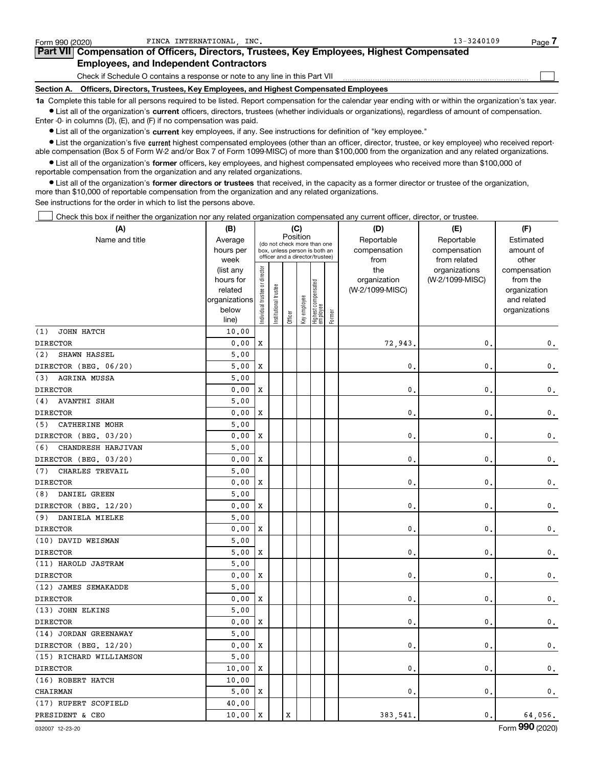Form 990 (2020) FINCA INTERNATIONAL, INC. 13-3240109

## Part VII Compensation of Officers, Directors, Trustees, Key Employees, Highest Compensated Employees, and Independent Contractors

Check if Schedule O contains a response or note to any line in this Part VII

### Section A. Officers, Directors, Trustees, Key Employees, and Highest Compensated Employees

**1a** Complete this table for all persons required to be listed. Report compensation for the calendar year ending with or within the organization's tax year.

- List all of the organization's **current** officers, directors, trustees (whether individuals or organizations), regardless of amount of compensation. Enter -0- in columns (D), (E), and (F) if no compensation was paid.
- List all of the organization's **current** key employees, if any. See instructions for definition of "key employee."
- List the organization's five **current** highest compensated employees (other than an officer, director, trustee, or key employee) who received reportable compensation (Box 5 of Form W-2 and/or Box 7 of Form 1099-MISC) of more than $100,000 from the organization and any related organizations.
- List all of the organization's **former** officers, key employees, and highest compensated employees who received more than $100,000 of reportable compensation from the organization and any related organizations.
- List all of the organization's **former directors or trustees** that received, in the capacity as a former director or trustee of the organization, more than $10,000 of reportable compensation from the organization and any related organizations.

See instructions for the order in which to list the persons above.

Check this box if neither the organization nor any related organization compensated any current officer, director, or trustee.

| (A) Name and title | (B) Average hours per week (list any hours for related organizations below line) | (C) Position: Individual trustee or director | Institutional trustee | Officer | Key employee | Highest compensated employee | Former | (D) Reportable compensation from the organization (W-2/1099-MISC) | (E) Reportable compensation from related organizations (W-2/1099-MISC) | (F) Estimated amount of other compensation from the organization and related organizations |
|---|---|---|---|---|---|---|---|---|---|---|
| (1) JOHN HATCH | 10.00 | | | | | | | | | |
| DIRECTOR | 0.00 | X | | | | | | 72,943. | 0. | 0. |
| (2) SHAWN HASSEL | 5.00 | | | | | | | | | |
| DIRECTOR (BEG. 06/20) | 5.00 | X | | | | | | 0. | 0. | 0. |
| (3) AGRINA MUSSA | 5.00 | | | | | | | | | |
| DIRECTOR | 0.00 | X | | | | | | 0. | 0. | 0. |
| (4) AVANTHI SHAH | 5.00 | | | | | | | | | |
| DIRECTOR | 0.00 | X | | | | | | 0. | 0. | 0. |
| (5) CATHERINE MOHR | 5.00 | | | | | | | | | |
| DIRECTOR (BEG. 03/20) | 0.00 | X | | | | | | 0. | 0. | 0. |
| (6) CHANDRESH HARJIVAN | 5.00 | | | | | | | | | |
| DIRECTOR (BEG. 03/20) | 0.00 | X | | | | | | 0. | 0. | 0. |
| (7) CHARLES TREVAIL | 5.00 | | | | | | | | | |
| DIRECTOR | 0.00 | X | | | | | | 0. | 0. | 0. |
| (8) DANIEL GREEN | 5.00 | | | | | | | | | |
| DIRECTOR (BEG. 12/20) | 0.00 | X | | | | | | 0. | 0. | 0. |
| (9) DANIELA MIELKE | 5.00 | | | | | | | | | |
| DIRECTOR | 0.00 | X | | | | | | 0. | 0. | 0. |
| (10) DAVID WEISMAN | 5.00 | | | | | | | | | |
| DIRECTOR | 5.00 | X | | | | | | 0. | 0. | 0. |
| (11) HAROLD JASTRAM | 5.00 | | | | | | | | | |
| DIRECTOR | 0.00 | X | | | | | | 0. | 0. | 0. |
| (12) JAMES SEMAKADDE | 5.00 | | | | | | | | | |
| DIRECTOR | 0.00 | X | | | | | | 0. | 0. | 0. |
| (13) JOHN ELKINS | 5.00 | | | | | | | | | |
| DIRECTOR | 0.00 | X | | | | | | 0. | 0. | 0. |
| (14) JORDAN GREENAWAY | 5.00 | | | | | | | | | |
| DIRECTOR (BEG. 12/20) | 0.00 | X | | | | | | 0. | 0. | 0. |
| (15) RICHARD WILLIAMSON | 5.00 | | | | | | | | | |
| DIRECTOR | 10.00 | X | | | | | | 0. | 0. | 0. |
| (16) ROBERT HATCH | 10.00 | | | | | | | | | |
| CHAIRMAN | 5.00 | X | | | | | | 0. | 0. | 0. |
| (17) RUPERT SCOFIELD | 40.00 | | | | | | | | | |
| PRESIDENT & CEO | 10.00 | X | | X | | | | 383,541. | 0. | 64,056. |

032007 12-23-20 Form 990 (2020)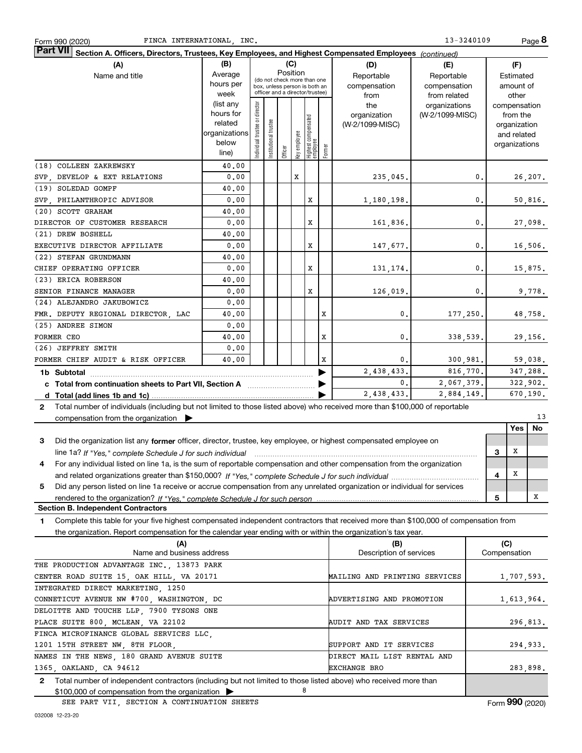Form 990 (2020) FINCA INTERNATIONAL, INC. 13-3240109 Page 8

**Part VII Section A. Officers, Directors, Trustees, Key Employees, and Highest Compensated Employees** *(continued)*

| (A) Name and title | (B) Average hours per week (list any hours for related organizations below line) | (C) Position: Individual trustee or director | Institutional trustee | Officer | Key employee | Highest compensated employee | Former | (D) Reportable compensation from the organization (W-2/1099-MISC) | (E) Reportable compensation from related organizations (W-2/1099-MISC) | (F) Estimated amount of other compensation from the organization and related organizations |
|---|---|---|---|---|---|---|---|---|---|---|
| (18) COLLEEN ZAKREWSKY<br>SVP, DEVELOP & EXT RELATIONS | 40.00<br>0.00 | | | | X | | | 235,045. | 0. | 26,207. |
| (19) SOLEDAD GOMPF<br>SVP, PHILANTHROPIC ADVISOR | 40.00<br>0.00 | | | | | X | | 1,180,198. | 0. | 50,816. |
| (20) SCOTT GRAHAM<br>DIRECTOR OF CUSTOMER RESEARCH | 40.00<br>0.00 | | | | | X | | 161,836. | 0. | 27,098. |
| (21) DREW BOSHELL<br>EXECUTIVE DIRECTOR AFFILIATE | 40.00<br>0.00 | | | | | X | | 147,677. | 0. | 16,506. |
| (22) STEFAN GRUNDMANN<br>CHIEF OPERATING OFFICER | 40.00<br>0.00 | | | | | X | | 131,174. | 0. | 15,875. |
| (23) ERICA ROBERSON<br>SENIOR FINANCE MANAGER | 40.00<br>0.00 | | | | | X | | 126,019. | 0. | 9,778. |
| (24) ALEJANDRO JAKUBOWICZ<br>FMR. DEPUTY REGIONAL DIRECTOR, LAC | 0.00<br>40.00 | | | | | | X | 0. | 177,250. | 48,758. |
| (25) ANDREE SIMON<br>FORMER CEO | 0.00<br>40.00 | | | | | | X | 0. | 338,539. | 29,156. |
| (26) JEFFREY SMITH<br>FORMER CHIEF AUDIT & RISK OFFICER | 0.00<br>40.00 | | | | | | X | 0. | 300,981. | 59,038. |
| **1b Subtotal** | | | | | | | | 2,438,433. | 816,770. | 347,288. |
| **c Total from continuation sheets to Part VII, Section A** | | | | | | | | 0. | 2,067,379. | 322,902. |
| **d Total (add lines 1b and 1c)** | | | | | | | | 2,438,433. | 2,884,149. | 670,190. |

**2** Total number of individuals (including but not limited to those listed above) who received more than $100,000 of reportable compensation from the organization ▶ 13

| | | Yes | No |
|---|---|---|---|
| **3** Did the organization list any **former** officer, director, trustee, key employee, or highest compensated employee on line 1a? *If "Yes," complete Schedule J for such individual* | 3 | X | |
| **4** For any individual listed on line 1a, is the sum of reportable compensation and other compensation from the organization and related organizations greater than $150,000? *If "Yes," complete Schedule J for such individual* | 4 | X | |
| **5** Did any person listed on line 1a receive or accrue compensation from any unrelated organization or individual for services rendered to the organization? *If "Yes," complete Schedule J for such person* | 5 | | X |

**Section B. Independent Contractors**

**1** Complete this table for your five highest compensated independent contractors that received more than $100,000 of compensation from the organization. Report compensation for the calendar year ending with or within the organization's tax year.

| (A) Name and business address | (B) Description of services | (C) Compensation |
|---|---|---|
| THE PRODUCTION ADVANTAGE INC., 13873 PARK CENTER ROAD SUITE 15, OAK HILL, VA 20171 | MAILING AND PRINTING SERVICES | 1,707,593. |
| INTEGRATED DIRECT MARKETING, 1250 CONNETICUT AVENUE NW #700, WASHINGTON, DC | ADVERTISING AND PROMOTION | 1,613,964. |
| DELOITTE AND TOUCHE LLP, 7900 TYSONS ONE PLACE SUITE 800, MCLEAN, VA 22102 | AUDIT AND TAX SERVICES | 296,813. |
| FINCA MICROFINANCE GLOBAL SERVICES LLC, 1201 15TH STREET NW, 8TH FLOOR, | SUPPORT AND IT SERVICES | 294,933. |
| NAMES IN THE NEWS, 180 GRAND AVENUE SUITE 1365, OAKLAND, CA 94612 | DIRECT MAIL LIST RENTAL AND EXCHANGE BRO | 283,898. |

**2** Total number of independent contractors (including but not limited to those listed above) who received more than $100,000 of compensation from the organization ▶ 8

SEE PART VII, SECTION A CONTINUATION SHEETS

Form **990** (2020)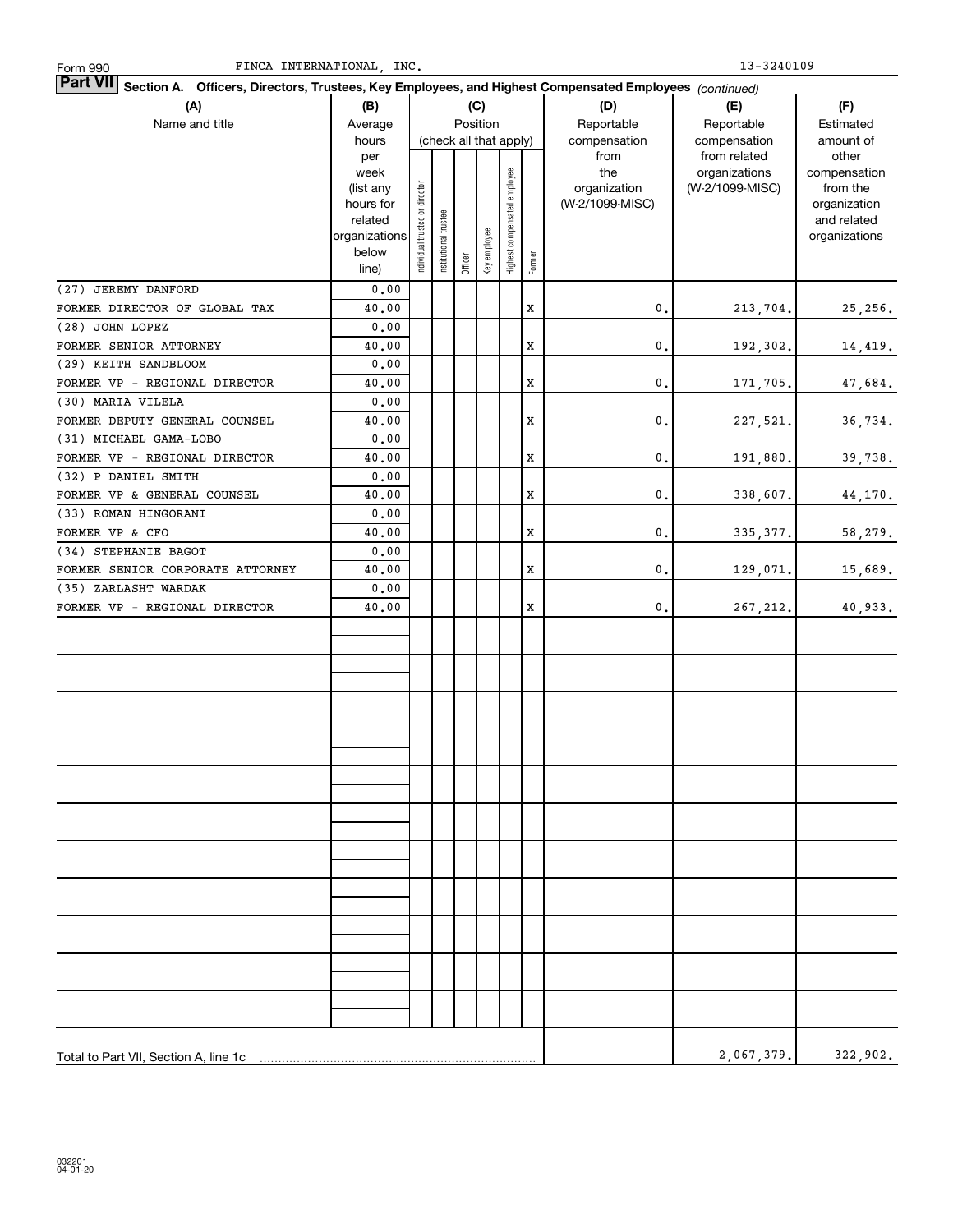Form 990 FINCA INTERNATIONAL, INC. 13-3240109

**Part VII** **Section A. Officers, Directors, Trustees, Key Employees, and Highest Compensated Employees** *(continued)*

| (A) Name and title | (B) Average hours per week (list any hours for related organizations below line) | (C) Position: Individual trustee or director | Institutional trustee | Officer | Key employee | Highest compensated employee | Former | (D) Reportable compensation from the organization (W-2/1099-MISC) | (E) Reportable compensation from related organizations (W-2/1099-MISC) | (F) Estimated amount of other compensation from the organization and related organizations |
|---|---|---|---|---|---|---|---|---|---|---|
| (27) JEREMY DANFORD<br>FORMER DIRECTOR OF GLOBAL TAX | 0.00<br>40.00 | | | | | | X | 0. | 213,704. | 25,256. |
| (28) JOHN LOPEZ<br>FORMER SENIOR ATTORNEY | 0.00<br>40.00 | | | | | | X | 0. | 192,302. | 14,419. |
| (29) KEITH SANDBLOOM<br>FORMER VP - REGIONAL DIRECTOR | 0.00<br>40.00 | | | | | | X | 0. | 171,705. | 47,684. |
| (30) MARIA VILELA<br>FORMER DEPUTY GENERAL COUNSEL | 0.00<br>40.00 | | | | | | X | 0. | 227,521. | 36,734. |
| (31) MICHAEL GAMA-LOBO<br>FORMER VP - REGIONAL DIRECTOR | 0.00<br>40.00 | | | | | | X | 0. | 191,880. | 39,738. |
| (32) P DANIEL SMITH<br>FORMER VP & GENERAL COUNSEL | 0.00<br>40.00 | | | | | | X | 0. | 338,607. | 44,170. |
| (33) ROMAN HINGORANI<br>FORMER VP & CFO | 0.00<br>40.00 | | | | | | X | 0. | 335,377. | 58,279. |
| (34) STEPHANIE BAGOT<br>FORMER SENIOR CORPORATE ATTORNEY | 0.00<br>40.00 | | | | | | X | 0. | 129,071. | 15,689. |
| (35) ZARLASHT WARDAK<br>FORMER VP - REGIONAL DIRECTOR | 0.00<br>40.00 | | | | | | X | 0. | 267,212. | 40,933. |
| Total to Part VII, Section A, line 1c | | | | | | | | | 2,067,379. | 322,902. |

032201 04-01-20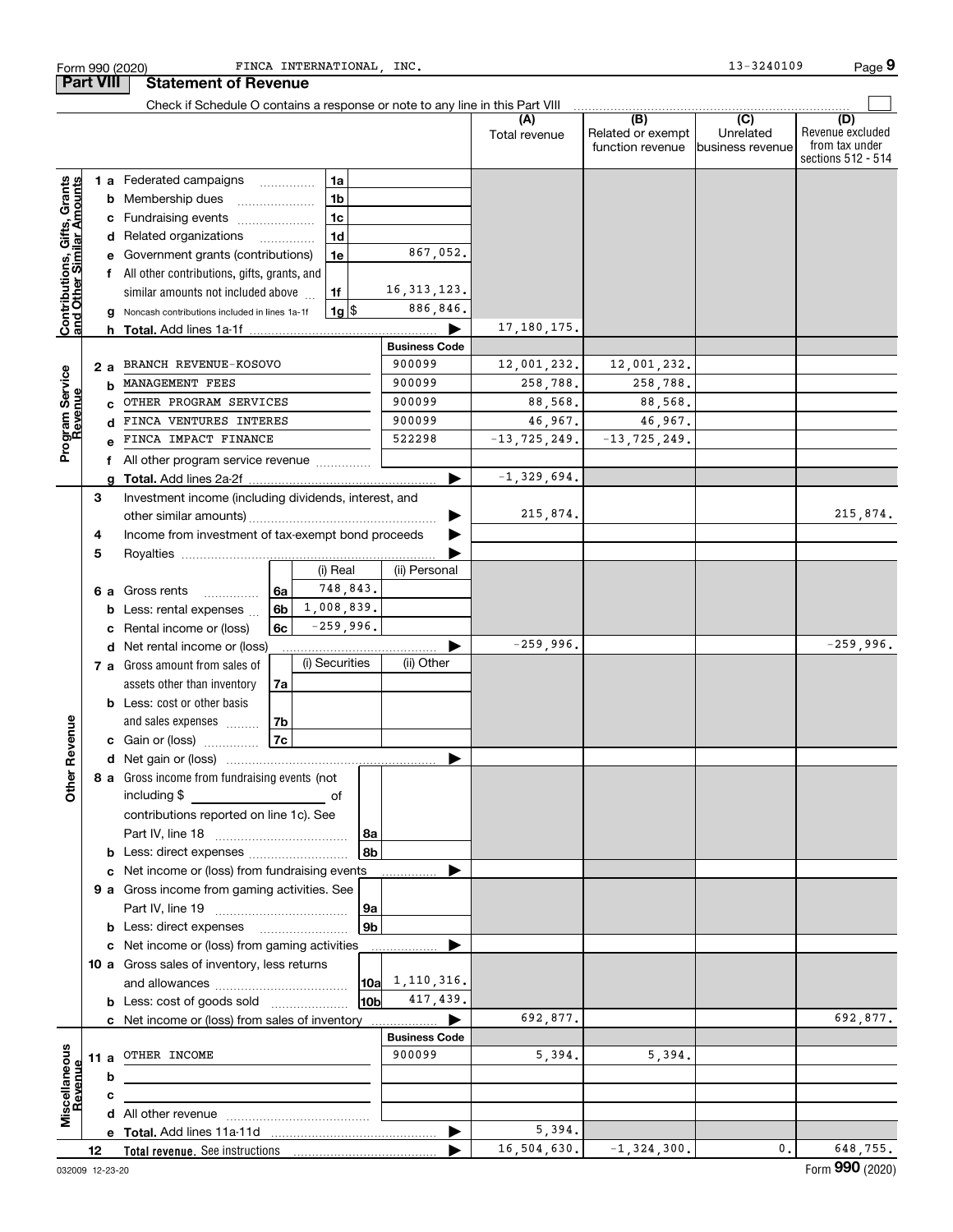Form 990 (2020) FINCA INTERNATIONAL, INC. 13-3240109 Page 9

## Part VIII Statement of Revenue

Check if Schedule O contains a response or note to any line in this Part VIII

| | | | | (A) Total revenue | (B) Related or exempt function revenue | (C) Unrelated business revenue | (D) Revenue excluded from tax under sections 512 - 514 |
|---|---|---|---|---|---|---|---|
| **Contributions, Gifts, Grants and Other Similar Amounts** | 1 a | Federated campaigns | 1a | | | | |
| | b | Membership dues | 1b | | | | |
| | c | Fundraising events | 1c | | | | |
| | d | Related organizations | 1d | | | | |
| | e | Government grants (contributions) | 1e 867,052. | | | | |
| | f | All other contributions, gifts, grants, and similar amounts not included above | 1f 16,313,123. | | | | |
| | g | Noncash contributions included in lines 1a-1f | 1g $ 886,846. | | | | |
| | h | **Total.** Add lines 1a-1f | | 17,180,175. | | | |
| | | | **Business Code** | | | | |
| **Program Service Revenue** | 2 a | BRANCH REVENUE-KOSOVO | 900099 | 12,001,232. | 12,001,232. | | |
| | b | MANAGEMENT FEES | 900099 | 258,788. | 258,788. | | |
| | c | OTHER PROGRAM SERVICES | 900099 | 88,568. | 88,568. | | |
| | d | FINCA VENTURES INTERES | 900099 | 46,967. | 46,967. | | |
| | e | FINCA IMPACT FINANCE | 522298 | -13,725,249. | -13,725,249. | | |
| | f | All other program service revenue | | | | | |
| | g | **Total.** Add lines 2a-2f | | -1,329,694. | | | |
| **Other Revenue** | 3 | Investment income (including dividends, interest, and other similar amounts) | | 215,874. | | | 215,874. |
| | 4 | Income from investment of tax-exempt bond proceeds | | | | | |
| | 5 | Royalties | | | | | |
| | 6 a | Gross rents | 6a (i) Real 748,843. / (ii) Personal | | | | |
| | b | Less: rental expenses | 6b (i) Real 1,008,839. | | | | |
| | c | Rental income or (loss) | 6c (i) Real -259,996. | | | | |
| | d | Net rental income or (loss) | | -259,996. | | | -259,996. |
| | 7 a | Gross amount from sales of assets other than inventory | 7a (i) Securities / (ii) Other | | | | |
| | b | Less: cost or other basis and sales expenses | 7b | | | | |
| | c | Gain or (loss) | 7c | | | | |
| | d | Net gain or (loss) | | | | | |
| | 8 a | Gross income from fundraising events (not including $ of contributions reported on line 1c). See Part IV, line 18 | 8a | | | | |
| | b | Less: direct expenses | 8b | | | | |
| | c | Net income or (loss) from fundraising events | | | | | |
| | 9 a | Gross income from gaming activities. See Part IV, line 19 | 9a | | | | |
| | b | Less: direct expenses | 9b | | | | |
| | c | Net income or (loss) from gaming activities | | | | | |
| | 10 a | Gross sales of inventory, less returns and allowances | 10a 1,110,316. | | | | |
| | b | Less: cost of goods sold | 10b 417,439. | | | | |
| | c | Net income or (loss) from sales of inventory | | 692,877. | | | 692,877. |
| | | | **Business Code** | | | | |
| **Miscellaneous Revenue** | 11 a | OTHER INCOME | 900099 | 5,394. | 5,394. | | |
| | b | | | | | | |
| | c | | | | | | |
| | d | All other revenue | | | | | |
| | e | **Total.** Add lines 11a-11d | | 5,394. | | | |
| | 12 | **Total revenue.** See instructions | | 16,504,630. | -1,324,300. | 0. | 648,755. |

032009 12-23-20 Form **990** (2020)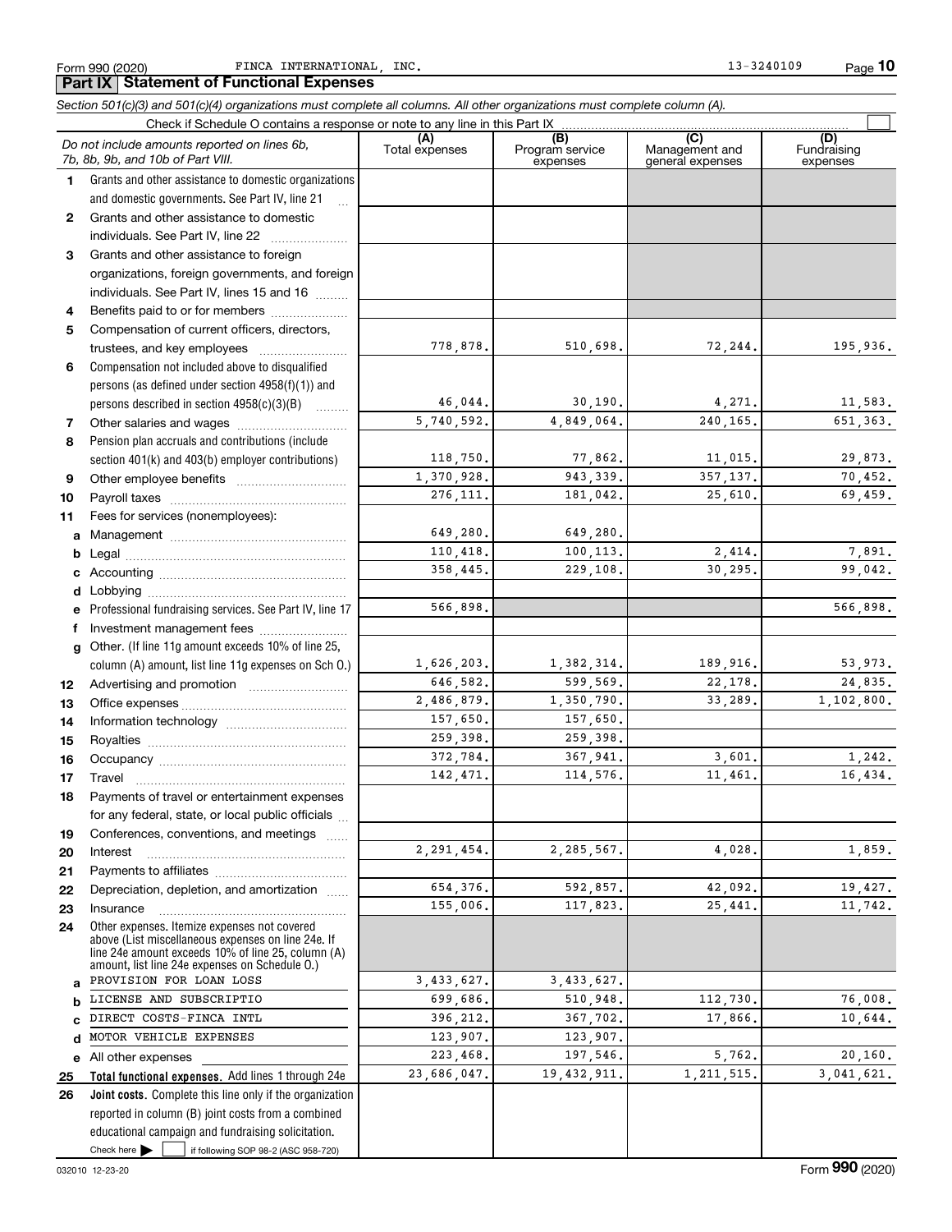Form 990 (2020) FINCA INTERNATIONAL, INC. 13-3240109 Page **10**

## Part IX Statement of Functional Expenses

*Section 501(c)(3) and 501(c)(4) organizations must complete all columns. All other organizations must complete column (A).*

Check if Schedule O contains a response or note to any line in this Part IX ☐

| | *Do not include amounts reported on lines 6b, 7b, 8b, 9b, and 10b of Part VIII.* | (A) Total expenses | (B) Program service expenses | (C) Management and general expenses | (D) Fundraising expenses |
|---|---|---|---|---|---|
| 1 | Grants and other assistance to domestic organizations and domestic governments. See Part IV, line 21 | | | | |
| 2 | Grants and other assistance to domestic individuals. See Part IV, line 22 | | | | |
| 3 | Grants and other assistance to foreign organizations, foreign governments, and foreign individuals. See Part IV, lines 15 and 16 | | | | |
| 4 | Benefits paid to or for members | | | | |
| 5 | Compensation of current officers, directors, trustees, and key employees | 778,878. | 510,698. | 72,244. | 195,936. |
| 6 | Compensation not included above to disqualified persons (as defined under section 4958(f)(1)) and persons described in section 4958(c)(3)(B) | 46,044. | 30,190. | 4,271. | 11,583. |
| 7 | Other salaries and wages | 5,740,592. | 4,849,064. | 240,165. | 651,363. |
| 8 | Pension plan accruals and contributions (include section 401(k) and 403(b) employer contributions) | 118,750. | 77,862. | 11,015. | 29,873. |
| 9 | Other employee benefits | 1,370,928. | 943,339. | 357,137. | 70,452. |
| 10 | Payroll taxes | 276,111. | 181,042. | 25,610. | 69,459. |
| 11 | Fees for services (nonemployees): | | | | |
| a | Management | 649,280. | 649,280. | | |
| b | Legal | 110,418. | 100,113. | 2,414. | 7,891. |
| c | Accounting | 358,445. | 229,108. | 30,295. | 99,042. |
| d | Lobbying | | | | |
| e | Professional fundraising services. See Part IV, line 17 | 566,898. | | | 566,898. |
| f | Investment management fees | | | | |
| g | Other. (If line 11g amount exceeds 10% of line 25, column (A) amount, list line 11g expenses on Sch O.) | 1,626,203. | 1,382,314. | 189,916. | 53,973. |
| 12 | Advertising and promotion | 646,582. | 599,569. | 22,178. | 24,835. |
| 13 | Office expenses | 2,486,879. | 1,350,790. | 33,289. | 1,102,800. |
| 14 | Information technology | 157,650. | 157,650. | | |
| 15 | Royalties | 259,398. | 259,398. | | |
| 16 | Occupancy | 372,784. | 367,941. | 3,601. | 1,242. |
| 17 | Travel | 142,471. | 114,576. | 11,461. | 16,434. |
| 18 | Payments of travel or entertainment expenses for any federal, state, or local public officials | | | | |
| 19 | Conferences, conventions, and meetings | | | | |
| 20 | Interest | 2,291,454. | 2,285,567. | 4,028. | 1,859. |
| 21 | Payments to affiliates | | | | |
| 22 | Depreciation, depletion, and amortization | 654,376. | 592,857. | 42,092. | 19,427. |
| 23 | Insurance | 155,006. | 117,823. | 25,441. | 11,742. |
| 24 | Other expenses. Itemize expenses not covered above (List miscellaneous expenses on line 24e. If line 24e amount exceeds 10% of line 25, column (A) amount, list line 24e expenses on Schedule O.) | | | | |
| a | PROVISION FOR LOAN LOSS | 3,433,627. | 3,433,627. | | |
| b | LICENSE AND SUBSCRIPTIO | 699,686. | 510,948. | 112,730. | 76,008. |
| c | DIRECT COSTS-FINCA INTL | 396,212. | 367,702. | 17,866. | 10,644. |
| d | MOTOR VEHICLE EXPENSES | 123,907. | 123,907. | | |
| e | All other expenses | 223,468. | 197,546. | 5,762. | 20,160. |
| 25 | **Total functional expenses.** Add lines 1 through 24e | 23,686,047. | 19,432,911. | 1,211,515. | 3,041,621. |
| 26 | **Joint costs.** Complete this line only if the organization reported in column (B) joint costs from a combined educational campaign and fundraising solicitation. Check here ☐ if following SOP 98-2 (ASC 958-720) | | | | |

032010 12-23-20 Form **990** (2020)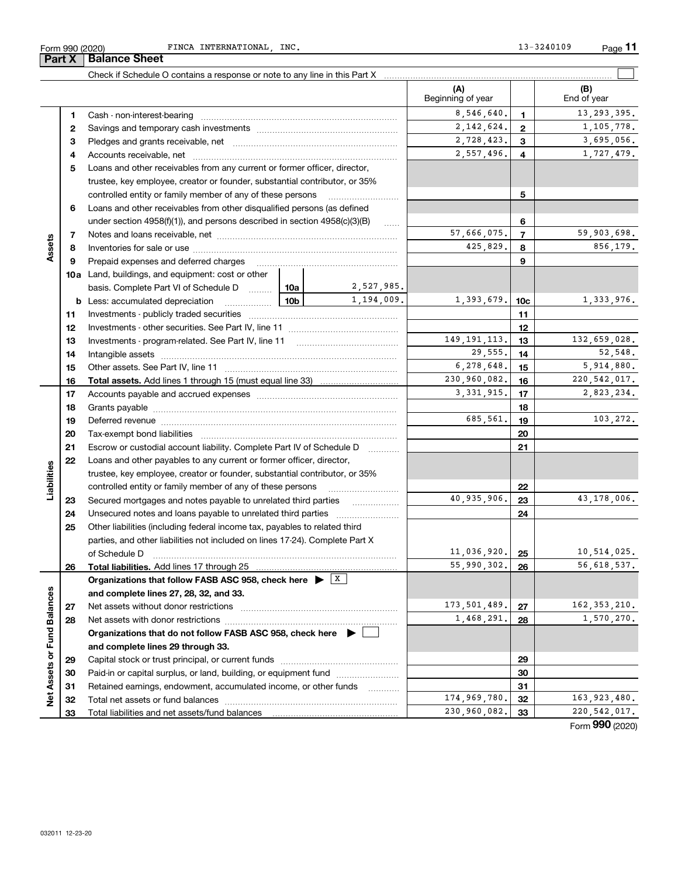Form 990 (2020) FINCA INTERNATIONAL, INC. 13-3240109

## Part X Balance Sheet

Check if Schedule O contains a response or note to any line in this Part X ☐

| | | | | (A) Beginning of year | | (B) End of year |
|---|---|---|---|---|---|---|
| **Assets** | 1 | Cash - non-interest-bearing | | 8,546,640. | 1 | 13,293,395. |
| | 2 | Savings and temporary cash investments | | 2,142,624. | 2 | 1,105,778. |
| | 3 | Pledges and grants receivable, net | | 2,728,423. | 3 | 3,695,056. |
| | 4 | Accounts receivable, net | | 2,557,496. | 4 | 1,727,479. |
| | 5 | Loans and other receivables from any current or former officer, director, trustee, key employee, creator or founder, substantial contributor, or 35% controlled entity or family member of any of these persons | | | 5 | |
| | 6 | Loans and other receivables from other disqualified persons (as defined under section 4958(f)(1)), and persons described in section 4958(c)(3)(B) | | | 6 | |
| | 7 | Notes and loans receivable, net | | 57,666,075. | 7 | 59,903,698. |
| | 8 | Inventories for sale or use | | 425,829. | 8 | 856,179. |
| | 9 | Prepaid expenses and deferred charges | | | 9 | |
| | 10a | Land, buildings, and equipment: cost or other basis. Complete Part VI of Schedule D | 10a 2,527,985. | | | |
| | b | Less: accumulated depreciation | 10b 1,194,009. | 1,393,679. | 10c | 1,333,976. |
| | 11 | Investments - publicly traded securities | | | 11 | |
| | 12 | Investments - other securities. See Part IV, line 11 | | | 12 | |
| | 13 | Investments - program-related. See Part IV, line 11 | | 149,191,113. | 13 | 132,659,028. |
| | 14 | Intangible assets | | 29,555. | 14 | 52,548. |
| | 15 | Other assets. See Part IV, line 11 | | 6,278,648. | 15 | 5,914,880. |
| | 16 | **Total assets.** Add lines 1 through 15 (must equal line 33) | | 230,960,082. | 16 | 220,542,017. |
| **Liabilities** | 17 | Accounts payable and accrued expenses | | 3,331,915. | 17 | 2,823,234. |
| | 18 | Grants payable | | | 18 | |
| | 19 | Deferred revenue | | 685,561. | 19 | 103,272. |
| | 20 | Tax-exempt bond liabilities | | | 20 | |
| | 21 | Escrow or custodial account liability. Complete Part IV of Schedule D | | | 21 | |
| | 22 | Loans and other payables to any current or former officer, director, trustee, key employee, creator or founder, substantial contributor, or 35% controlled entity or family member of any of these persons | | | 22 | |
| | 23 | Secured mortgages and notes payable to unrelated third parties | | 40,935,906. | 23 | 43,178,006. |
| | 24 | Unsecured notes and loans payable to unrelated third parties | | | 24 | |
| | 25 | Other liabilities (including federal income tax, payables to related third parties, and other liabilities not included on lines 17-24). Complete Part X of Schedule D | | 11,036,920. | 25 | 10,514,025. |
| | 26 | **Total liabilities.** Add lines 17 through 25 | | 55,990,302. | 26 | 56,618,537. |
| **Net Assets or Fund Balances** | | **Organizations that follow FASB ASC 958, check here ▶ ☒ and complete lines 27, 28, 32, and 33.** | | | | |
| | 27 | Net assets without donor restrictions | | 173,501,489. | 27 | 162,353,210. |
| | 28 | Net assets with donor restrictions | | 1,468,291. | 28 | 1,570,270. |
| | | **Organizations that do not follow FASB ASC 958, check here ▶ ☐ and complete lines 29 through 33.** | | | | |
| | 29 | Capital stock or trust principal, or current funds | | | 29 | |
| | 30 | Paid-in or capital surplus, or land, building, or equipment fund | | | 30 | |
| | 31 | Retained earnings, endowment, accumulated income, or other funds | | | 31 | |
| | 32 | Total net assets or fund balances | | 174,969,780. | 32 | 163,923,480. |
| | 33 | Total liabilities and net assets/fund balances | | 230,960,082. | 33 | 220,542,017. |

Form **990** (2020)

032011 12-23-20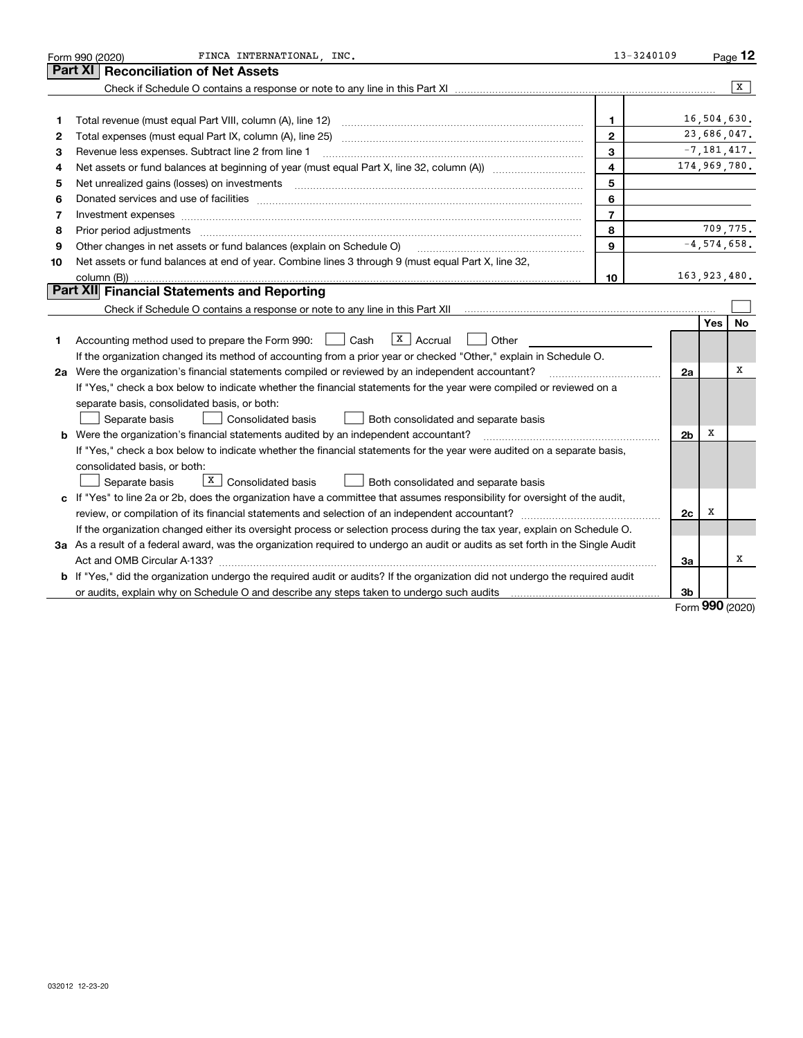Form 990 (2020) FINCA INTERNATIONAL, INC. 13-3240109

## Part XI Reconciliation of Net Assets

Check if Schedule O contains a response or note to any line in this Part XI .......... [X]

| | | | |
|---|---|---|---|
| 1 | Total revenue (must equal Part VIII, column (A), line 12) | 1 | 16,504,630. |
| 2 | Total expenses (must equal Part IX, column (A), line 25) | 2 | 23,686,047. |
| 3 | Revenue less expenses. Subtract line 2 from line 1 | 3 | -7,181,417. |
| 4 | Net assets or fund balances at beginning of year (must equal Part X, line 32, column (A)) | 4 | 174,969,780. |
| 5 | Net unrealized gains (losses) on investments | 5 | |
| 6 | Donated services and use of facilities | 6 | |
| 7 | Investment expenses | 7 | |
| 8 | Prior period adjustments | 8 | 709,775. |
| 9 | Other changes in net assets or fund balances (explain on Schedule O) | 9 | -4,574,658. |
| 10 | Net assets or fund balances at end of year. Combine lines 3 through 9 (must equal Part X, line 32, column (B)) | 10 | 163,923,480. |

## Part XII Financial Statements and Reporting

Check if Schedule O contains a response or note to any line in this Part XII .......... [ ]

| | | | Yes | No |
|---|---|---|---|---|
| 1 | Accounting method used to prepare the Form 990: [ ] Cash [X] Accrual [ ] Other | | | |
| | If the organization changed its method of accounting from a prior year or checked "Other," explain in Schedule O. | | | |
| 2a | Were the organization's financial statements compiled or reviewed by an independent accountant? | 2a | | X |
| | If "Yes," check a box below to indicate whether the financial statements for the year were compiled or reviewed on a separate basis, consolidated basis, or both: [ ] Separate basis [ ] Consolidated basis [ ] Both consolidated and separate basis | | | |
| b | Were the organization's financial statements audited by an independent accountant? | 2b | X | |
| | If "Yes," check a box below to indicate whether the financial statements for the year were audited on a separate basis, consolidated basis, or both: [ ] Separate basis [X] Consolidated basis [ ] Both consolidated and separate basis | | | |
| c | If "Yes" to line 2a or 2b, does the organization have a committee that assumes responsibility for oversight of the audit, review, or compilation of its financial statements and selection of an independent accountant? | 2c | X | |
| | If the organization changed either its oversight process or selection process during the tax year, explain on Schedule O. | | | |
| 3a | As a result of a federal award, was the organization required to undergo an audit or audits as set forth in the Single Audit Act and OMB Circular A-133? | 3a | | X |
| b | If "Yes," did the organization undergo the required audit or audits? If the organization did not undergo the required audit or audits, explain why on Schedule O and describe any steps taken to undergo such audits | 3b | | |

Form **990** (2020)

032012 12-23-20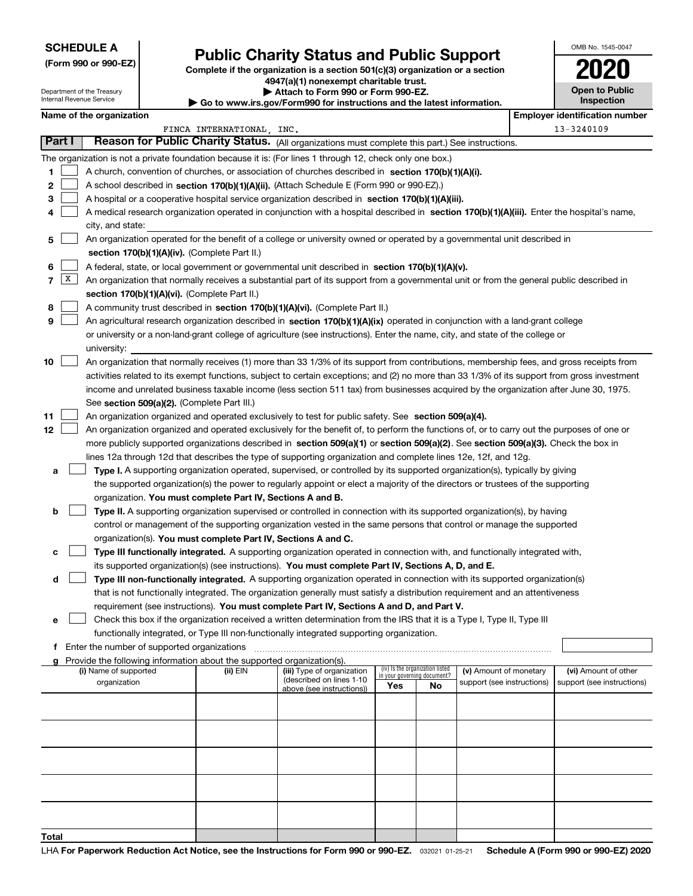**SCHEDULE A**
**(Form 990 or 990-EZ)**

Department of the Treasury
Internal Revenue Service

# Public Charity Status and Public Support

**Complete if the organization is a section 501(c)(3) organization or a section 4947(a)(1) nonexempt charitable trust.**
**▶ Attach to Form 990 or Form 990-EZ.**
**▶ Go to www.irs.gov/Form990 for instructions and the latest information.**

OMB No. 1545-0047

**2020**

**Open to Public Inspection**

**Name of the organization**
FINCA INTERNATIONAL, INC.

**Employer identification number**
13-3240109

## Part I Reason for Public Charity Status. (All organizations must complete this part.) See instructions.

The organization is not a private foundation because it is: (For lines 1 through 12, check only one box.)

1. ☐ A church, convention of churches, or association of churches described in **section 170(b)(1)(A)(i).**
2. ☐ A school described in **section 170(b)(1)(A)(ii).** (Attach Schedule E (Form 990 or 990-EZ).)
3. ☐ A hospital or a cooperative hospital service organization described in **section 170(b)(1)(A)(iii).**
4. ☐ A medical research organization operated in conjunction with a hospital described in **section 170(b)(1)(A)(iii).** Enter the hospital's name, city, and state:
5. ☐ An organization operated for the benefit of a college or university owned or operated by a governmental unit described in **section 170(b)(1)(A)(iv).** (Complete Part II.)
6. ☐ A federal, state, or local government or governmental unit described in **section 170(b)(1)(A)(v).**
7. ☒ An organization that normally receives a substantial part of its support from a governmental unit or from the general public described in **section 170(b)(1)(A)(vi).** (Complete Part II.)
8. ☐ A community trust described in **section 170(b)(1)(A)(vi).** (Complete Part II.)
9. ☐ An agricultural research organization described in **section 170(b)(1)(A)(ix)** operated in conjunction with a land-grant college or university or a non-land-grant college of agriculture (see instructions). Enter the name, city, and state of the college or university:
10. ☐ An organization that normally receives (1) more than 33 1/3% of its support from contributions, membership fees, and gross receipts from activities related to its exempt functions, subject to certain exceptions; and (2) no more than 33 1/3% of its support from gross investment income and unrelated business taxable income (less section 511 tax) from businesses acquired by the organization after June 30, 1975. See **section 509(a)(2).** (Complete Part III.)
11. ☐ An organization organized and operated exclusively to test for public safety. See **section 509(a)(4).**
12. ☐ An organization organized and operated exclusively for the benefit of, to perform the functions of, or to carry out the purposes of one or more publicly supported organizations described in **section 509(a)(1)** or **section 509(a)(2)**. See **section 509(a)(3).** Check the box in lines 12a through 12d that describes the type of supporting organization and complete lines 12e, 12f, and 12g.
   - **a** ☐ **Type I.** A supporting organization operated, supervised, or controlled by its supported organization(s), typically by giving the supported organization(s) the power to regularly appoint or elect a majority of the directors or trustees of the supporting organization. **You must complete Part IV, Sections A and B.**
   - **b** ☐ **Type II.** A supporting organization supervised or controlled in connection with its supported organization(s), by having control or management of the supporting organization vested in the same persons that control or manage the supported organization(s). **You must complete Part IV, Sections A and C.**
   - **c** ☐ **Type III functionally integrated.** A supporting organization operated in connection with, and functionally integrated with, its supported organization(s) (see instructions). **You must complete Part IV, Sections A, D, and E.**
   - **d** ☐ **Type III non-functionally integrated.** A supporting organization operated in connection with its supported organization(s) that is not functionally integrated. The organization generally must satisfy a distribution requirement and an attentiveness requirement (see instructions). **You must complete Part IV, Sections A and D, and Part V.**
   - **e** ☐ Check this box if the organization received a written determination from the IRS that it is a Type I, Type II, Type III functionally integrated, or Type III non-functionally integrated supporting organization.
   - **f** Enter the number of supported organizations
   - **g** Provide the following information about the supported organization(s).

| (i) Name of supported organization | (ii) EIN | (iii) Type of organization (described on lines 1-10 above (see instructions)) | (iv) Is the organization listed in your governing document? Yes | No | (v) Amount of monetary support (see instructions) | (vi) Amount of other support (see instructions) |
|---|---|---|---|---|---|---|
| | | | | | | |
| | | | | | | |
| | | | | | | |
| | | | | | | |
| | | | | | | |
| **Total** | | | | | | |

LHA **For Paperwork Reduction Act Notice, see the Instructions for Form 990 or 990-EZ.** 032021 01-25-21 **Schedule A (Form 990 or 990-EZ) 2020**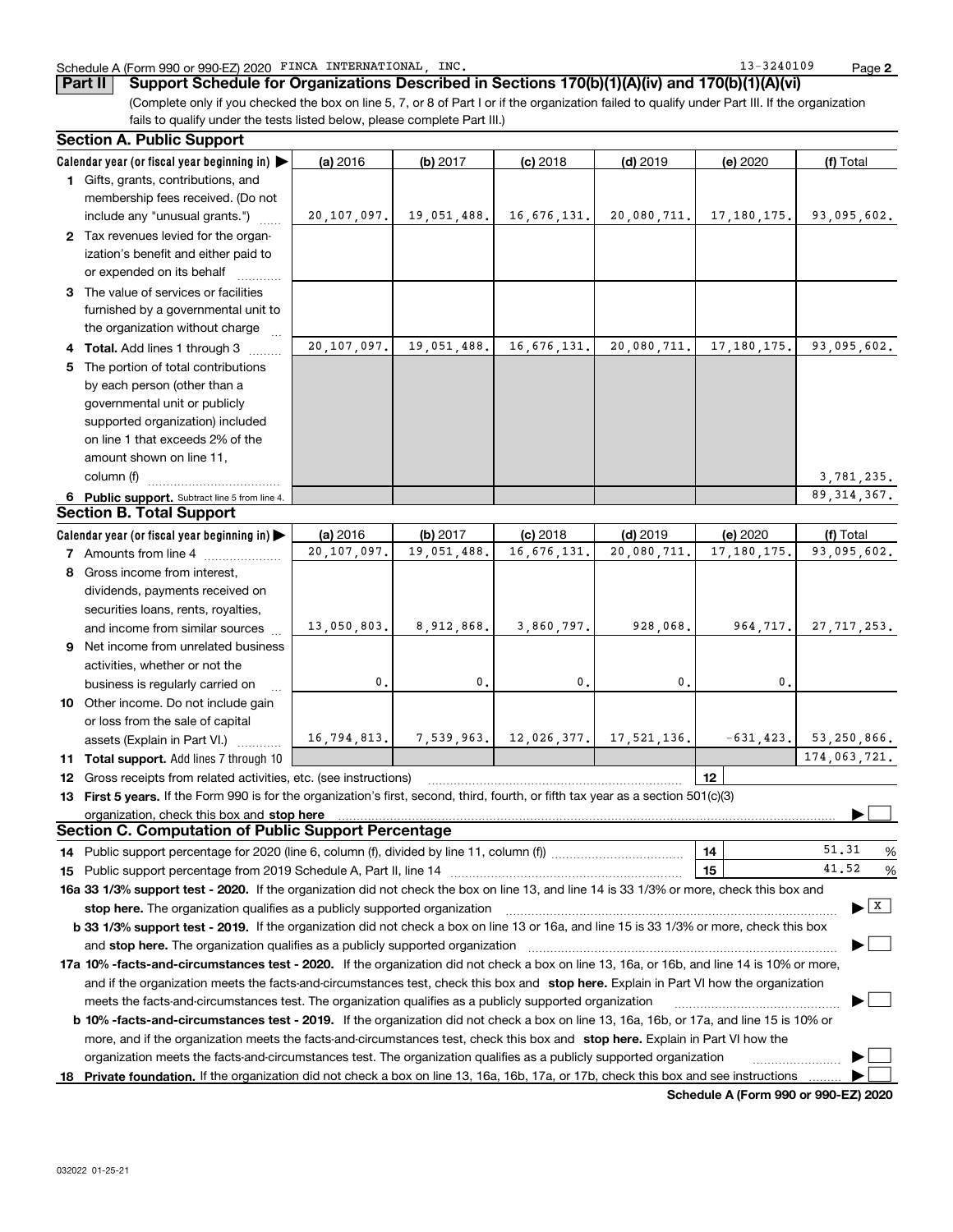Schedule A (Form 990 or 990-EZ) 2020 FINCA INTERNATIONAL, INC. 13-3240109

**Part II Support Schedule for Organizations Described in Sections 170(b)(1)(A)(iv) and 170(b)(1)(A)(vi)**

(Complete only if you checked the box on line 5, 7, or 8 of Part I or if the organization failed to qualify under Part III. If the organization fails to qualify under the tests listed below, please complete Part III.)

### Section A. Public Support

| Calendar year (or fiscal year beginning in) | (a) 2016 | (b) 2017 | (c) 2018 | (d) 2019 | (e) 2020 | (f) Total |
|---|---|---|---|---|---|---|
| 1 Gifts, grants, contributions, and membership fees received. (Do not include any "unusual grants.") | 20,107,097. | 19,051,488. | 16,676,131. | 20,080,711. | 17,180,175. | 93,095,602. |
| 2 Tax revenues levied for the organization's benefit and either paid to or expended on its behalf | | | | | | |
| 3 The value of services or facilities furnished by a governmental unit to the organization without charge | | | | | | |
| 4 **Total.** Add lines 1 through 3 | 20,107,097. | 19,051,488. | 16,676,131. | 20,080,711. | 17,180,175. | 93,095,602. |
| 5 The portion of total contributions by each person (other than a governmental unit or publicly supported organization) included on line 1 that exceeds 2% of the amount shown on line 11, column (f) | | | | | | 3,781,235. |
| 6 **Public support.** Subtract line 5 from line 4. | | | | | | 89,314,367. |

### Section B. Total Support

| Calendar year (or fiscal year beginning in) | (a) 2016 | (b) 2017 | (c) 2018 | (d) 2019 | (e) 2020 | (f) Total |
|---|---|---|---|---|---|---|
| 7 Amounts from line 4 | 20,107,097. | 19,051,488. | 16,676,131. | 20,080,711. | 17,180,175. | 93,095,602. |
| 8 Gross income from interest, dividends, payments received on securities loans, rents, royalties, and income from similar sources | 13,050,803. | 8,912,868. | 3,860,797. | 928,068. | 964,717. | 27,717,253. |
| 9 Net income from unrelated business activities, whether or not the business is regularly carried on | 0. | 0. | 0. | 0. | 0. | |
| 10 Other income. Do not include gain or loss from the sale of capital assets (Explain in Part VI.) | 16,794,813. | 7,539,963. | 12,026,377. | 17,521,136. | -631,423. | 53,250,866. |
| 11 **Total support.** Add lines 7 through 10 | | | | | | 174,063,721. |

12 Gross receipts from related activities, etc. (see instructions) | 12 |

13 **First 5 years.** If the Form 990 is for the organization's first, second, third, fourth, or fifth tax year as a section 501(c)(3) organization, check this box and **stop here** ☐

### Section C. Computation of Public Support Percentage

14 Public support percentage for 2020 (line 6, column (f), divided by line 11, column (f)) | 14 | 51.31 %

15 Public support percentage from 2019 Schedule A, Part II, line 14 | 15 | 41.52 %

**16a 33 1/3% support test - 2020.** If the organization did not check the box on line 13, and line 14 is 33 1/3% or more, check this box and **stop here.** The organization qualifies as a publicly supported organization ☒

**b 33 1/3% support test - 2019.** If the organization did not check a box on line 13 or 16a, and line 15 is 33 1/3% or more, check this box and **stop here.** The organization qualifies as a publicly supported organization ☐

**17a 10% -facts-and-circumstances test - 2020.** If the organization did not check a box on line 13, 16a, or 16b, and line 14 is 10% or more, and if the organization meets the facts-and-circumstances test, check this box and **stop here.** Explain in Part VI how the organization meets the facts-and-circumstances test. The organization qualifies as a publicly supported organization ☐

**b 10% -facts-and-circumstances test - 2019.** If the organization did not check a box on line 13, 16a, 16b, or 17a, and line 15 is 10% or more, and if the organization meets the facts-and-circumstances test, check this box and **stop here.** Explain in Part VI how the organization meets the facts-and-circumstances test. The organization qualifies as a publicly supported organization ☐

**18 Private foundation.** If the organization did not check a box on line 13, 16a, 16b, 17a, or 17b, check this box and see instructions ☐

**Schedule A (Form 990 or 990-EZ) 2020**

032022 01-25-21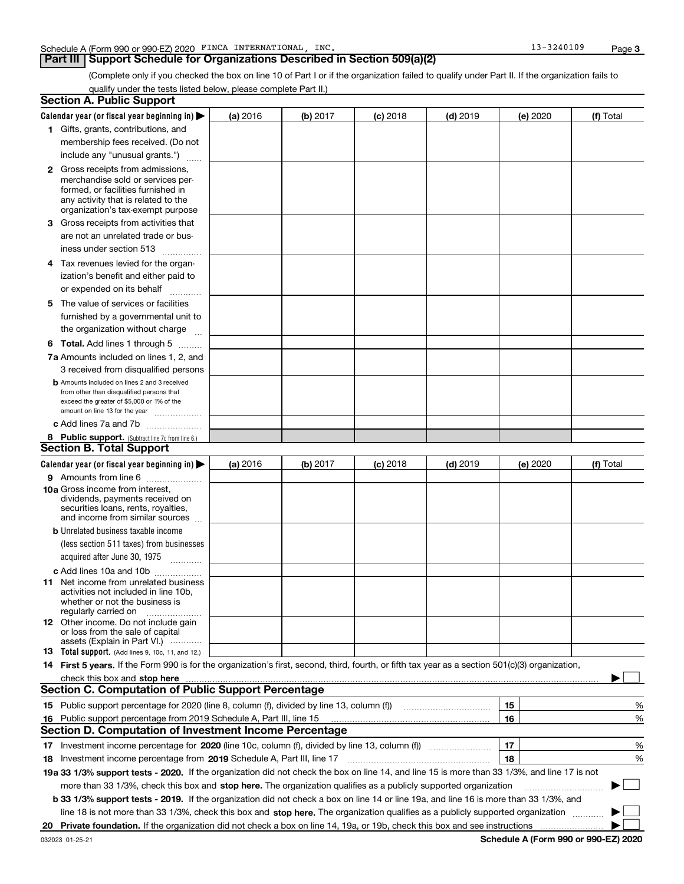Schedule A (Form 990 or 990-EZ) 2020 FINCA INTERNATIONAL, INC. 13-3240109

## Part III Support Schedule for Organizations Described in Section 509(a)(2)

(Complete only if you checked the box on line 10 of Part I or if the organization failed to qualify under Part II. If the organization fails to qualify under the tests listed below, please complete Part II.)

### Section A. Public Support

| Calendar year (or fiscal year beginning in) ▶ | (a) 2016 | (b) 2017 | (c) 2018 | (d) 2019 | (e) 2020 | (f) Total |
|---|---|---|---|---|---|---|
| **1** Gifts, grants, contributions, and membership fees received. (Do not include any "unusual grants.") | | | | | | |
| **2** Gross receipts from admissions, merchandise sold or services performed, or facilities furnished in any activity that is related to the organization's tax-exempt purpose | | | | | | |
| **3** Gross receipts from activities that are not an unrelated trade or business under section 513 | | | | | | |
| **4** Tax revenues levied for the organization's benefit and either paid to or expended on its behalf | | | | | | |
| **5** The value of services or facilities furnished by a governmental unit to the organization without charge | | | | | | |
| **6 Total.** Add lines 1 through 5 | | | | | | |
| **7a** Amounts included on lines 1, 2, and 3 received from disqualified persons | | | | | | |
| **b** Amounts included on lines 2 and 3 received from other than disqualified persons that exceed the greater of $5,000 or 1% of the amount on line 13 for the year | | | | | | |
| **c** Add lines 7a and 7b | | | | | | |
| **8 Public support.** (Subtract line 7c from line 6.) | | | | | | |

### Section B. Total Support

| Calendar year (or fiscal year beginning in) ▶ | (a) 2016 | (b) 2017 | (c) 2018 | (d) 2019 | (e) 2020 | (f) Total |
|---|---|---|---|---|---|---|
| **9** Amounts from line 6 | | | | | | |
| **10a** Gross income from interest, dividends, payments received on securities loans, rents, royalties, and income from similar sources | | | | | | |
| **b** Unrelated business taxable income (less section 511 taxes) from businesses acquired after June 30, 1975 | | | | | | |
| **c** Add lines 10a and 10b | | | | | | |
| **11** Net income from unrelated business activities not included in line 10b, whether or not the business is regularly carried on | | | | | | |
| **12** Other income. Do not include gain or loss from the sale of capital assets (Explain in Part VI.) | | | | | | |
| **13 Total support.** (Add lines 9, 10c, 11, and 12.) | | | | | | |

**14 First 5 years.** If the Form 990 is for the organization's first, second, third, fourth, or fifth tax year as a section 501(c)(3) organization, check this box and **stop here** ▶ ☐

### Section C. Computation of Public Support Percentage

| | | | |
|---|---|---|---|
| **15** | Public support percentage for 2020 (line 8, column (f), divided by line 13, column (f)) | 15 | % |
| **16** | Public support percentage from 2019 Schedule A, Part III, line 15 | 16 | % |

### Section D. Computation of Investment Income Percentage

| | | | |
|---|---|---|---|
| **17** | Investment income percentage for **2020** (line 10c, column (f), divided by line 13, column (f)) | 17 | % |
| **18** | Investment income percentage from **2019** Schedule A, Part III, line 17 | 18 | % |

**19a 33 1/3% support tests - 2020.** If the organization did not check the box on line 14, and line 15 is more than 33 1/3%, and line 17 is not more than 33 1/3%, check this box and **stop here.** The organization qualifies as a publicly supported organization ▶ ☐

**b 33 1/3% support tests - 2019.** If the organization did not check a box on line 14 or line 19a, and line 16 is more than 33 1/3%, and line 18 is not more than 33 1/3%, check this box and **stop here.** The organization qualifies as a publicly supported organization ▶ ☐

**20 Private foundation.** If the organization did not check a box on line 14, 19a, or 19b, check this box and see instructions ▶ ☐

032023 01-25-21 **Schedule A (Form 990 or 990-EZ) 2020**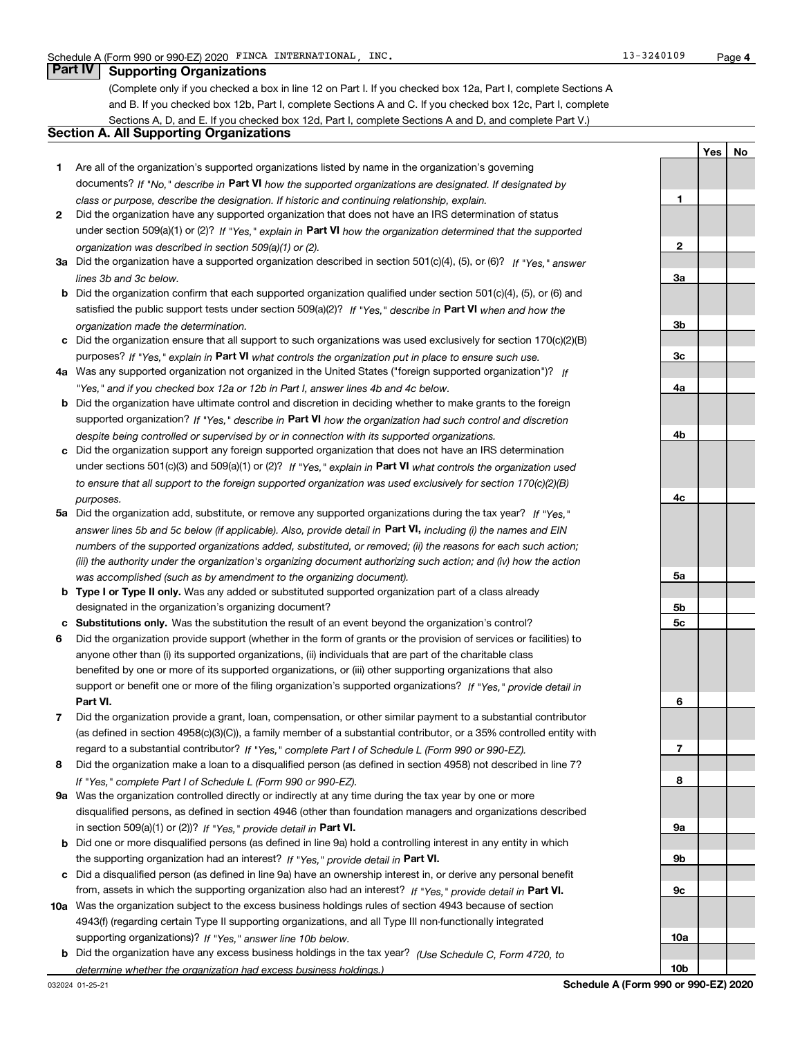Schedule A (Form 990 or 990-EZ) 2020 FINCA INTERNATIONAL, INC. 13-3240109

## Part IV Supporting Organizations

(Complete only if you checked a box in line 12 on Part I. If you checked box 12a, Part I, complete Sections A and B. If you checked box 12b, Part I, complete Sections A and C. If you checked box 12c, Part I, complete Sections A, D, and E. If you checked box 12d, Part I, complete Sections A and D, and complete Part V.)

### Section A. All Supporting Organizations

| | | | Yes | No |
|---|---|---|---|---|
| 1 | Are all of the organization's supported organizations listed by name in the organization's governing documents? *If "No," describe in* **Part VI** *how the supported organizations are designated. If designated by class or purpose, describe the designation. If historic and continuing relationship, explain.* | 1 | | |
| 2 | Did the organization have any supported organization that does not have an IRS determination of status under section 509(a)(1) or (2)? *If "Yes," explain in* **Part VI** *how the organization determined that the supported organization was described in section 509(a)(1) or (2).* | 2 | | |
| 3a | Did the organization have a supported organization described in section 501(c)(4), (5), or (6)? *If "Yes," answer lines 3b and 3c below.* | 3a | | |
| b | Did the organization confirm that each supported organization qualified under section 501(c)(4), (5), or (6) and satisfied the public support tests under section 509(a)(2)? *If "Yes," describe in* **Part VI** *when and how the organization made the determination.* | 3b | | |
| c | Did the organization ensure that all support to such organizations was used exclusively for section 170(c)(2)(B) purposes? *If "Yes," explain in* **Part VI** *what controls the organization put in place to ensure such use.* | 3c | | |
| 4a | Was any supported organization not organized in the United States ("foreign supported organization")? *If "Yes," and if you checked box 12a or 12b in Part I, answer lines 4b and 4c below.* | 4a | | |
| b | Did the organization have ultimate control and discretion in deciding whether to make grants to the foreign supported organization? *If "Yes," describe in* **Part VI** *how the organization had such control and discretion despite being controlled or supervised by or in connection with its supported organizations.* | 4b | | |
| c | Did the organization support any foreign supported organization that does not have an IRS determination under sections 501(c)(3) and 509(a)(1) or (2)? *If "Yes," explain in* **Part VI** *what controls the organization used to ensure that all support to the foreign supported organization was used exclusively for section 170(c)(2)(B) purposes.* | 4c | | |
| 5a | Did the organization add, substitute, or remove any supported organizations during the tax year? *If "Yes," answer lines 5b and 5c below (if applicable). Also, provide detail in* **Part VI,** *including (i) the names and EIN numbers of the supported organizations added, substituted, or removed; (ii) the reasons for each such action; (iii) the authority under the organization's organizing document authorizing such action; and (iv) how the action was accomplished (such as by amendment to the organizing document).* | 5a | | |
| b | **Type I or Type II only.** Was any added or substituted supported organization part of a class already designated in the organization's organizing document? | 5b | | |
| c | **Substitutions only.** Was the substitution the result of an event beyond the organization's control? | 5c | | |
| 6 | Did the organization provide support (whether in the form of grants or the provision of services or facilities) to anyone other than (i) its supported organizations, (ii) individuals that are part of the charitable class benefited by one or more of its supported organizations, or (iii) other supporting organizations that also support or benefit one or more of the filing organization's supported organizations? *If "Yes," provide detail in* **Part VI.** | 6 | | |
| 7 | Did the organization provide a grant, loan, compensation, or other similar payment to a substantial contributor (as defined in section 4958(c)(3)(C)), a family member of a substantial contributor, or a 35% controlled entity with regard to a substantial contributor? *If "Yes," complete Part I of Schedule L (Form 990 or 990-EZ).* | 7 | | |
| 8 | Did the organization make a loan to a disqualified person (as defined in section 4958) not described in line 7? *If "Yes," complete Part I of Schedule L (Form 990 or 990-EZ).* | 8 | | |
| 9a | Was the organization controlled directly or indirectly at any time during the tax year by one or more disqualified persons, as defined in section 4946 (other than foundation managers and organizations described in section 509(a)(1) or (2))? *If "Yes," provide detail in* **Part VI.** | 9a | | |
| b | Did one or more disqualified persons (as defined in line 9a) hold a controlling interest in any entity in which the supporting organization had an interest? *If "Yes," provide detail in* **Part VI.** | 9b | | |
| c | Did a disqualified person (as defined in line 9a) have an ownership interest in, or derive any personal benefit from, assets in which the supporting organization also had an interest? *If "Yes," provide detail in* **Part VI.** | 9c | | |
| 10a | Was the organization subject to the excess business holdings rules of section 4943 because of section 4943(f) (regarding certain Type II supporting organizations, and all Type III non-functionally integrated supporting organizations)? *If "Yes," answer line 10b below.* | 10a | | |
| b | Did the organization have any excess business holdings in the tax year? *(Use Schedule C, Form 4720, to determine whether the organization had excess business holdings.)* | 10b | | |

032024 01-25-21 **Schedule A (Form 990 or 990-EZ) 2020**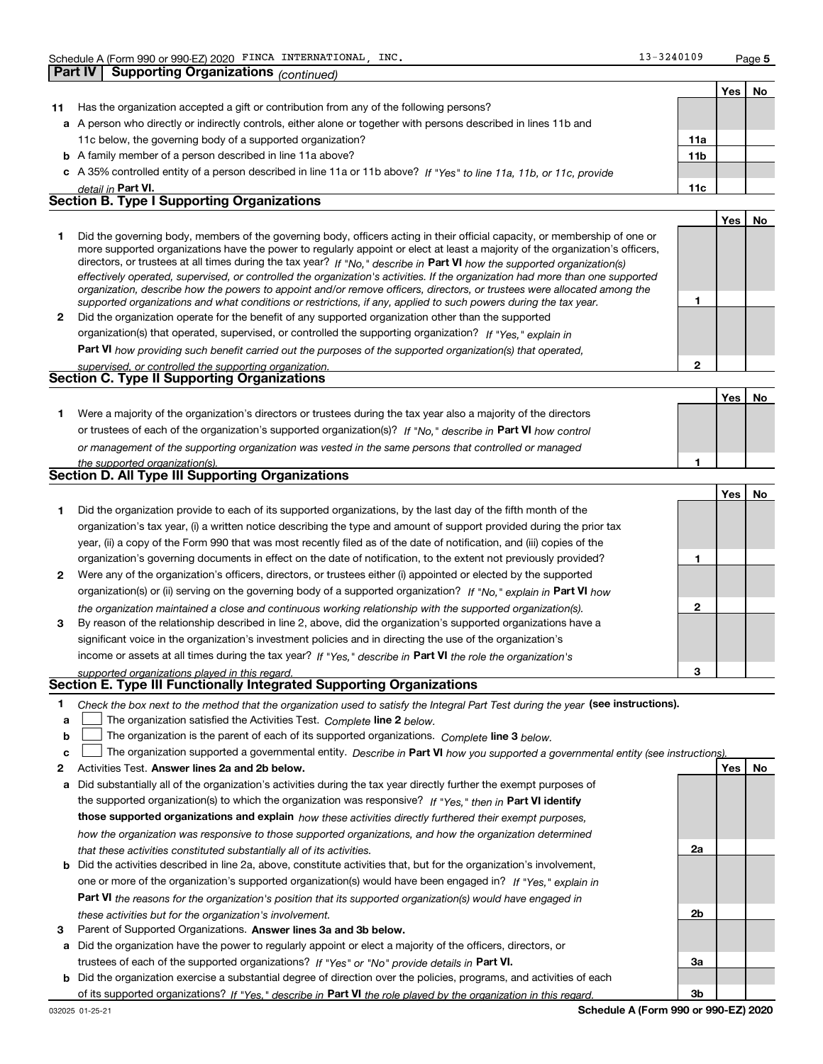Schedule A (Form 990 or 990-EZ) 2020 FINCA INTERNATIONAL, INC. 13-3240109

## Part IV Supporting Organizations *(continued)*

| | | | Yes | No |
|---|---|---|---|---|
| **11** | Has the organization accepted a gift or contribution from any of the following persons? | | | |
| **a** | A person who directly or indirectly controls, either alone or together with persons described in lines 11b and 11c below, the governing body of a supported organization? | 11a | | |
| **b** | A family member of a person described in line 11a above? | 11b | | |
| **c** | A 35% controlled entity of a person described in line 11a or 11b above? *If "Yes" to line 11a, 11b, or 11c, provide detail in* **Part VI.** | 11c | | |

### Section B. Type I Supporting Organizations

| | | | Yes | No |
|---|---|---|---|---|
| **1** | Did the governing body, members of the governing body, officers acting in their official capacity, or membership of one or more supported organizations have the power to regularly appoint or elect at least a majority of the organization's officers, directors, or trustees at all times during the tax year? *If "No," describe in* **Part VI** *how the supported organization(s) effectively operated, supervised, or controlled the organization's activities. If the organization had more than one supported organization, describe how the powers to appoint and/or remove officers, directors, or trustees were allocated among the supported organizations and what conditions or restrictions, if any, applied to such powers during the tax year.* | 1 | | |
| **2** | Did the organization operate for the benefit of any supported organization other than the supported organization(s) that operated, supervised, or controlled the supporting organization? *If "Yes," explain in* **Part VI** *how providing such benefit carried out the purposes of the supported organization(s) that operated, supervised, or controlled the supporting organization.* | 2 | | |

### Section C. Type II Supporting Organizations

| | | | Yes | No |
|---|---|---|---|---|
| **1** | Were a majority of the organization's directors or trustees during the tax year also a majority of the directors or trustees of each of the organization's supported organization(s)? *If "No," describe in* **Part VI** *how control or management of the supporting organization was vested in the same persons that controlled or managed the supported organization(s).* | 1 | | |

### Section D. All Type III Supporting Organizations

| | | | Yes | No |
|---|---|---|---|---|
| **1** | Did the organization provide to each of its supported organizations, by the last day of the fifth month of the organization's tax year, (i) a written notice describing the type and amount of support provided during the prior tax year, (ii) a copy of the Form 990 that was most recently filed as of the date of notification, and (iii) copies of the organization's governing documents in effect on the date of notification, to the extent not previously provided? | 1 | | |
| **2** | Were any of the organization's officers, directors, or trustees either (i) appointed or elected by the supported organization(s) or (ii) serving on the governing body of a supported organization? *If "No," explain in* **Part VI** *how the organization maintained a close and continuous working relationship with the supported organization(s).* | 2 | | |
| **3** | By reason of the relationship described in line 2, above, did the organization's supported organizations have a significant voice in the organization's investment policies and in directing the use of the organization's income or assets at all times during the tax year? *If "Yes," describe in* **Part VI** *the role the organization's supported organizations played in this regard.* | 3 | | |

### Section E. Type III Functionally Integrated Supporting Organizations

**1** *Check the box next to the method that the organization used to satisfy the Integral Part Test during the year* **(see instructions).**

**a** ☐ The organization satisfied the Activities Test. *Complete* **line 2** *below.*

**b** ☐ The organization is the parent of each of its supported organizations. *Complete* **line 3** *below.*

**c** ☐ The organization supported a governmental entity. *Describe in* **Part VI** *how you supported a governmental entity (see instructions).*

| | | | Yes | No |
|---|---|---|---|---|
| **2** | Activities Test. **Answer lines 2a and 2b below.** | | | |
| **a** | Did substantially all of the organization's activities during the tax year directly further the exempt purposes of the supported organization(s) to which the organization was responsive? *If "Yes," then in* **Part VI identify those supported organizations and explain** *how these activities directly furthered their exempt purposes, how the organization was responsive to those supported organizations, and how the organization determined that these activities constituted substantially all of its activities.* | 2a | | |
| **b** | Did the activities described in line 2a, above, constitute activities that, but for the organization's involvement, one or more of the organization's supported organization(s) would have been engaged in? *If "Yes," explain in* **Part VI** *the reasons for the organization's position that its supported organization(s) would have engaged in these activities but for the organization's involvement.* | 2b | | |
| **3** | Parent of Supported Organizations. **Answer lines 3a and 3b below.** | | | |
| **a** | Did the organization have the power to regularly appoint or elect a majority of the officers, directors, or trustees of each of the supported organizations? *If "Yes" or "No" provide details in* **Part VI.** | 3a | | |
| **b** | Did the organization exercise a substantial degree of direction over the policies, programs, and activities of each of its supported organizations? *If "Yes," describe in* **Part VI** *the role played by the organization in this regard.* | 3b | | |

032025 01-25-21 **Schedule A (Form 990 or 990-EZ) 2020**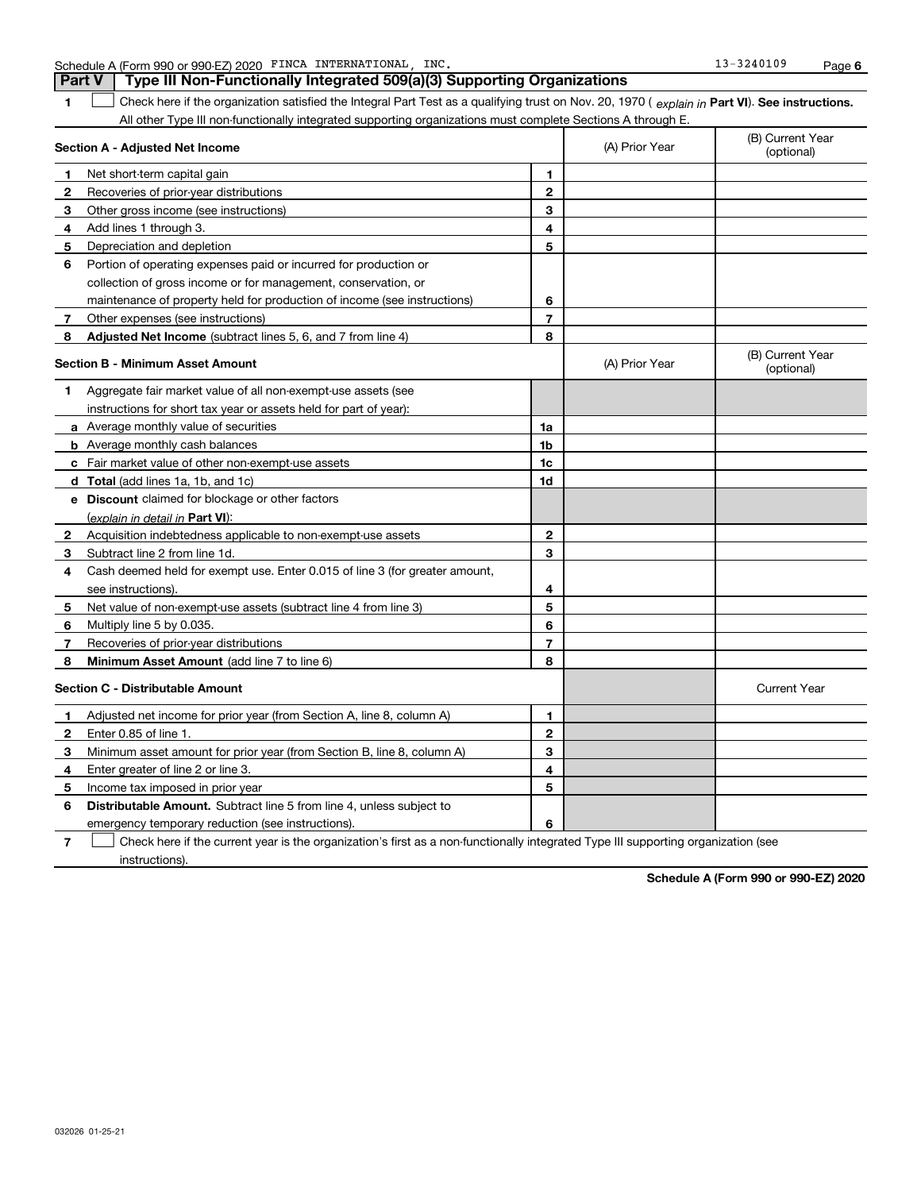Schedule A (Form 990 or 990-EZ) 2020 FINCA INTERNATIONAL, INC. 13-3240109

## Part V Type III Non-Functionally Integrated 509(a)(3) Supporting Organizations

1 ☐ Check here if the organization satisfied the Integral Part Test as a qualifying trust on Nov. 20, 1970 ( *explain in* **Part VI**). **See instructions.** All other Type III non-functionally integrated supporting organizations must complete Sections A through E.

| **Section A - Adjusted Net Income** | | | (A) Prior Year | (B) Current Year (optional) |
|---|---|---|---|---|
| 1 | Net short-term capital gain | 1 | | |
| 2 | Recoveries of prior-year distributions | 2 | | |
| 3 | Other gross income (see instructions) | 3 | | |
| 4 | Add lines 1 through 3. | 4 | | |
| 5 | Depreciation and depletion | 5 | | |
| 6 | Portion of operating expenses paid or incurred for production or collection of gross income or for management, conservation, or maintenance of property held for production of income (see instructions) | 6 | | |
| 7 | Other expenses (see instructions) | 7 | | |
| 8 | **Adjusted Net Income** (subtract lines 5, 6, and 7 from line 4) | 8 | | |

| **Section B - Minimum Asset Amount** | | | (A) Prior Year | (B) Current Year (optional) |
|---|---|---|---|---|
| 1 | Aggregate fair market value of all non-exempt-use assets (see instructions for short tax year or assets held for part of year): | | | |
| a | Average monthly value of securities | 1a | | |
| b | Average monthly cash balances | 1b | | |
| c | Fair market value of other non-exempt-use assets | 1c | | |
| d | **Total** (add lines 1a, 1b, and 1c) | 1d | | |
| e | **Discount** claimed for blockage or other factors (*explain in detail in* **Part VI**): | | | |
| 2 | Acquisition indebtedness applicable to non-exempt-use assets | 2 | | |
| 3 | Subtract line 2 from line 1d. | 3 | | |
| 4 | Cash deemed held for exempt use. Enter 0.015 of line 3 (for greater amount, see instructions). | 4 | | |
| 5 | Net value of non-exempt-use assets (subtract line 4 from line 3) | 5 | | |
| 6 | Multiply line 5 by 0.035. | 6 | | |
| 7 | Recoveries of prior-year distributions | 7 | | |
| 8 | **Minimum Asset Amount** (add line 7 to line 6) | 8 | | |

| **Section C - Distributable Amount** | | | | Current Year |
|---|---|---|---|---|
| 1 | Adjusted net income for prior year (from Section A, line 8, column A) | 1 | | |
| 2 | Enter 0.85 of line 1. | 2 | | |
| 3 | Minimum asset amount for prior year (from Section B, line 8, column A) | 3 | | |
| 4 | Enter greater of line 2 or line 3. | 4 | | |
| 5 | Income tax imposed in prior year | 5 | | |
| 6 | **Distributable Amount.** Subtract line 5 from line 4, unless subject to emergency temporary reduction (see instructions). | 6 | | |

7 ☐ Check here if the current year is the organization's first as a non-functionally integrated Type III supporting organization (see instructions).

**Schedule A (Form 990 or 990-EZ) 2020**

032026 01-25-21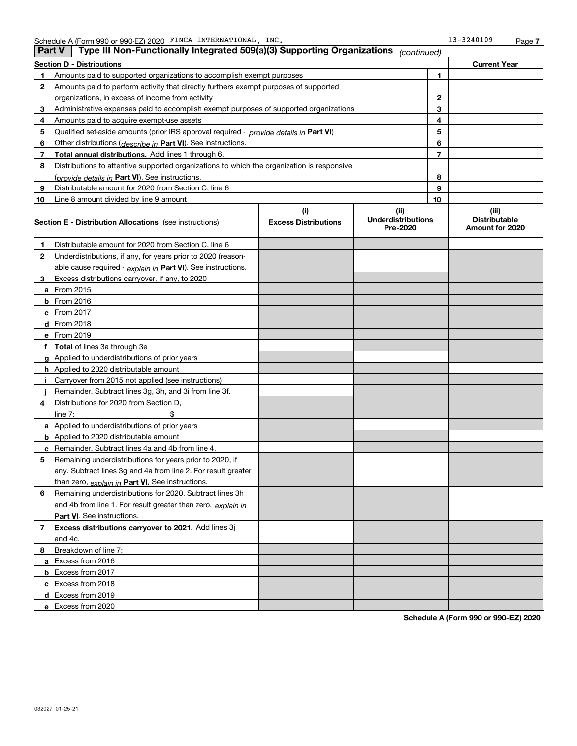Schedule A (Form 990 or 990-EZ) 2020 FINCA INTERNATIONAL, INC. 13-3240109

## Part V | Type III Non-Functionally Integrated 509(a)(3) Supporting Organizations *(continued)*

| Section D - Distributions | | | Current Year |
|---|---|---|---|
| 1 | Amounts paid to supported organizations to accomplish exempt purposes | 1 | |
| 2 | Amounts paid to perform activity that directly furthers exempt purposes of supported organizations, in excess of income from activity | 2 | |
| 3 | Administrative expenses paid to accomplish exempt purposes of supported organizations | 3 | |
| 4 | Amounts paid to acquire exempt-use assets | 4 | |
| 5 | Qualified set-aside amounts (prior IRS approval required - *provide details in* **Part VI**) | 5 | |
| 6 | Other distributions (*describe in* **Part VI**). See instructions. | 6 | |
| 7 | **Total annual distributions.** Add lines 1 through 6. | 7 | |
| 8 | Distributions to attentive supported organizations to which the organization is responsive (*provide details in* **Part VI**). See instructions. | 8 | |
| 9 | Distributable amount for 2020 from Section C, line 6 | 9 | |
| 10 | Line 8 amount divided by line 9 amount | 10 | |

| Section E - Distribution Allocations (see instructions) | (i) Excess Distributions | (ii) Underdistributions Pre-2020 | (iii) Distributable Amount for 2020 |
|---|---|---|---|
| **1** Distributable amount for 2020 from Section C, line 6 | | | |
| **2** Underdistributions, if any, for years prior to 2020 (reasonable cause required - *explain in* **Part VI**). See instructions. | | | |
| **3** Excess distributions carryover, if any, to 2020 | | | |
| **a** From 2015 | | | |
| **b** From 2016 | | | |
| **c** From 2017 | | | |
| **d** From 2018 | | | |
| **e** From 2019 | | | |
| **f Total** of lines 3a through 3e | | | |
| **g** Applied to underdistributions of prior years | | | |
| **h** Applied to 2020 distributable amount | | | |
| **i** Carryover from 2015 not applied (see instructions) | | | |
| **j** Remainder. Subtract lines 3g, 3h, and 3i from line 3f. | | | |
| **4** Distributions for 2020 from Section D, line 7: $ | | | |
| **a** Applied to underdistributions of prior years | | | |
| **b** Applied to 2020 distributable amount | | | |
| **c** Remainder. Subtract lines 4a and 4b from line 4. | | | |
| **5** Remaining underdistributions for years prior to 2020, if any. Subtract lines 3g and 4a from line 2. For result greater than zero, *explain in* **Part VI.** See instructions. | | | |
| **6** Remaining underdistributions for 2020. Subtract lines 3h and 4b from line 1. For result greater than zero, *explain in* **Part VI**. See instructions. | | | |
| **7 Excess distributions carryover to 2021.** Add lines 3j and 4c. | | | |
| **8** Breakdown of line 7: | | | |
| **a** Excess from 2016 | | | |
| **b** Excess from 2017 | | | |
| **c** Excess from 2018 | | | |
| **d** Excess from 2019 | | | |
| **e** Excess from 2020 | | | |

**Schedule A (Form 990 or 990-EZ) 2020**

032027 01-25-21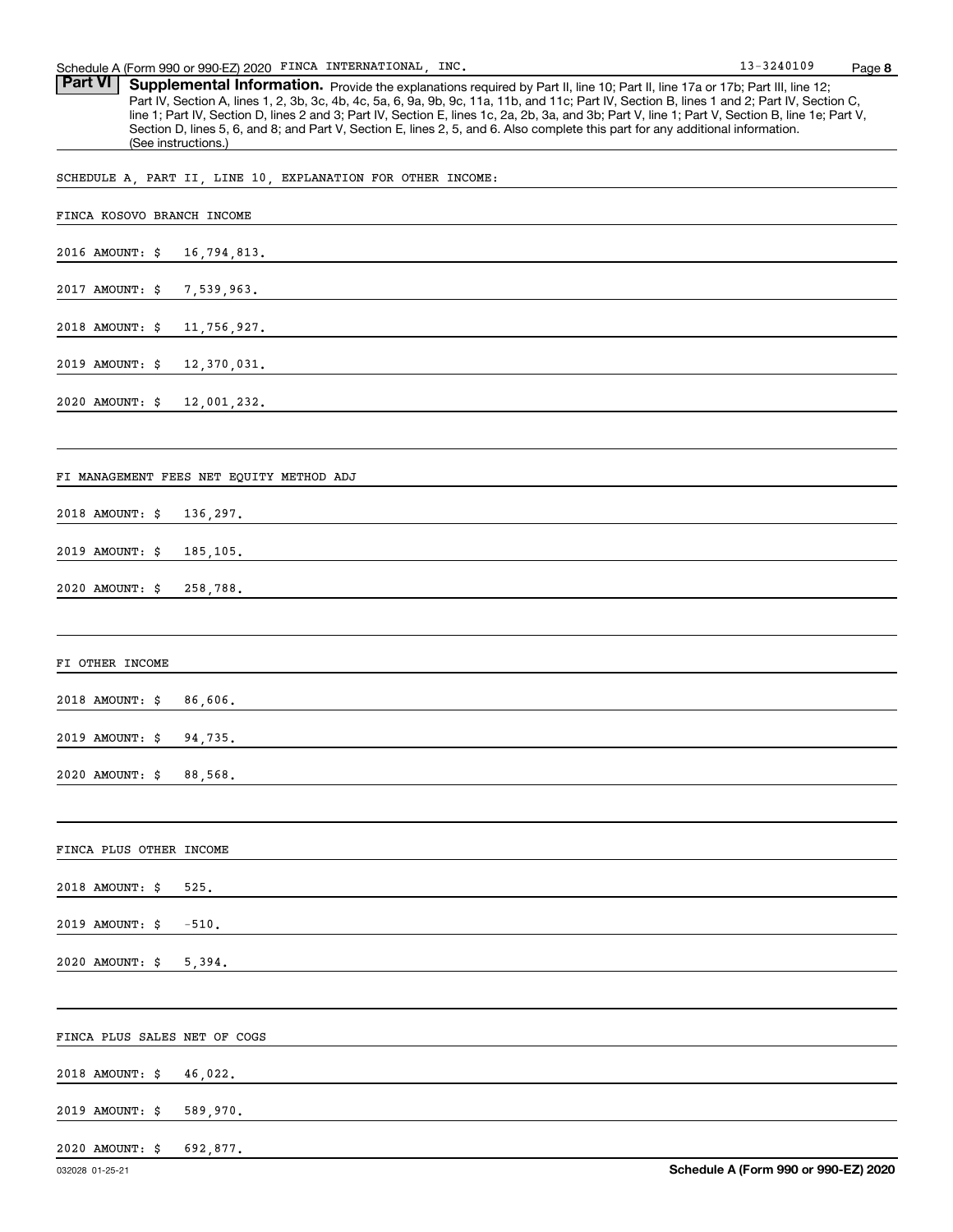Schedule A (Form 990 or 990-EZ) 2020 FINCA INTERNATIONAL, INC. 13-3240109

**Part VI** **Supplemental Information.** Provide the explanations required by Part II, line 10; Part II, line 17a or 17b; Part III, line 12; Part IV, Section A, lines 1, 2, 3b, 3c, 4b, 4c, 5a, 6, 9a, 9b, 9c, 11a, 11b, and 11c; Part IV, Section B, lines 1 and 2; Part IV, Section C, line 1; Part IV, Section D, lines 2 and 3; Part IV, Section E, lines 1c, 2a, 2b, 3a, and 3b; Part V, line 1; Part V, Section B, line 1e; Part V, Section D, lines 5, 6, and 8; and Part V, Section E, lines 2, 5, and 6. Also complete this part for any additional information. (See instructions.)

SCHEDULE A, PART II, LINE 10, EXPLANATION FOR OTHER INCOME:

FINCA KOSOVO BRANCH INCOME

2016 AMOUNT: $ 16,794,813.

2017 AMOUNT: $ 7,539,963.

2018 AMOUNT: $ 11,756,927.

2019 AMOUNT: $ 12,370,031.

2020 AMOUNT: $ 12,001,232.

FI MANAGEMENT FEES NET EQUITY METHOD ADJ

2018 AMOUNT: $ 136,297.

2019 AMOUNT: $ 185,105.

2020 AMOUNT: $ 258,788.

FI OTHER INCOME

2018 AMOUNT: $ 86,606.

2019 AMOUNT: $ 94,735.

2020 AMOUNT: $ 88,568.

FINCA PLUS OTHER INCOME

2018 AMOUNT: $ 525.

2019 AMOUNT: $ -510.

2020 AMOUNT: $ 5,394.

FINCA PLUS SALES NET OF COGS

2018 AMOUNT: $ 46,022.

2019 AMOUNT: $ 589,970.

2020 AMOUNT: $ 692,877.

032028 01-25-21 **Schedule A (Form 990 or 990-EZ) 2020**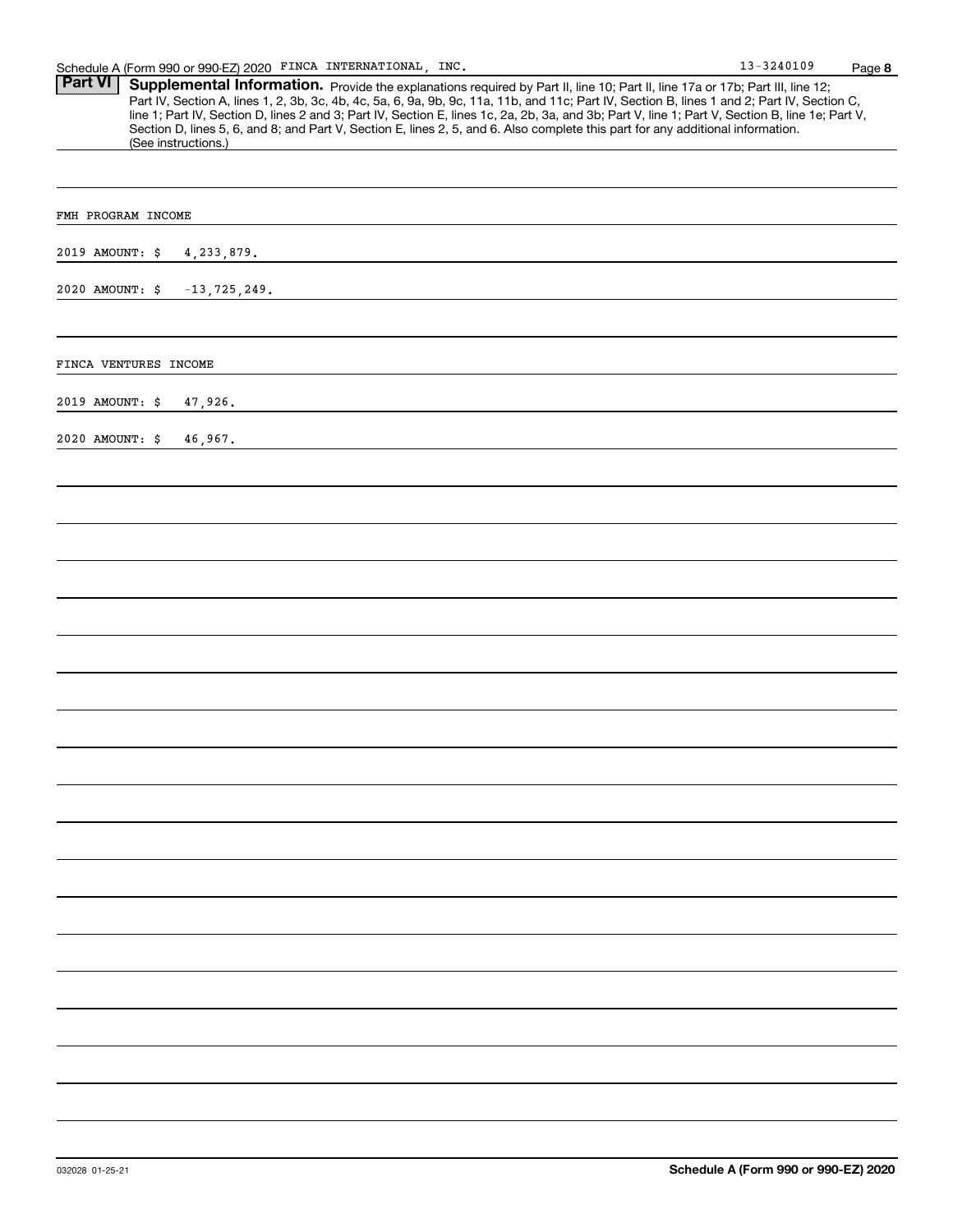Schedule A (Form 990 or 990-EZ) 2020 FINCA INTERNATIONAL, INC. 13-3240109

## Part VI Supplemental Information.

Provide the explanations required by Part II, line 10; Part II, line 17a or 17b; Part III, line 12; Part IV, Section A, lines 1, 2, 3b, 3c, 4b, 4c, 5a, 6, 9a, 9b, 9c, 11a, 11b, and 11c; Part IV, Section B, lines 1 and 2; Part IV, Section C, line 1; Part IV, Section D, lines 2 and 3; Part IV, Section E, lines 1c, 2a, 2b, 3a, and 3b; Part V, line 1; Part V, Section B, line 1e; Part V, Section D, lines 5, 6, and 8; and Part V, Section E, lines 2, 5, and 6. Also complete this part for any additional information. (See instructions.)

FMH PROGRAM INCOME

2019 AMOUNT: $ 4,233,879.

2020 AMOUNT: $ -13,725,249.

FINCA VENTURES INCOME

2019 AMOUNT: $ 47,926.

2020 AMOUNT: $ 46,967.

032028 01-25-21 **Schedule A (Form 990 or 990-EZ) 2020**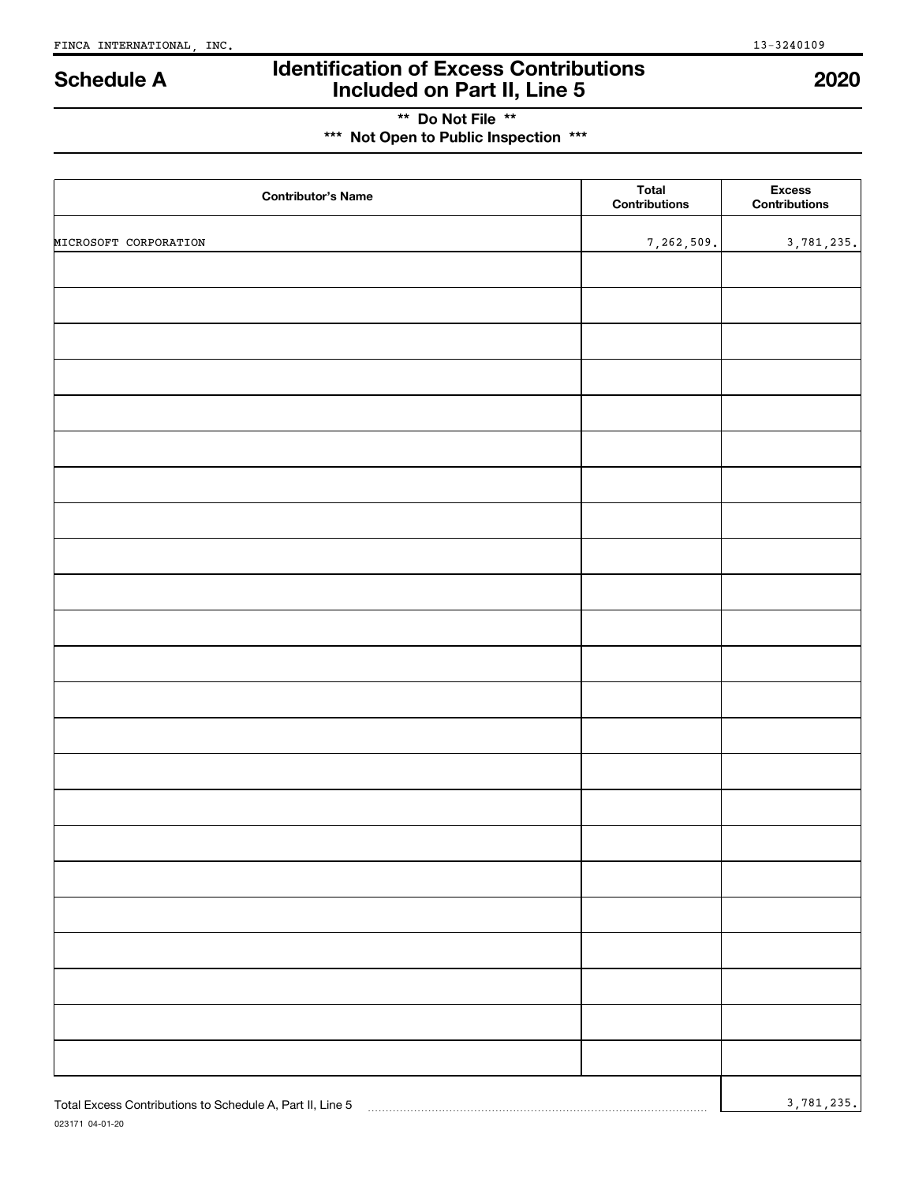FINCA INTERNATIONAL, INC. 13-3240109

# Schedule A — Identification of Excess Contributions Included on Part II, Line 5 — 2020

**\*\* Do Not File \*\***
**\*\*\* Not Open to Public Inspection \*\*\***

| Contributor's Name | Total Contributions | Excess Contributions |
|---|---|---|
| MICROSOFT CORPORATION | 7,262,509. | 3,781,235. |
| | | |
| | | |
| | | |
| | | |
| | | |
| | | |
| | | |
| | | |
| | | |
| | | |
| | | |
| | | |
| | | |
| | | |
| | | |
| | | |
| | | |
| | | |
| | | |
| | | |
| | | |
| | | |
| | | |
| | | |

Total Excess Contributions to Schedule A, Part II, Line 5 ........ 3,781,235.

023171 04-01-20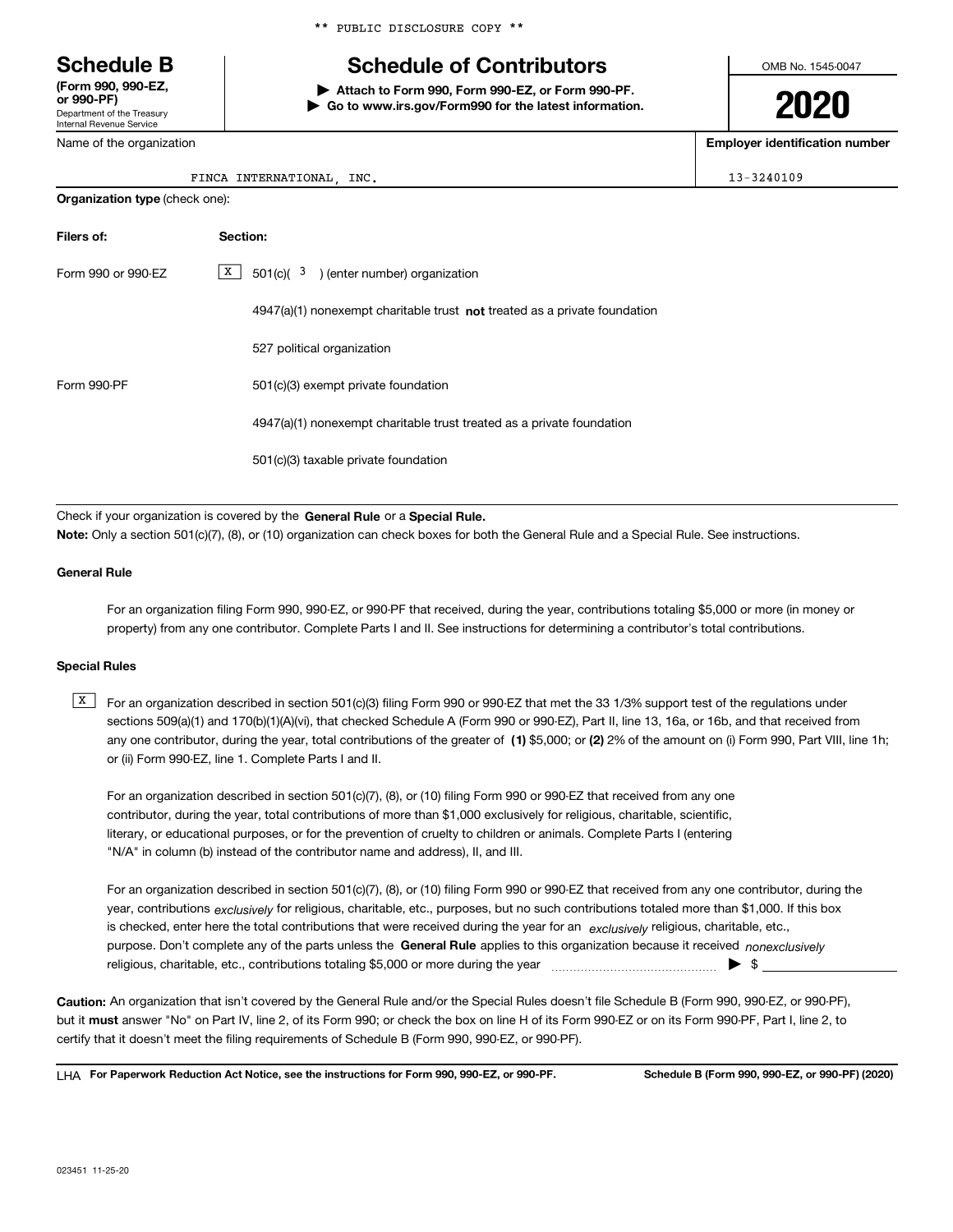** PUBLIC DISCLOSURE COPY **

# Schedule B

**(Form 990, 990-EZ, or 990-PF)**
Department of the Treasury
Internal Revenue Service

## Schedule of Contributors

▶ **Attach to Form 990, Form 990-EZ, or Form 990-PF.**
▶ **Go to www.irs.gov/Form990 for the latest information.**

OMB No. 1545-0047

**2020**

| Name of the organization | Employer identification number |
|---|---|
| FINCA INTERNATIONAL, INC. | 13-3240109 |

**Organization type** (check one):

| Filers of: | Section: |
|---|---|
| Form 990 or 990-EZ | [X] 501(c)( 3 ) (enter number) organization |
| | 4947(a)(1) nonexempt charitable trust **not** treated as a private foundation |
| | 527 political organization |
| Form 990-PF | 501(c)(3) exempt private foundation |
| | 4947(a)(1) nonexempt charitable trust treated as a private foundation |
| | 501(c)(3) taxable private foundation |

Check if your organization is covered by the **General Rule** or a **Special Rule.**

**Note:** Only a section 501(c)(7), (8), or (10) organization can check boxes for both the General Rule and a Special Rule. See instructions.

**General Rule**

For an organization filing Form 990, 990-EZ, or 990-PF that received, during the year, contributions totaling $5,000 or more (in money or property) from any one contributor. Complete Parts I and II. See instructions for determining a contributor's total contributions.

**Special Rules**

[X] For an organization described in section 501(c)(3) filing Form 990 or 990-EZ that met the 33 1/3% support test of the regulations under sections 509(a)(1) and 170(b)(1)(A)(vi), that checked Schedule A (Form 990 or 990-EZ), Part II, line 13, 16a, or 16b, and that received from any one contributor, during the year, total contributions of the greater of **(1)** $5,000; or **(2)** 2% of the amount on (i) Form 990, Part VIII, line 1h; or (ii) Form 990-EZ, line 1. Complete Parts I and II.

For an organization described in section 501(c)(7), (8), or (10) filing Form 990 or 990-EZ that received from any one contributor, during the year, total contributions of more than $1,000 exclusively for religious, charitable, scientific, literary, or educational purposes, or for the prevention of cruelty to children or animals. Complete Parts I (entering "N/A" in column (b) instead of the contributor name and address), II, and III.

For an organization described in section 501(c)(7), (8), or (10) filing Form 990 or 990-EZ that received from any one contributor, during the year, contributions *exclusively* for religious, charitable, etc., purposes, but no such contributions totaled more than $1,000. If this box is checked, enter here the total contributions that were received during the year for an *exclusively* religious, charitable, etc., purpose. Don't complete any of the parts unless the **General Rule** applies to this organization because it received *nonexclusively* religious, charitable, etc., contributions totaling $5,000 or more during the year ▶ $

**Caution:** An organization that isn't covered by the General Rule and/or the Special Rules doesn't file Schedule B (Form 990, 990-EZ, or 990-PF), but it **must** answer "No" on Part IV, line 2, of its Form 990; or check the box on line H of its Form 990-EZ or on its Form 990-PF, Part I, line 2, to certify that it doesn't meet the filing requirements of Schedule B (Form 990, 990-EZ, or 990-PF).

LHA **For Paperwork Reduction Act Notice, see the instructions for Form 990, 990-EZ, or 990-PF.** **Schedule B (Form 990, 990-EZ, or 990-PF) (2020)**

023451 11-25-20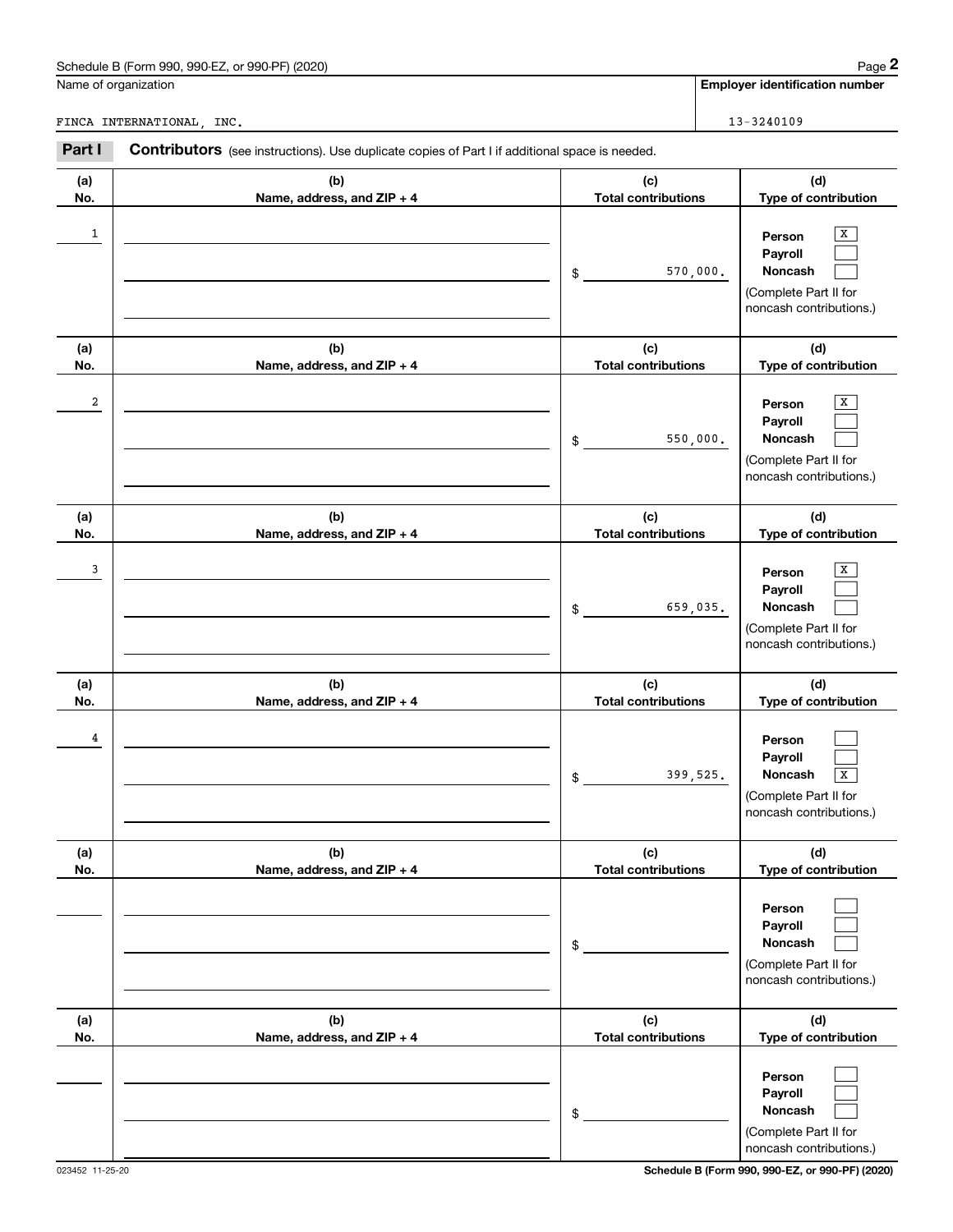Schedule B (Form 990, 990-EZ, or 990-PF) (2020)

Name of organization: FINCA INTERNATIONAL, INC.

Employer identification number: 13-3240109

**Part I** **Contributors** (see instructions). Use duplicate copies of Part I if additional space is needed.

| (a) No. | (b) Name, address, and ZIP + 4 | (c) Total contributions | (d) Type of contribution |
|---|---|---|---|
| 1 | | $ 570,000. | Person [X] Payroll [ ] Noncash [ ] (Complete Part II for noncash contributions.) |
| 2 | | $ 550,000. | Person [X] Payroll [ ] Noncash [ ] (Complete Part II for noncash contributions.) |
| 3 | | $ 659,035. | Person [X] Payroll [ ] Noncash [ ] (Complete Part II for noncash contributions.) |
| 4 | | $ 399,525. | Person [ ] Payroll [ ] Noncash [X] (Complete Part II for noncash contributions.) |
| | | $ | Person [ ] Payroll [ ] Noncash [ ] (Complete Part II for noncash contributions.) |
| | | $ | Person [ ] Payroll [ ] Noncash [ ] (Complete Part II for noncash contributions.) |

023452 11-25-20

Schedule B (Form 990, 990-EZ, or 990-PF) (2020)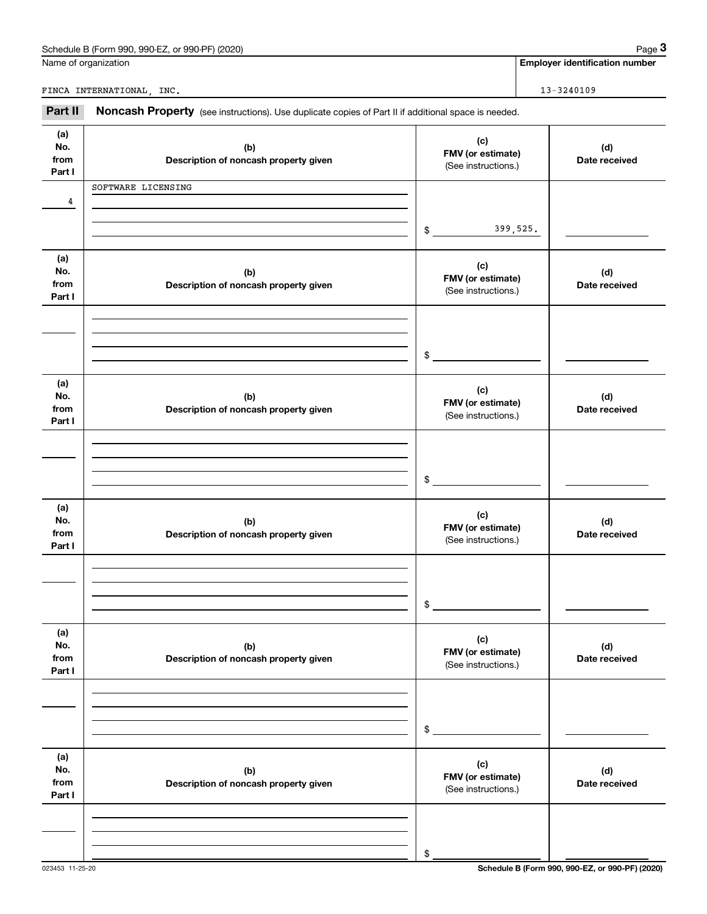Name of organization | Employer identification number

FINCA INTERNATIONAL, INC. | 13-3240109

**Part II** **Noncash Property** (see instructions). Use duplicate copies of Part II if additional space is needed.

| (a) No. from Part I | (b) Description of noncash property given | (c) FMV (or estimate) (See instructions.) | (d) Date received |
|---|---|---|---|
| 4 | SOFTWARE LICENSING | $ 399,525. | |
| | | $ | |
| | | $ | |
| | | $ | |
| | | $ | |
| | | $ | |

Schedule B (Form 990, 990-EZ, or 990-PF) (2020)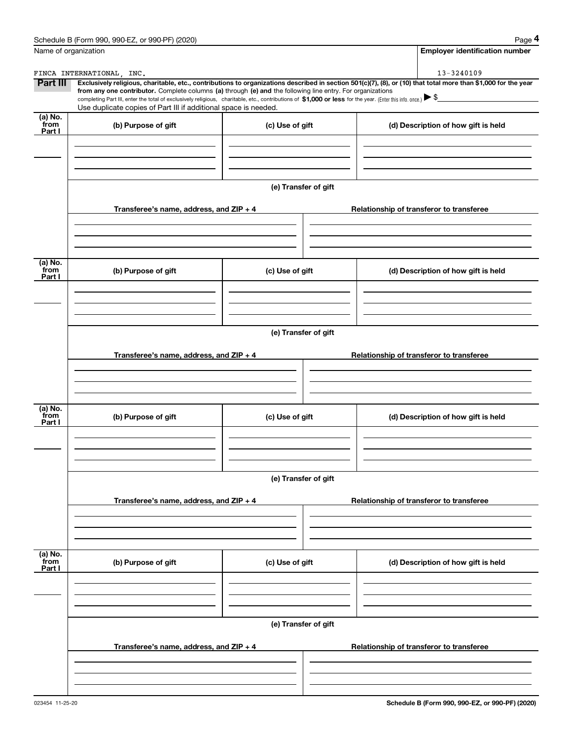Name of organization

FINCA INTERNATIONAL, INC.

**Employer identification number**

13-3240109

**Part III** **Exclusively religious, charitable, etc., contributions to organizations described in section 501(c)(7), (8), or (10) that total more than $1,000 for the year from any one contributor.** Complete columns **(a)** through **(e) and** the following line entry. For organizations completing Part III, enter the total of exclusively religious, charitable, etc., contributions of **$1,000 or less** for the year. (Enter this info. once.) ▶ $

Use duplicate copies of Part III if additional space is needed.

| (a) No. from Part I | (b) Purpose of gift | (c) Use of gift | (d) Description of how gift is held |
|---|---|---|---|
| | | | |

**(e) Transfer of gift**

| Transferee's name, address, and ZIP + 4 | Relationship of transferor to transferee |
|---|---|
| | |

| (a) No. from Part I | (b) Purpose of gift | (c) Use of gift | (d) Description of how gift is held |
|---|---|---|---|
| | | | |

**(e) Transfer of gift**

| Transferee's name, address, and ZIP + 4 | Relationship of transferor to transferee |
|---|---|
| | |

| (a) No. from Part I | (b) Purpose of gift | (c) Use of gift | (d) Description of how gift is held |
|---|---|---|---|
| | | | |

**(e) Transfer of gift**

| Transferee's name, address, and ZIP + 4 | Relationship of transferor to transferee |
|---|---|
| | |

| (a) No. from Part I | (b) Purpose of gift | (c) Use of gift | (d) Description of how gift is held |
|---|---|---|---|
| | | | |

**(e) Transfer of gift**

| Transferee's name, address, and ZIP + 4 | Relationship of transferor to transferee |
|---|---|
| | |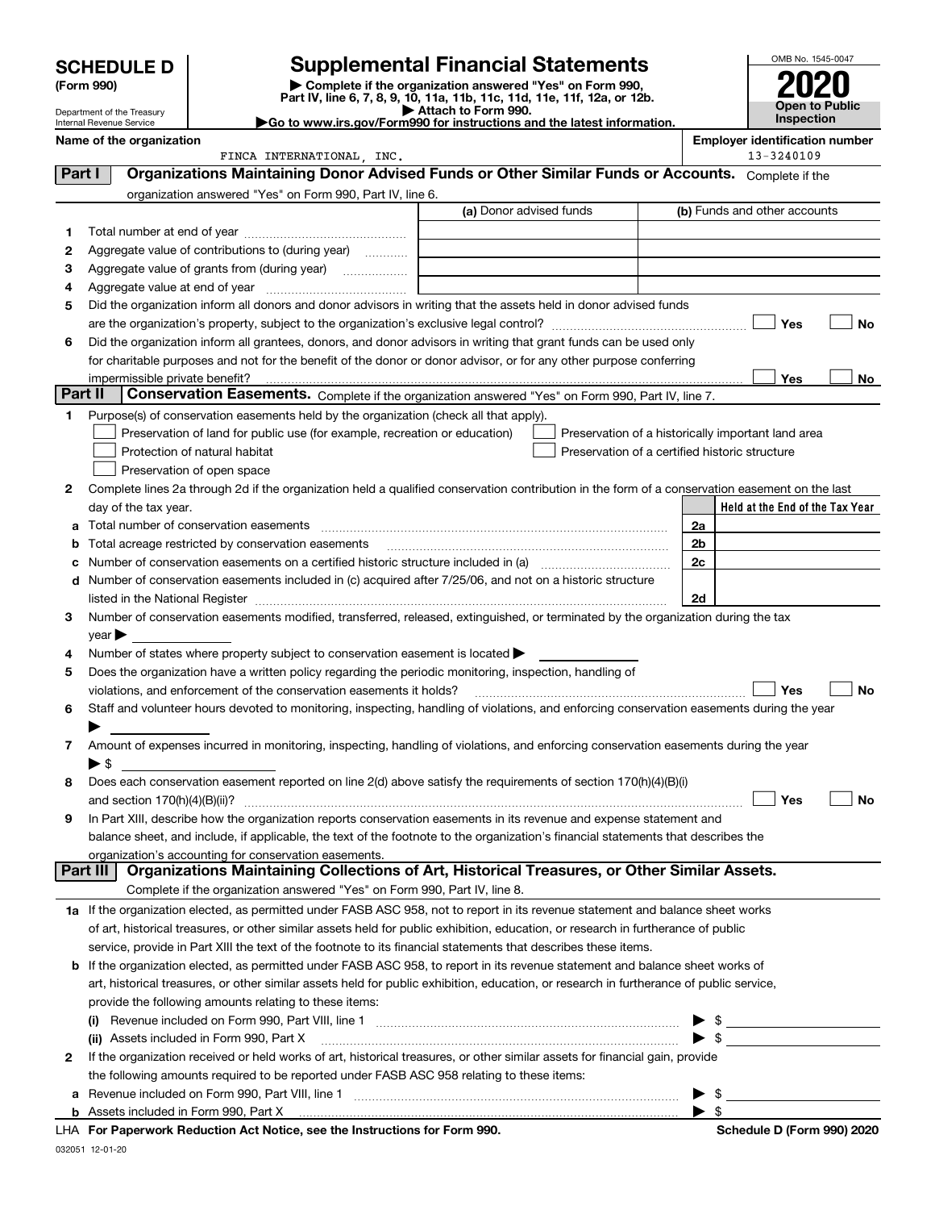# SCHEDULE D (Form 990)

Department of the Treasury
Internal Revenue Service

## Supplemental Financial Statements

▶ Complete if the organization answered "Yes" on Form 990, Part IV, line 6, 7, 8, 9, 10, 11a, 11b, 11c, 11d, 11e, 11f, 12a, or 12b.
▶ Attach to Form 990.
▶Go to www.irs.gov/Form990 for instructions and the latest information.

OMB No. 1545-0047

**2020**

**Open to Public Inspection**

**Name of the organization:** FINCA INTERNATIONAL, INC.

**Employer identification number:** 13-3240109

### Part I Organizations Maintaining Donor Advised Funds or Other Similar Funds or Accounts. Complete if the organization answered "Yes" on Form 990, Part IV, line 6.

| | | (a) Donor advised funds | (b) Funds and other accounts |
|---|---|---|---|
| 1 | Total number at end of year | | |
| 2 | Aggregate value of contributions to (during year) | | |
| 3 | Aggregate value of grants from (during year) | | |
| 4 | Aggregate value at end of year | | |

5 Did the organization inform all donors and donor advisors in writing that the assets held in donor advised funds are the organization's property, subject to the organization's exclusive legal control? ☐ Yes ☐ No

6 Did the organization inform all grantees, donors, and donor advisors in writing that grant funds can be used only for charitable purposes and not for the benefit of the donor or donor advisor, or for any other purpose conferring impermissible private benefit? ☐ Yes ☐ No

### Part II Conservation Easements. Complete if the organization answered "Yes" on Form 990, Part IV, line 7.

1 Purpose(s) of conservation easements held by the organization (check all that apply).

- ☐ Preservation of land for public use (for example, recreation or education)
- ☐ Protection of natural habitat
- ☐ Preservation of open space
- ☐ Preservation of a historically important land area
- ☐ Preservation of a certified historic structure

2 Complete lines 2a through 2d if the organization held a qualified conservation contribution in the form of a conservation easement on the last day of the tax year.

| | | | Held at the End of the Tax Year |
|---|---|---|---|
| a | Total number of conservation easements | 2a | |
| b | Total acreage restricted by conservation easements | 2b | |
| c | Number of conservation easements on a certified historic structure included in (a) | 2c | |
| d | Number of conservation easements included in (c) acquired after 7/25/06, and not on a historic structure listed in the National Register | 2d | |

3 Number of conservation easements modified, transferred, released, extinguished, or terminated by the organization during the tax year ▶

4 Number of states where property subject to conservation easement is located ▶

5 Does the organization have a written policy regarding the periodic monitoring, inspection, handling of violations, and enforcement of the conservation easements it holds? ☐ Yes ☐ No

6 Staff and volunteer hours devoted to monitoring, inspecting, handling of violations, and enforcing conservation easements during the year ▶

7 Amount of expenses incurred in monitoring, inspecting, handling of violations, and enforcing conservation easements during the year ▶ $

8 Does each conservation easement reported on line 2(d) above satisfy the requirements of section 170(h)(4)(B)(i) and section 170(h)(4)(B)(ii)? ☐ Yes ☐ No

9 In Part XIII, describe how the organization reports conservation easements in its revenue and expense statement and balance sheet, and include, if applicable, the text of the footnote to the organization's financial statements that describes the organization's accounting for conservation easements.

### Part III Organizations Maintaining Collections of Art, Historical Treasures, or Other Similar Assets. Complete if the organization answered "Yes" on Form 990, Part IV, line 8.

1a If the organization elected, as permitted under FASB ASC 958, not to report in its revenue statement and balance sheet works of art, historical treasures, or other similar assets held for public exhibition, education, or research in furtherance of public service, provide in Part XIII the text of the footnote to its financial statements that describes these items.

b If the organization elected, as permitted under FASB ASC 958, to report in its revenue statement and balance sheet works of art, historical treasures, or other similar assets held for public exhibition, education, or research in furtherance of public service, provide the following amounts relating to these items:

(i) Revenue included on Form 990, Part VIII, line 1 ▶ $

(ii) Assets included in Form 990, Part X ▶ $

2 If the organization received or held works of art, historical treasures, or other similar assets for financial gain, provide the following amounts required to be reported under FASB ASC 958 relating to these items:

a Revenue included on Form 990, Part VIII, line 1 ▶ $

b Assets included in Form 990, Part X ▶ $

LHA For Paperwork Reduction Act Notice, see the Instructions for Form 990. Schedule D (Form 990) 2020

032051 12-01-20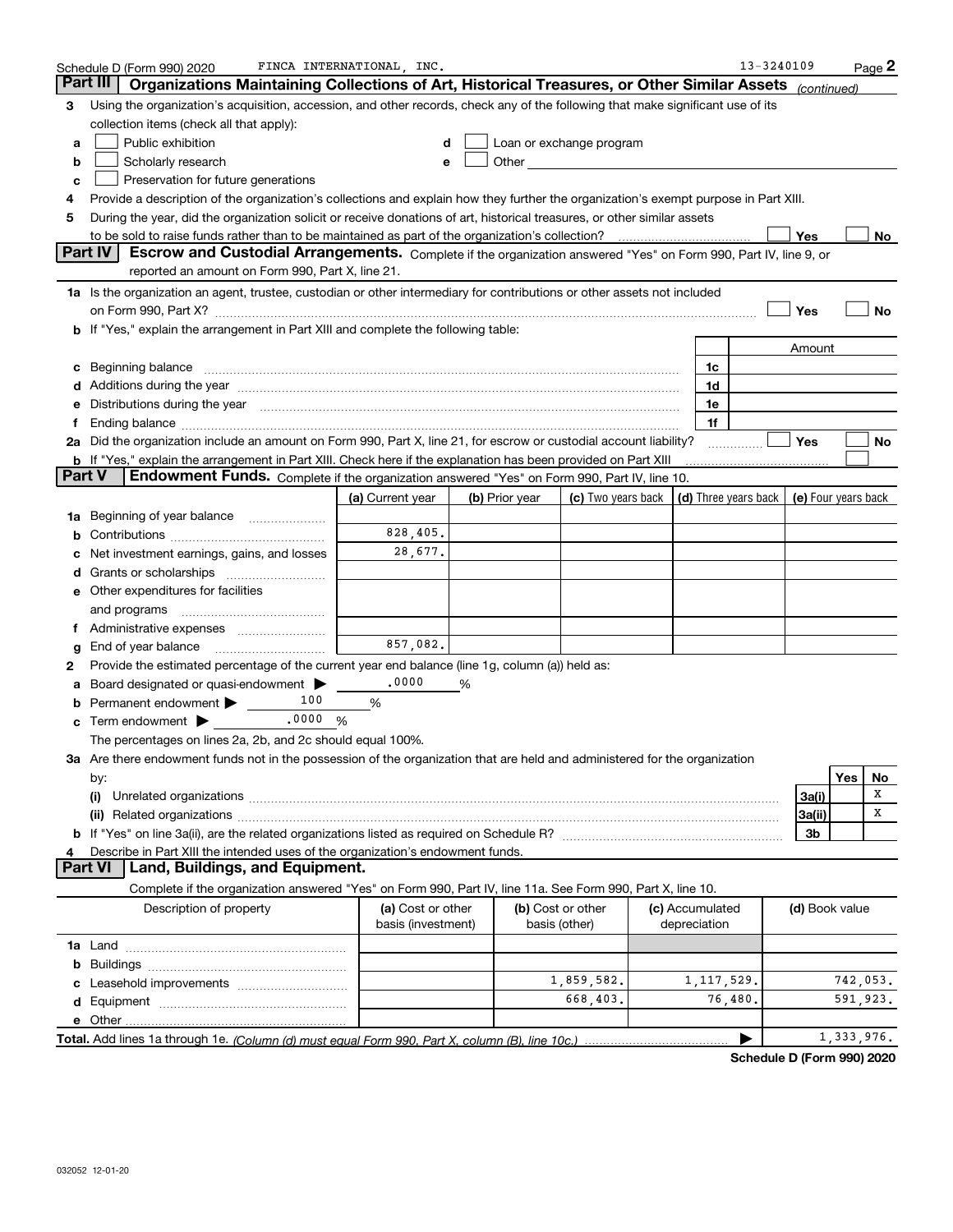Schedule D (Form 990) 2020 FINCA INTERNATIONAL, INC. 13-3240109

## Part III Organizations Maintaining Collections of Art, Historical Treasures, or Other Similar Assets *(continued)*

3 Using the organization's acquisition, accession, and other records, check any of the following that make significant use of its collection items (check all that apply):

- a ☐ Public exhibition
- b ☐ Scholarly research
- c ☐ Preservation for future generations
- d ☐ Loan or exchange program
- e ☐ Other

4 Provide a description of the organization's collections and explain how they further the organization's exempt purpose in Part XIII.

5 During the year, did the organization solicit or receive donations of art, historical treasures, or other similar assets to be sold to raise funds rather than to be maintained as part of the organization's collection? ☐ Yes ☐ No

## Part IV Escrow and Custodial Arrangements.

Complete if the organization answered "Yes" on Form 990, Part IV, line 9, or reported an amount on Form 990, Part X, line 21.

1a Is the organization an agent, trustee, custodian or other intermediary for contributions or other assets not included on Form 990, Part X? ☐ Yes ☐ No

b If "Yes," explain the arrangement in Part XIII and complete the following table:

| | | Amount |
|---|---|---|
| c Beginning balance | 1c | |
| d Additions during the year | 1d | |
| e Distributions during the year | 1e | |
| f Ending balance | 1f | |

2a Did the organization include an amount on Form 990, Part X, line 21, for escrow or custodial account liability? ☐ Yes ☐ No

b If "Yes," explain the arrangement in Part XIII. Check here if the explanation has been provided on Part XIII ☐

## Part V Endowment Funds.

Complete if the organization answered "Yes" on Form 990, Part IV, line 10.

| | (a) Current year | (b) Prior year | (c) Two years back | (d) Three years back | (e) Four years back |
|---|---|---|---|---|---|
| 1a Beginning of year balance | | | | | |
| b Contributions | 828,405. | | | | |
| c Net investment earnings, gains, and losses | 28,677. | | | | |
| d Grants or scholarships | | | | | |
| e Other expenditures for facilities and programs | | | | | |
| f Administrative expenses | | | | | |
| g End of year balance | 857,082. | | | | |

2 Provide the estimated percentage of the current year end balance (line 1g, column (a)) held as:

- a Board designated or quasi-endowment ▶ .0000 %
- b Permanent endowment ▶ 100 %
- c Term endowment ▶ .0000 %

The percentages on lines 2a, 2b, and 2c should equal 100%.

3a Are there endowment funds not in the possession of the organization that are held and administered for the organization by:

| | | Yes | No |
|---|---|---|---|
| (i) Unrelated organizations | 3a(i) | | X |
| (ii) Related organizations | 3a(ii) | | X |
| b If "Yes" on line 3a(ii), are the related organizations listed as required on Schedule R? | 3b | | |

4 Describe in Part XIII the intended uses of the organization's endowment funds.

## Part VI Land, Buildings, and Equipment.

Complete if the organization answered "Yes" on Form 990, Part IV, line 11a. See Form 990, Part X, line 10.

| Description of property | (a) Cost or other basis (investment) | (b) Cost or other basis (other) | (c) Accumulated depreciation | (d) Book value |
|---|---|---|---|---|
| 1a Land | | | | |
| b Buildings | | | | |
| c Leasehold improvements | | 1,859,582. | 1,117,529. | 742,053. |
| d Equipment | | 668,403. | 76,480. | 591,923. |
| e Other | | | | |
| **Total.** Add lines 1a through 1e. *(Column (d) must equal Form 990, Part X, column (B), line 10c.)* | | | ▶ | 1,333,976. |

**Schedule D (Form 990) 2020**

032052 12-01-20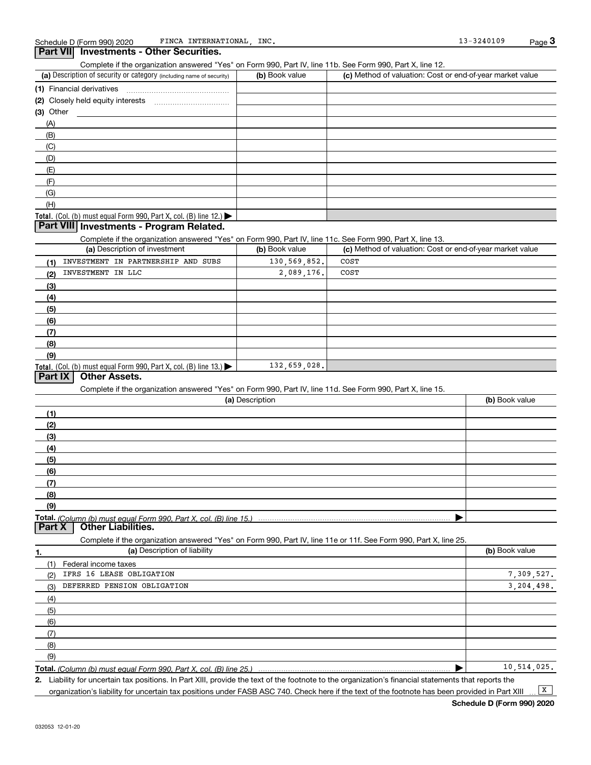Schedule D (Form 990) 2020 FINCA INTERNATIONAL, INC. 13-3240109

## Part VII Investments - Other Securities.

Complete if the organization answered "Yes" on Form 990, Part IV, line 11b. See Form 990, Part X, line 12.

| (a) Description of security or category (including name of security) | (b) Book value | (c) Method of valuation: Cost or end-of-year market value |
|---|---|---|
| (1) Financial derivatives | | |
| (2) Closely held equity interests | | |
| (3) Other | | |
| (A) | | |
| (B) | | |
| (C) | | |
| (D) | | |
| (E) | | |
| (F) | | |
| (G) | | |
| (H) | | |
| **Total.** (Col. (b) must equal Form 990, Part X, col. (B) line 12.) | | |

## Part VIII Investments - Program Related.

Complete if the organization answered "Yes" on Form 990, Part IV, line 11c. See Form 990, Part X, line 13.

| (a) Description of investment | (b) Book value | (c) Method of valuation: Cost or end-of-year market value |
|---|---|---|
| (1) INVESTMENT IN PARTNERSHIP AND SUBS | 130,569,852. | COST |
| (2) INVESTMENT IN LLC | 2,089,176. | COST |
| (3) | | |
| (4) | | |
| (5) | | |
| (6) | | |
| (7) | | |
| (8) | | |
| (9) | | |
| **Total.** (Col. (b) must equal Form 990, Part X, col. (B) line 13.) | 132,659,028. | |

## Part IX Other Assets.

Complete if the organization answered "Yes" on Form 990, Part IV, line 11d. See Form 990, Part X, line 15.

| (a) Description | (b) Book value |
|---|---|
| (1) | |
| (2) | |
| (3) | |
| (4) | |
| (5) | |
| (6) | |
| (7) | |
| (8) | |
| (9) | |
| **Total.** *(Column (b) must equal Form 990, Part X, col. (B) line 15.)* | |

## Part X Other Liabilities.

Complete if the organization answered "Yes" on Form 990, Part IV, line 11e or 11f. See Form 990, Part X, line 25.

| 1. (a) Description of liability | (b) Book value |
|---|---|
| (1) Federal income taxes | |
| (2) IFRS 16 LEASE OBLIGATION | 7,309,527. |
| (3) DEFERRED PENSION OBLIGATION | 3,204,498. |
| (4) | |
| (5) | |
| (6) | |
| (7) | |
| (8) | |
| (9) | |
| **Total.** *(Column (b) must equal Form 990, Part X, col. (B) line 25.)* | 10,514,025. |

2. Liability for uncertain tax positions. In Part XIII, provide the text of the footnote to the organization's financial statements that reports the organization's liability for uncertain tax positions under FASB ASC 740. Check here if the text of the footnote has been provided in Part XIII ... [X]

Schedule D (Form 990) 2020

032053 12-01-20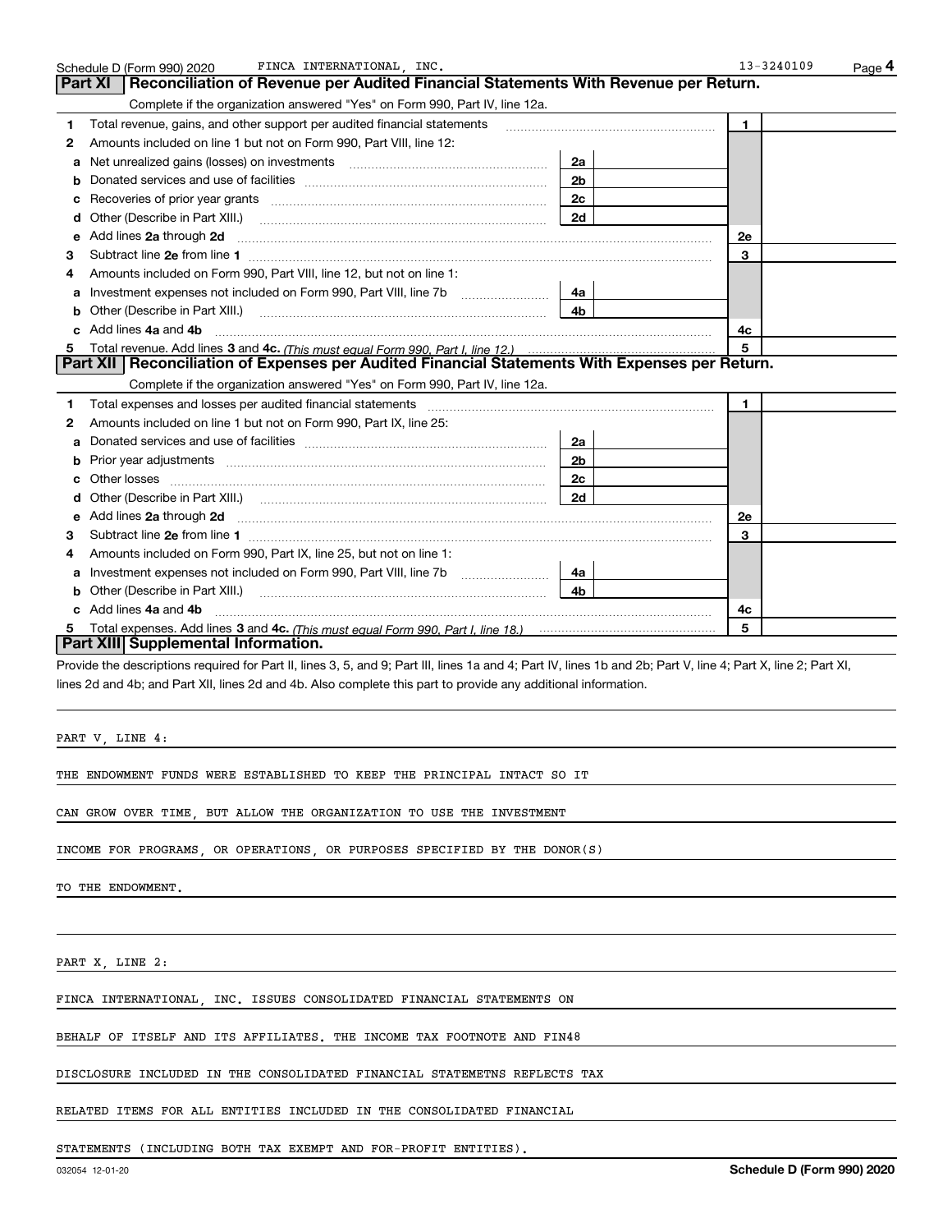Schedule D (Form 990) 2020 FINCA INTERNATIONAL, INC. 13-3240109

## Part XI Reconciliation of Revenue per Audited Financial Statements With Revenue per Return.

Complete if the organization answered "Yes" on Form 990, Part IV, line 12a.

| | | | | | |
|---|---|---|---|---|---|
| 1 | Total revenue, gains, and other support per audited financial statements | | | 1 | |
| 2 | Amounts included on line 1 but not on Form 990, Part VIII, line 12: | | | | |
| a | Net unrealized gains (losses) on investments | 2a | | | |
| b | Donated services and use of facilities | 2b | | | |
| c | Recoveries of prior year grants | 2c | | | |
| d | Other (Describe in Part XIII.) | 2d | | | |
| e | Add lines **2a** through **2d** | | | 2e | |
| 3 | Subtract line **2e** from line **1** | | | 3 | |
| 4 | Amounts included on Form 990, Part VIII, line 12, but not on line 1: | | | | |
| a | Investment expenses not included on Form 990, Part VIII, line 7b | 4a | | | |
| b | Other (Describe in Part XIII.) | 4b | | | |
| c | Add lines **4a** and **4b** | | | 4c | |
| 5 | Total revenue. Add lines **3** and **4c.** *(This must equal Form 990, Part I, line 12.)* | | | 5 | |

## Part XII Reconciliation of Expenses per Audited Financial Statements With Expenses per Return.

Complete if the organization answered "Yes" on Form 990, Part IV, line 12a.

| | | | | | |
|---|---|---|---|---|---|
| 1 | Total expenses and losses per audited financial statements | | | 1 | |
| 2 | Amounts included on line 1 but not on Form 990, Part IX, line 25: | | | | |
| a | Donated services and use of facilities | 2a | | | |
| b | Prior year adjustments | 2b | | | |
| c | Other losses | 2c | | | |
| d | Other (Describe in Part XIII.) | 2d | | | |
| e | Add lines **2a** through **2d** | | | 2e | |
| 3 | Subtract line **2e** from line **1** | | | 3 | |
| 4 | Amounts included on Form 990, Part IX, line 25, but not on line 1: | | | | |
| a | Investment expenses not included on Form 990, Part VIII, line 7b | 4a | | | |
| b | Other (Describe in Part XIII.) | 4b | | | |
| c | Add lines **4a** and **4b** | | | 4c | |
| 5 | Total expenses. Add lines **3** and **4c.** *(This must equal Form 990, Part I, line 18.)* | | | 5 | |

## Part XIII Supplemental Information.

Provide the descriptions required for Part II, lines 3, 5, and 9; Part III, lines 1a and 4; Part IV, lines 1b and 2b; Part V, line 4; Part X, line 2; Part XI, lines 2d and 4b; and Part XII, lines 2d and 4b. Also complete this part to provide any additional information.

PART V, LINE 4:

THE ENDOWMENT FUNDS WERE ESTABLISHED TO KEEP THE PRINCIPAL INTACT SO IT CAN GROW OVER TIME, BUT ALLOW THE ORGANIZATION TO USE THE INVESTMENT INCOME FOR PROGRAMS, OR OPERATIONS, OR PURPOSES SPECIFIED BY THE DONOR(S) TO THE ENDOWMENT.

PART X, LINE 2:

FINCA INTERNATIONAL, INC. ISSUES CONSOLIDATED FINANCIAL STATEMENTS ON BEHALF OF ITSELF AND ITS AFFILIATES. THE INCOME TAX FOOTNOTE AND FIN48 DISCLOSURE INCLUDED IN THE CONSOLIDATED FINANCIAL STATEMETNS REFLECTS TAX RELATED ITEMS FOR ALL ENTITIES INCLUDED IN THE CONSOLIDATED FINANCIAL STATEMENTS (INCLUDING BOTH TAX EXEMPT AND FOR-PROFIT ENTITIES).

032054 12-01-20 **Schedule D (Form 990) 2020**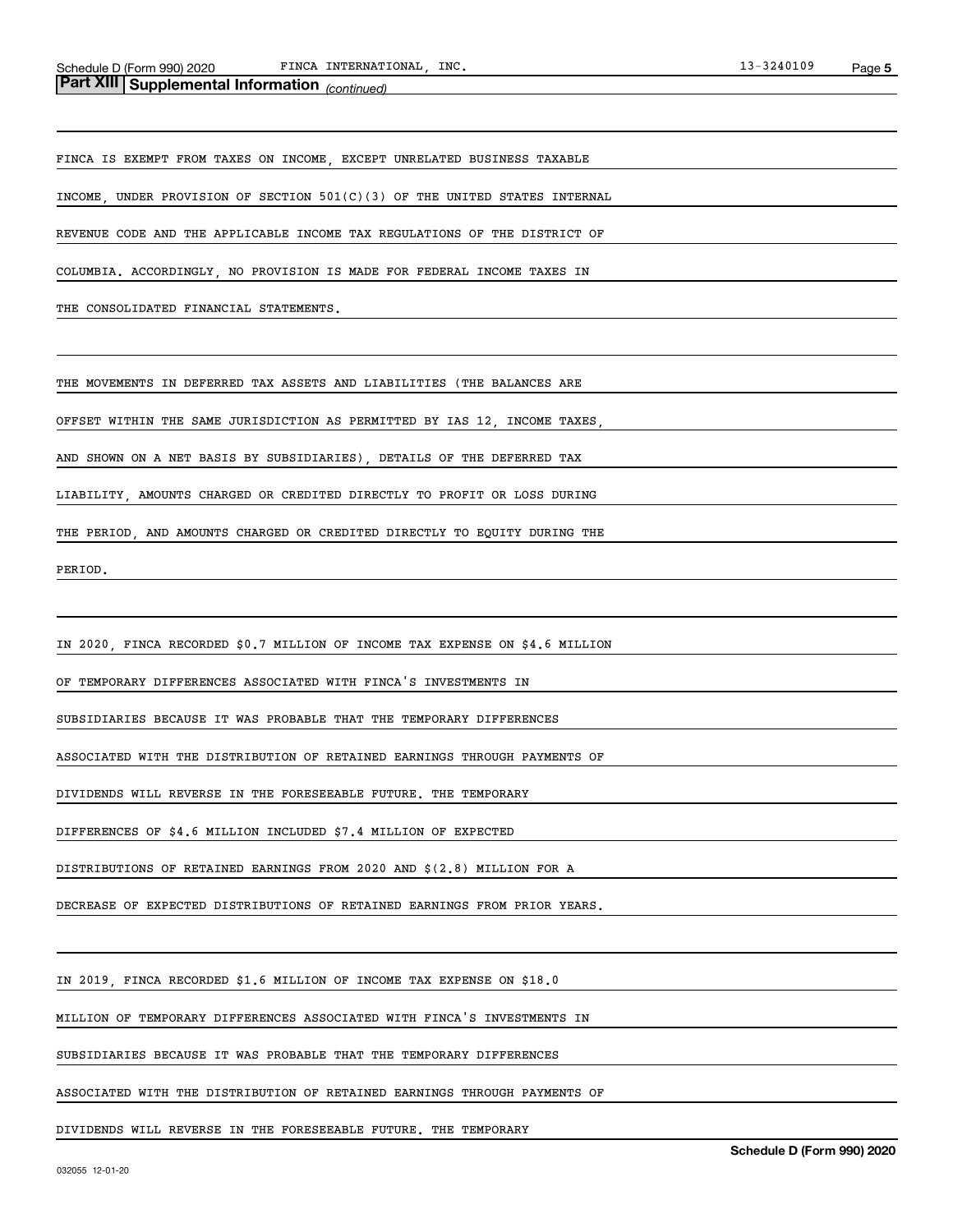**Part XIII | Supplemental Information** *(continued)*

FINCA IS EXEMPT FROM TAXES ON INCOME, EXCEPT UNRELATED BUSINESS TAXABLE INCOME, UNDER PROVISION OF SECTION 501(C)(3) OF THE UNITED STATES INTERNAL REVENUE CODE AND THE APPLICABLE INCOME TAX REGULATIONS OF THE DISTRICT OF COLUMBIA. ACCORDINGLY, NO PROVISION IS MADE FOR FEDERAL INCOME TAXES IN THE CONSOLIDATED FINANCIAL STATEMENTS.

THE MOVEMENTS IN DEFERRED TAX ASSETS AND LIABILITIES (THE BALANCES ARE OFFSET WITHIN THE SAME JURISDICTION AS PERMITTED BY IAS 12, INCOME TAXES, AND SHOWN ON A NET BASIS BY SUBSIDIARIES), DETAILS OF THE DEFERRED TAX LIABILITY, AMOUNTS CHARGED OR CREDITED DIRECTLY TO PROFIT OR LOSS DURING THE PERIOD, AND AMOUNTS CHARGED OR CREDITED DIRECTLY TO EQUITY DURING THE PERIOD.

IN 2020, FINCA RECORDED $0.7 MILLION OF INCOME TAX EXPENSE ON $4.6 MILLION OF TEMPORARY DIFFERENCES ASSOCIATED WITH FINCA'S INVESTMENTS IN SUBSIDIARIES BECAUSE IT WAS PROBABLE THAT THE TEMPORARY DIFFERENCES ASSOCIATED WITH THE DISTRIBUTION OF RETAINED EARNINGS THROUGH PAYMENTS OF DIVIDENDS WILL REVERSE IN THE FORESEEABLE FUTURE. THE TEMPORARY DIFFERENCES OF $4.6 MILLION INCLUDED $7.4 MILLION OF EXPECTED DISTRIBUTIONS OF RETAINED EARNINGS FROM 2020 AND $(2.8) MILLION FOR A DECREASE OF EXPECTED DISTRIBUTIONS OF RETAINED EARNINGS FROM PRIOR YEARS.

IN 2019, FINCA RECORDED $1.6 MILLION OF INCOME TAX EXPENSE ON $18.0 MILLION OF TEMPORARY DIFFERENCES ASSOCIATED WITH FINCA'S INVESTMENTS IN SUBSIDIARIES BECAUSE IT WAS PROBABLE THAT THE TEMPORARY DIFFERENCES ASSOCIATED WITH THE DISTRIBUTION OF RETAINED EARNINGS THROUGH PAYMENTS OF DIVIDENDS WILL REVERSE IN THE FORESEEABLE FUTURE. THE TEMPORARY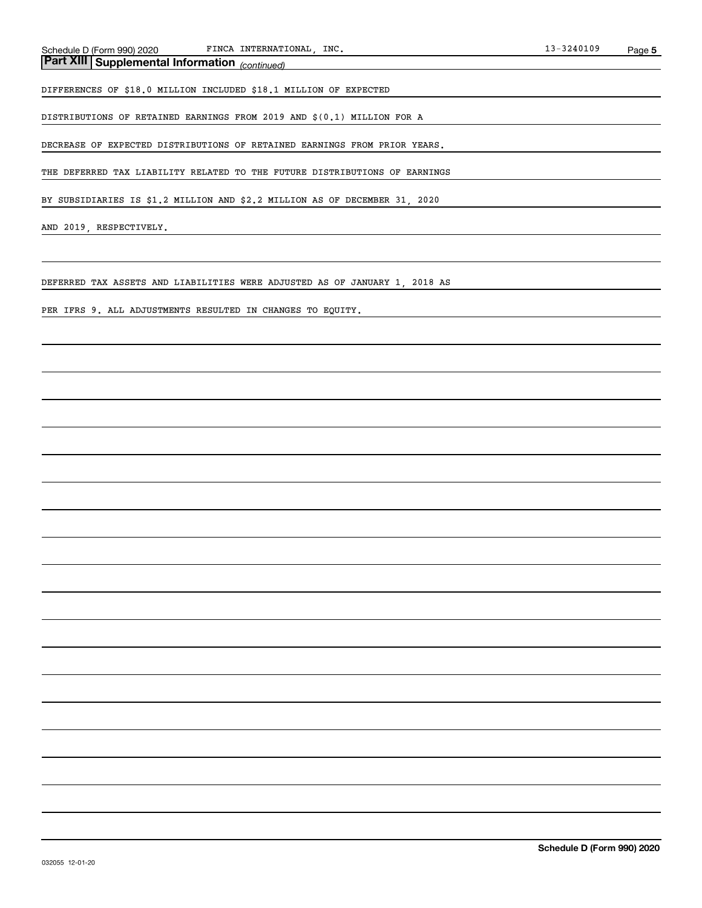## Part XIII Supplemental Information *(continued)*

DIFFERENCES OF $18.0 MILLION INCLUDED $18.1 MILLION OF EXPECTED DISTRIBUTIONS OF RETAINED EARNINGS FROM 2019 AND $(0.1) MILLION FOR A DECREASE OF EXPECTED DISTRIBUTIONS OF RETAINED EARNINGS FROM PRIOR YEARS. THE DEFERRED TAX LIABILITY RELATED TO THE FUTURE DISTRIBUTIONS OF EARNINGS BY SUBSIDIARIES IS $1.2 MILLION AND $2.2 MILLION AS OF DECEMBER 31, 2020 AND 2019, RESPECTIVELY.

DEFERRED TAX ASSETS AND LIABILITIES WERE ADJUSTED AS OF JANUARY 1, 2018 AS PER IFRS 9. ALL ADJUSTMENTS RESULTED IN CHANGES TO EQUITY.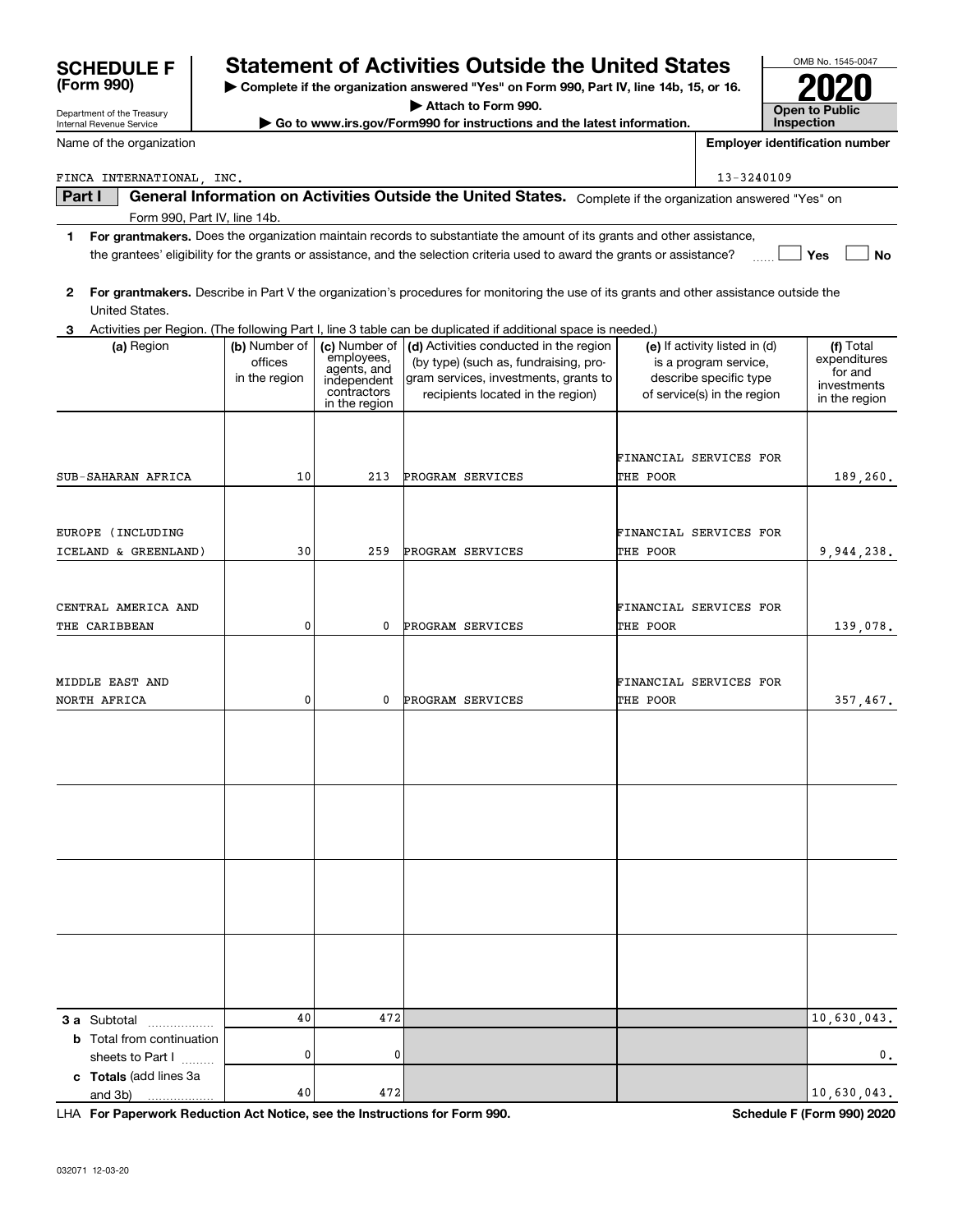**SCHEDULE F (Form 990)**

Department of the Treasury
Internal Revenue Service

# Statement of Activities Outside the United States

▶ Complete if the organization answered "Yes" on Form 990, Part IV, line 14b, 15, or 16.
▶ Attach to Form 990.
▶ Go to www.irs.gov/Form990 for instructions and the latest information.

OMB No. 1545-0047

**2020**

**Open to Public Inspection**

Name of the organization: FINCA INTERNATIONAL, INC.

Employer identification number: 13-3240109

**Part I — General Information on Activities Outside the United States.** Complete if the organization answered "Yes" on Form 990, Part IV, line 14b.

**1** **For grantmakers.** Does the organization maintain records to substantiate the amount of its grants and other assistance, the grantees' eligibility for the grants or assistance, and the selection criteria used to award the grants or assistance? ☐ Yes ☐ No

**2** **For grantmakers.** Describe in Part V the organization's procedures for monitoring the use of its grants and other assistance outside the United States.

**3** Activities per Region. (The following Part I, line 3 table can be duplicated if additional space is needed.)

| (a) Region | (b) Number of offices in the region | (c) Number of employees, agents, and independent contractors in the region | (d) Activities conducted in the region (by type) (such as, fundraising, program services, investments, grants to recipients located in the region) | (e) If activity listed in (d) is a program service, describe specific type of service(s) in the region | (f) Total expenditures for and investments in the region |
|---|---|---|---|---|---|
| SUB-SAHARAN AFRICA | 10 | 213 | PROGRAM SERVICES | FINANCIAL SERVICES FOR THE POOR | 189,260. |
| EUROPE (INCLUDING ICELAND & GREENLAND) | 30 | 259 | PROGRAM SERVICES | FINANCIAL SERVICES FOR THE POOR | 9,944,238. |
| CENTRAL AMERICA AND THE CARIBBEAN | 0 | 0 | PROGRAM SERVICES | FINANCIAL SERVICES FOR THE POOR | 139,078. |
| MIDDLE EAST AND NORTH AFRICA | 0 | 0 | PROGRAM SERVICES | FINANCIAL SERVICES FOR THE POOR | 357,467. |
| | | | | | |
| | | | | | |
| | | | | | |
| | | | | | |
| **3 a** Subtotal | 40 | 472 | | | 10,630,043. |
| **b** Total from continuation sheets to Part I | 0 | 0 | | | 0. |
| **c Totals** (add lines 3a and 3b) | 40 | 472 | | | 10,630,043. |

LHA **For Paperwork Reduction Act Notice, see the Instructions for Form 990.** **Schedule F (Form 990) 2020**

032071 12-03-20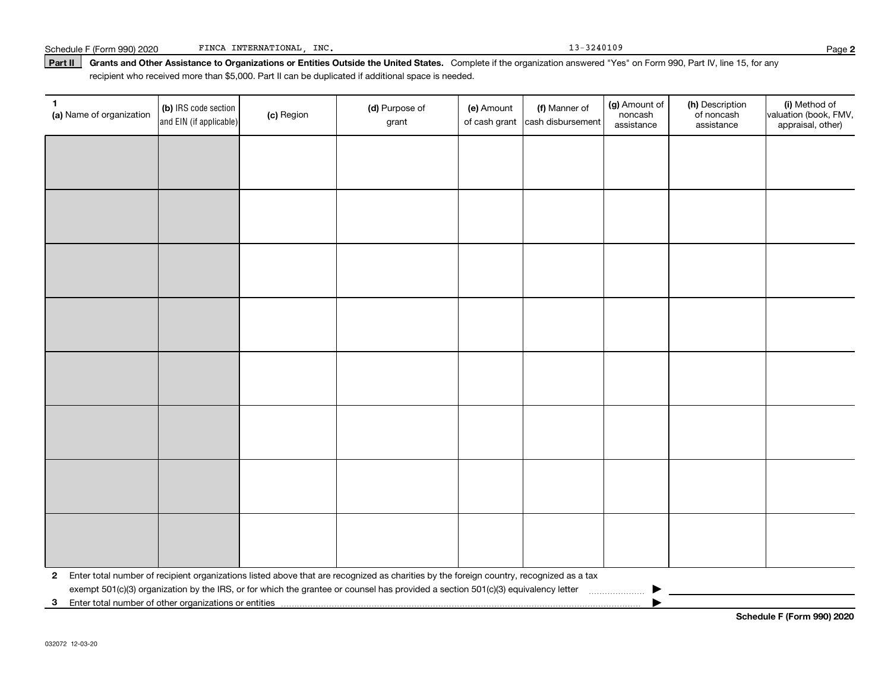Schedule F (Form 990) 2020 FINCA INTERNATIONAL, INC. 13-3240109

**Part II** **Grants and Other Assistance to Organizations or Entities Outside the United States.** Complete if the organization answered "Yes" on Form 990, Part IV, line 15, for any recipient who received more than $5,000. Part II can be duplicated if additional space is needed.

| 1 (a) Name of organization | (b) IRS code section and EIN (if applicable) | (c) Region | (d) Purpose of grant | (e) Amount of cash grant | (f) Manner of cash disbursement | (g) Amount of noncash assistance | (h) Description of noncash assistance | (i) Method of valuation (book, FMV, appraisal, other) |
|---|---|---|---|---|---|---|---|---|
| | | | | | | | | |
| | | | | | | | | |
| | | | | | | | | |
| | | | | | | | | |
| | | | | | | | | |
| | | | | | | | | |
| | | | | | | | | |
| | | | | | | | | |

**2** Enter total number of recipient organizations listed above that are recognized as charities by the foreign country, recognized as a tax exempt 501(c)(3) organization by the IRS, or for which the grantee or counsel has provided a section 501(c)(3) equivalency letter ▶

**3** Enter total number of other organizations or entities ▶

**Schedule F (Form 990) 2020**

032072 12-03-20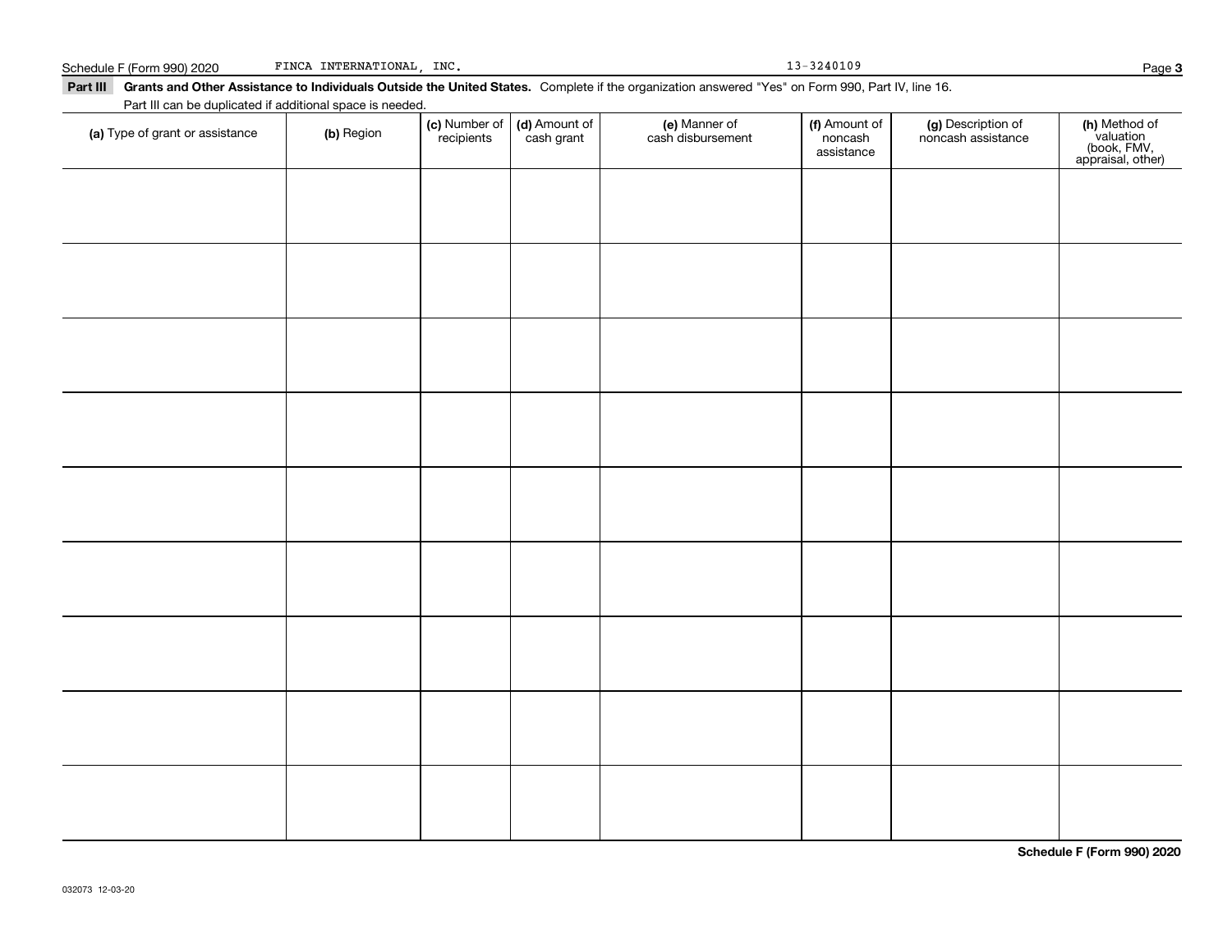Schedule F (Form 990) 2020 FINCA INTERNATIONAL, INC. 13-3240109

**Part III** **Grants and Other Assistance to Individuals Outside the United States.** Complete if the organization answered "Yes" on Form 990, Part IV, line 16.

Part III can be duplicated if additional space is needed.

| (a) Type of grant or assistance | (b) Region | (c) Number of recipients | (d) Amount of cash grant | (e) Manner of cash disbursement | (f) Amount of noncash assistance | (g) Description of noncash assistance | (h) Method of valuation (book, FMV, appraisal, other) |
|---|---|---|---|---|---|---|---|
| | | | | | | | |
| | | | | | | | |
| | | | | | | | |
| | | | | | | | |
| | | | | | | | |
| | | | | | | | |
| | | | | | | | |
| | | | | | | | |
| | | | | | | | |

**Schedule F (Form 990) 2020**

032073 12-03-20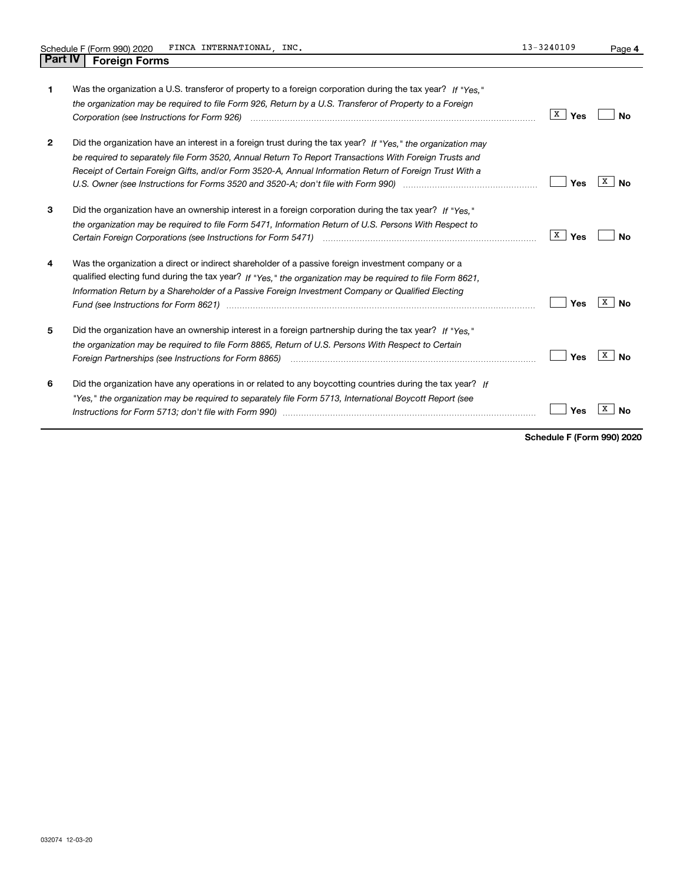Schedule F (Form 990) 2020 FINCA INTERNATIONAL, INC. 13-3240109

## Part IV Foreign Forms

| | | | |
|---|---|---|---|
| **1** | Was the organization a U.S. transferor of property to a foreign corporation during the tax year? *If "Yes," the organization may be required to file Form 926, Return by a U.S. Transferor of Property to a Foreign Corporation (see Instructions for Form 926)* | [X] Yes | [ ] No |
| **2** | Did the organization have an interest in a foreign trust during the tax year? *If "Yes," the organization may be required to separately file Form 3520, Annual Return To Report Transactions With Foreign Trusts and Receipt of Certain Foreign Gifts, and/or Form 3520-A, Annual Information Return of Foreign Trust With a U.S. Owner (see Instructions for Forms 3520 and 3520-A; don't file with Form 990)* | [ ] Yes | [X] No |
| **3** | Did the organization have an ownership interest in a foreign corporation during the tax year? *If "Yes," the organization may be required to file Form 5471, Information Return of U.S. Persons With Respect to Certain Foreign Corporations (see Instructions for Form 5471)* | [X] Yes | [ ] No |
| **4** | Was the organization a direct or indirect shareholder of a passive foreign investment company or a qualified electing fund during the tax year? *If "Yes," the organization may be required to file Form 8621, Information Return by a Shareholder of a Passive Foreign Investment Company or Qualified Electing Fund (see Instructions for Form 8621)* | [ ] Yes | [X] No |
| **5** | Did the organization have an ownership interest in a foreign partnership during the tax year? *If "Yes," the organization may be required to file Form 8865, Return of U.S. Persons With Respect to Certain Foreign Partnerships (see Instructions for Form 8865)* | [ ] Yes | [X] No |
| **6** | Did the organization have any operations in or related to any boycotting countries during the tax year? *If "Yes," the organization may be required to separately file Form 5713, International Boycott Report (see Instructions for Form 5713; don't file with Form 990)* | [ ] Yes | [X] No |

**Schedule F (Form 990) 2020**

032074 12-03-20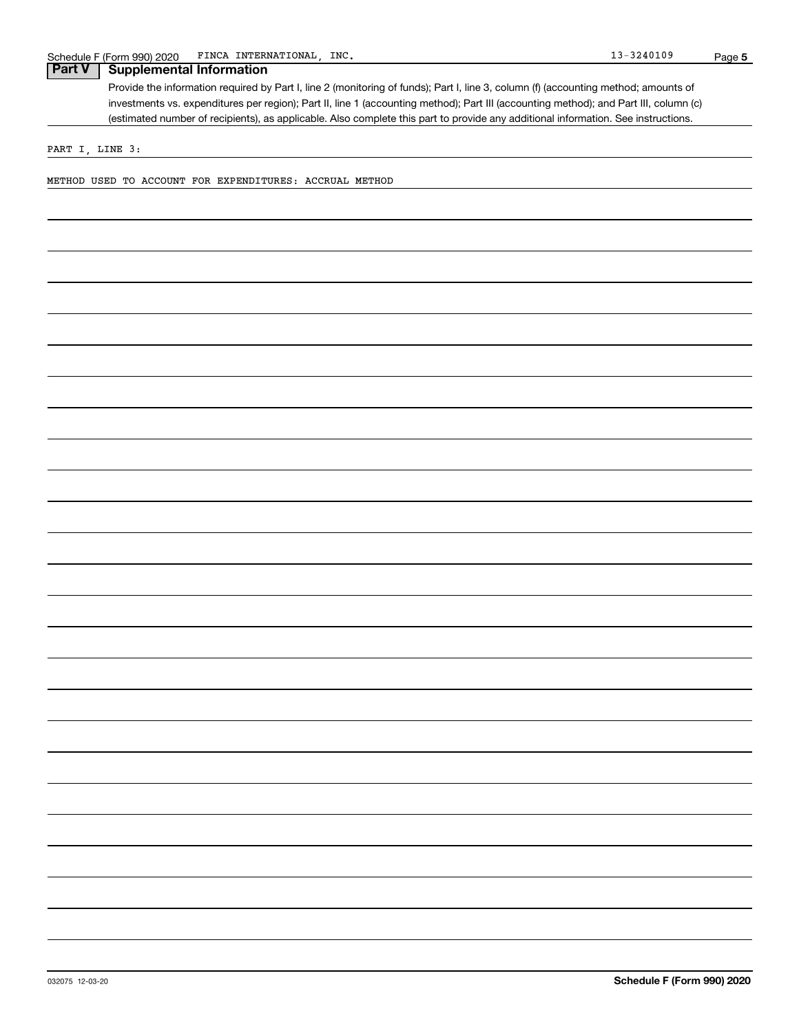Schedule F (Form 990) 2020 FINCA INTERNATIONAL, INC. 13-3240109

## Part V Supplemental Information

Provide the information required by Part I, line 2 (monitoring of funds); Part I, line 3, column (f) (accounting method; amounts of investments vs. expenditures per region); Part II, line 1 (accounting method); Part III (accounting method); and Part III, column (c) (estimated number of recipients), as applicable. Also complete this part to provide any additional information. See instructions.

PART I, LINE 3:

METHOD USED TO ACCOUNT FOR EXPENDITURES: ACCRUAL METHOD

032075 12-03-20

Schedule F (Form 990) 2020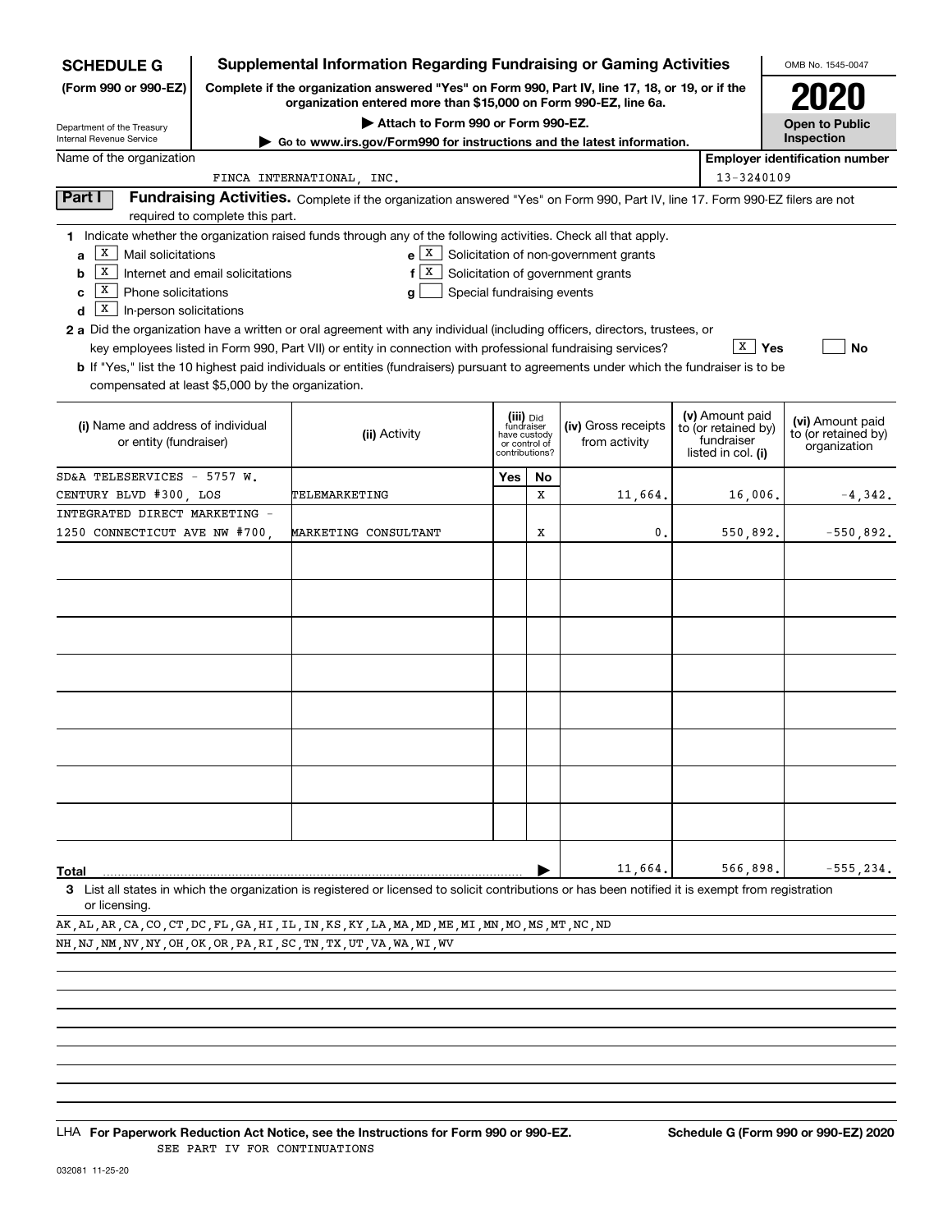# SCHEDULE G (Form 990 or 990-EZ)

Department of the Treasury
Internal Revenue Service

## Supplemental Information Regarding Fundraising or Gaming Activities

**Complete if the organization answered "Yes" on Form 990, Part IV, line 17, 18, or 19, or if the organization entered more than $15,000 on Form 990-EZ, line 6a.**

**▶ Attach to Form 990 or Form 990-EZ.**

**▶ Go to www.irs.gov/Form990 for instructions and the latest information.**

OMB No. 1545-0047

**2020**

**Open to Public Inspection**

Name of the organization: FINCA INTERNATIONAL, INC.

Employer identification number: 13-3240109

**Part I — Fundraising Activities.** Complete if the organization answered "Yes" on Form 990, Part IV, line 17. Form 990-EZ filers are not required to complete this part.

1 Indicate whether the organization raised funds through any of the following activities. Check all that apply.

- a [X] Mail solicitations
- b [X] Internet and email solicitations
- c [X] Phone solicitations
- d [X] In-person solicitations
- e [X] Solicitation of non-government grants
- f [X] Solicitation of government grants
- g [ ] Special fundraising events

2 a Did the organization have a written or oral agreement with any individual (including officers, directors, trustees, or key employees listed in Form 990, Part VII) or entity in connection with professional fundraising services? [X] Yes [ ] No

b If "Yes," list the 10 highest paid individuals or entities (fundraisers) pursuant to agreements under which the fundraiser is to be compensated at least $5,000 by the organization.

| (i) Name and address of individual or entity (fundraiser) | (ii) Activity | (iii) Did fundraiser have custody or control of contributions? Yes | No | (iv) Gross receipts from activity | (v) Amount paid to (or retained by) fundraiser listed in col. (i) | (vi) Amount paid to (or retained by) organization |
|---|---|---|---|---|---|---|
| SD&A TELESERVICES - 5757 W. CENTURY BLVD #300, LOS | TELEMARKETING | | X | 11,664. | 16,006. | -4,342. |
| INTEGRATED DIRECT MARKETING - 1250 CONNECTICUT AVE NW #700, | MARKETING CONSULTANT | | X | 0. | 550,892. | -550,892. |
| | | | | | | |
| | | | | | | |
| | | | | | | |
| | | | | | | |
| | | | | | | |
| | | | | | | |
| | | | | | | |
| | | | | | | |
| **Total** | | | ▶ | 11,664. | 566,898. | -555,234. |

3 List all states in which the organization is registered or licensed to solicit contributions or has been notified it is exempt from registration or licensing.

AK,AL,AR,CA,CO,CT,DC,FL,GA,HI,IL,IN,KS,KY,LA,MA,MD,ME,MI,MN,MO,MS,MT,NC,ND
NH,NJ,NM,NV,NY,OH,OK,OR,PA,RI,SC,TN,TX,UT,VA,WA,WI,WV

LHA **For Paperwork Reduction Act Notice, see the Instructions for Form 990 or 990-EZ.** **Schedule G (Form 990 or 990-EZ) 2020**

SEE PART IV FOR CONTINUATIONS

032081 11-25-20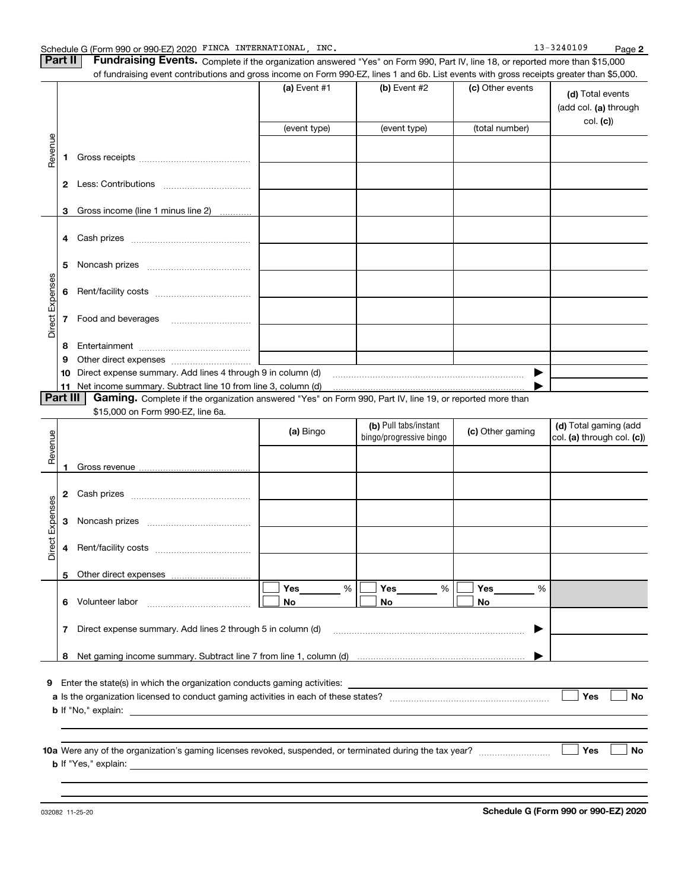Schedule G (Form 990 or 990-EZ) 2020 FINCA INTERNATIONAL, INC. 13-3240109

## Part II Fundraising Events.

Complete if the organization answered "Yes" on Form 990, Part IV, line 18, or reported more than $15,000 of fundraising event contributions and gross income on Form 990-EZ, lines 1 and 6b. List events with gross receipts greater than $5,000.

| | | (a) Event #1 | (b) Event #2 | (c) Other events | (d) Total events (add col. (a) through col. (c)) |
|---|---|---|---|---|---|
| | | (event type) | (event type) | (total number) | |
| Revenue | 1 Gross receipts | | | | |
| | 2 Less: Contributions | | | | |
| | 3 Gross income (line 1 minus line 2) | | | | |
| Direct Expenses | 4 Cash prizes | | | | |
| | 5 Noncash prizes | | | | |
| | 6 Rent/facility costs | | | | |
| | 7 Food and beverages | | | | |
| | 8 Entertainment | | | | |
| | 9 Other direct expenses | | | | |
| | 10 Direct expense summary. Add lines 4 through 9 in column (d) | | | ▶ | |
| | 11 Net income summary. Subtract line 10 from line 3, column (d) | | | ▶ | |

## Part III Gaming.

Complete if the organization answered "Yes" on Form 990, Part IV, line 19, or reported more than $15,000 on Form 990-EZ, line 6a.

| | | (a) Bingo | (b) Pull tabs/instant bingo/progressive bingo | (c) Other gaming | (d) Total gaming (add col. (a) through col. (c)) |
|---|---|---|---|---|---|
| Revenue | 1 Gross revenue | | | | |
| Direct Expenses | 2 Cash prizes | | | | |
| | 3 Noncash prizes | | | | |
| | 4 Rent/facility costs | | | | |
| | 5 Other direct expenses | | | | |
| | 6 Volunteer labor | ☐ Yes ____ % ☐ No | ☐ Yes ____ % ☐ No | ☐ Yes ____ % ☐ No | |
| | 7 Direct expense summary. Add lines 2 through 5 in column (d) | | | ▶ | |
| | 8 Net gaming income summary. Subtract line 7 from line 1, column (d) | | | ▶ | |

9 Enter the state(s) in which the organization conducts gaming activities: ______

a Is the organization licensed to conduct gaming activities in each of these states? ☐ Yes ☐ No

b If "No," explain: ______

10a Were any of the organization's gaming licenses revoked, suspended, or terminated during the tax year? ☐ Yes ☐ No

b If "Yes," explain: ______

032082 11-25-20 **Schedule G (Form 990 or 990-EZ) 2020**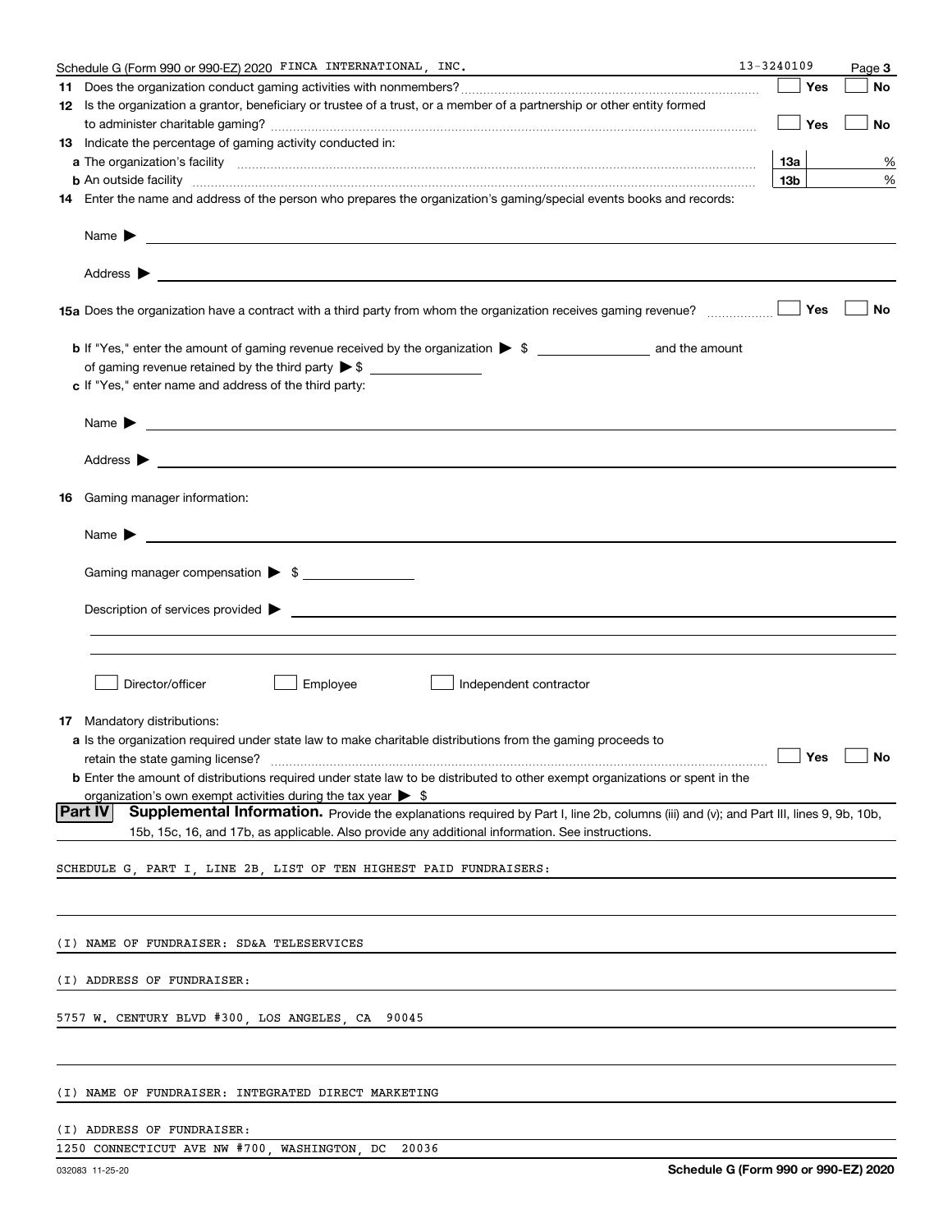Schedule G (Form 990 or 990-EZ) 2020 FINCA INTERNATIONAL, INC. 13-3240109 Page 3

**11** Does the organization conduct gaming activities with nonmembers? ☐ Yes ☐ No

**12** Is the organization a grantor, beneficiary or trustee of a trust, or a member of a partnership or other entity formed to administer charitable gaming? ☐ Yes ☐ No

**13** Indicate the percentage of gaming activity conducted in:

**a** The organization's facility **13a** %

**b** An outside facility **13b** %

**14** Enter the name and address of the person who prepares the organization's gaming/special events books and records:

Name ▶

Address ▶

**15a** Does the organization have a contract with a third party from whom the organization receives gaming revenue? ☐ Yes ☐ No

**b** If "Yes," enter the amount of gaming revenue received by the organization ▶ $ ______ and the amount of gaming revenue retained by the third party ▶ $ ______

**c** If "Yes," enter name and address of the third party:

Name ▶

Address ▶

**16** Gaming manager information:

Name ▶

Gaming manager compensation ▶ $

Description of services provided ▶

☐ Director/officer ☐ Employee ☐ Independent contractor

**17** Mandatory distributions:

**a** Is the organization required under state law to make charitable distributions from the gaming proceeds to retain the state gaming license? ☐ Yes ☐ No

**b** Enter the amount of distributions required under state law to be distributed to other exempt organizations or spent in the organization's own exempt activities during the tax year ▶ $

**Part IV** **Supplemental Information.** Provide the explanations required by Part I, line 2b, columns (iii) and (v); and Part III, lines 9, 9b, 10b, 15b, 15c, 16, and 17b, as applicable. Also provide any additional information. See instructions.

SCHEDULE G, PART I, LINE 2B, LIST OF TEN HIGHEST PAID FUNDRAISERS:

(I) NAME OF FUNDRAISER: SD&A TELESERVICES

(I) ADDRESS OF FUNDRAISER:

5757 W. CENTURY BLVD #300, LOS ANGELES, CA 90045

(I) NAME OF FUNDRAISER: INTEGRATED DIRECT MARKETING

(I) ADDRESS OF FUNDRAISER:

1250 CONNECTICUT AVE NW #700, WASHINGTON, DC 20036

032083 11-25-20 **Schedule G (Form 990 or 990-EZ) 2020**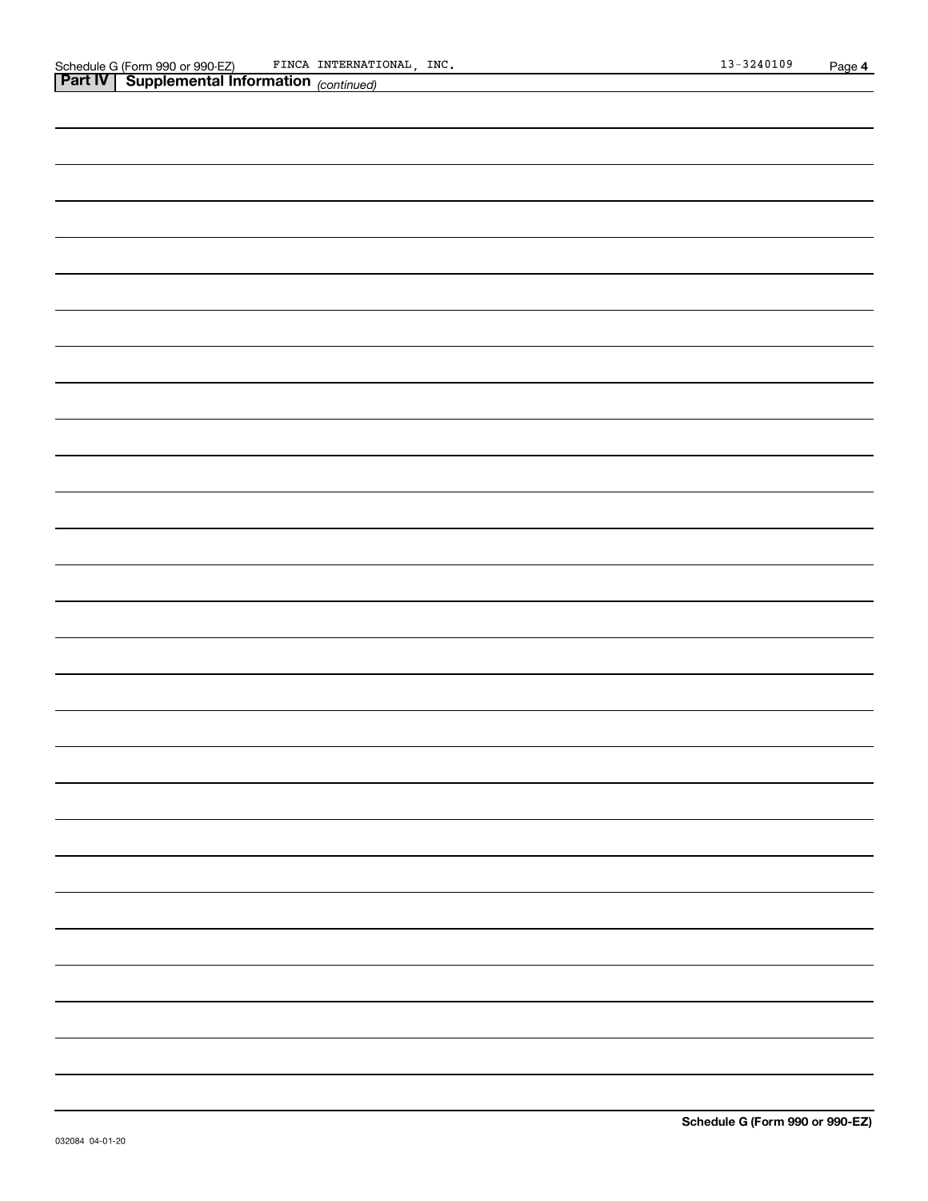## Part IV | Supplemental Information *(continued)*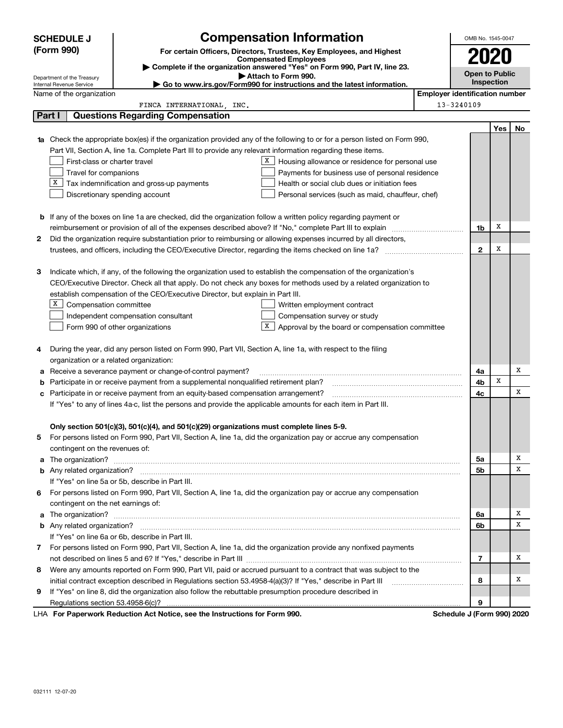**SCHEDULE J (Form 990)**

Department of the Treasury
Internal Revenue Service

# Compensation Information

**For certain Officers, Directors, Trustees, Key Employees, and Highest Compensated Employees**

▶ Complete if the organization answered "Yes" on Form 990, Part IV, line 23.
▶ Attach to Form 990.
▶ Go to www.irs.gov/Form990 for instructions and the latest information.

OMB No. 1545-0047

**2020**

**Open to Public Inspection**

Name of the organization: FINCA INTERNATIONAL, INC.

Employer identification number: 13-3240109

## Part I Questions Regarding Compensation

| | | | Yes | No |
|---|---|---|---|---|
| **1a** | Check the appropriate box(es) if the organization provided any of the following to or for a person listed on Form 990, Part VII, Section A, line 1a. Complete Part III to provide any relevant information regarding these items.<br>☐ First-class or charter travel ☒ Housing allowance or residence for personal use<br>☐ Travel for companions ☐ Payments for business use of personal residence<br>☒ Tax indemnification and gross-up payments ☐ Health or social club dues or initiation fees<br>☐ Discretionary spending account ☐ Personal services (such as maid, chauffeur, chef) | | | |
| **b** | If any of the boxes on line 1a are checked, did the organization follow a written policy regarding payment or reimbursement or provision of all of the expenses described above? If "No," complete Part III to explain | 1b | X | |
| **2** | Did the organization require substantiation prior to reimbursing or allowing expenses incurred by all directors, trustees, and officers, including the CEO/Executive Director, regarding the items checked on line 1a? | 2 | X | |
| **3** | Indicate which, if any, of the following the organization used to establish the compensation of the organization's CEO/Executive Director. Check all that apply. Do not check any boxes for methods used by a related organization to establish compensation of the CEO/Executive Director, but explain in Part III.<br>☒ Compensation committee ☐ Written employment contract<br>☐ Independent compensation consultant ☐ Compensation survey or study<br>☐ Form 990 of other organizations ☒ Approval by the board or compensation committee | | | |
| **4** | During the year, did any person listed on Form 990, Part VII, Section A, line 1a, with respect to the filing organization or a related organization: | | | |
| **a** | Receive a severance payment or change-of-control payment? | 4a | | X |
| **b** | Participate in or receive payment from a supplemental nonqualified retirement plan? | 4b | X | |
| **c** | Participate in or receive payment from an equity-based compensation arrangement? | 4c | | X |
| | If "Yes" to any of lines 4a-c, list the persons and provide the applicable amounts for each item in Part III. | | | |
| | **Only section 501(c)(3), 501(c)(4), and 501(c)(29) organizations must complete lines 5-9.** | | | |
| **5** | For persons listed on Form 990, Part VII, Section A, line 1a, did the organization pay or accrue any compensation contingent on the revenues of: | | | |
| **a** | The organization? | 5a | | X |
| **b** | Any related organization? | 5b | | X |
| | If "Yes" on line 5a or 5b, describe in Part III. | | | |
| **6** | For persons listed on Form 990, Part VII, Section A, line 1a, did the organization pay or accrue any compensation contingent on the net earnings of: | | | |
| **a** | The organization? | 6a | | X |
| **b** | Any related organization? | 6b | | X |
| | If "Yes" on line 6a or 6b, describe in Part III. | | | |
| **7** | For persons listed on Form 990, Part VII, Section A, line 1a, did the organization provide any nonfixed payments not described on lines 5 and 6? If "Yes," describe in Part III | 7 | | X |
| **8** | Were any amounts reported on Form 990, Part VII, paid or accrued pursuant to a contract that was subject to the initial contract exception described in Regulations section 53.4958-4(a)(3)? If "Yes," describe in Part III | 8 | | X |
| **9** | If "Yes" on line 8, did the organization also follow the rebuttable presumption procedure described in Regulations section 53.4958-6(c)? | 9 | | |

LHA **For Paperwork Reduction Act Notice, see the Instructions for Form 990.** **Schedule J (Form 990) 2020**

032111 12-07-20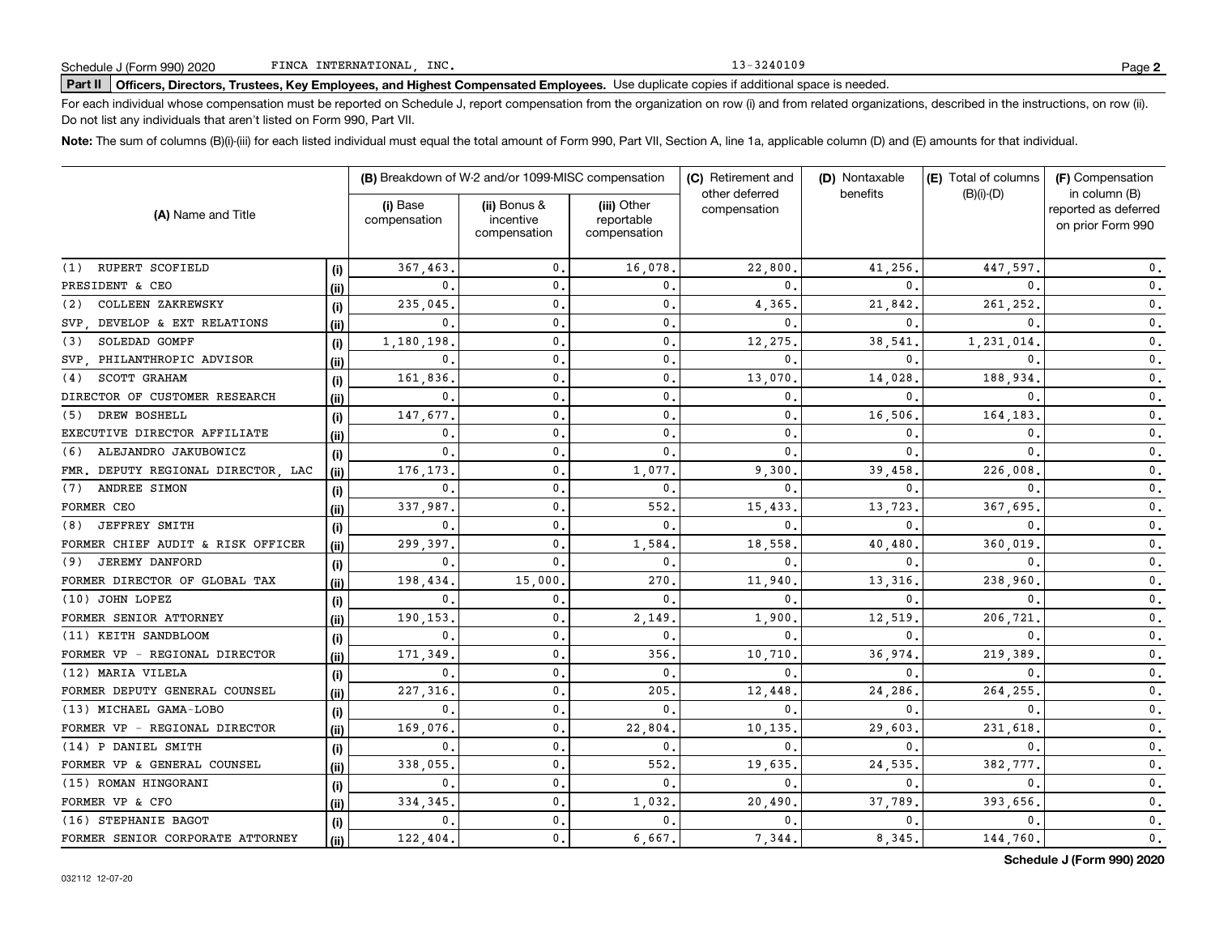Schedule J (Form 990) 2020 FINCA INTERNATIONAL, INC. 13-3240109

**Part II Officers, Directors, Trustees, Key Employees, and Highest Compensated Employees.** Use duplicate copies if additional space is needed.

For each individual whose compensation must be reported on Schedule J, report compensation from the organization on row (i) and from related organizations, described in the instructions, on row (ii). Do not list any individuals that aren't listed on Form 990, Part VII.

**Note:** The sum of columns (B)(i)-(iii) for each listed individual must equal the total amount of Form 990, Part VII, Section A, line 1a, applicable column (D) and (E) amounts for that individual.

| (A) Name and Title | | (B) Breakdown of W-2 and/or 1099-MISC compensation | | | (C) Retirement and other deferred compensation | (D) Nontaxable benefits | (E) Total of columns (B)(i)-(D) | (F) Compensation in column (B) reported as deferred on prior Form 990 |
|---|---|---|---|---|---|---|---|---|
| | | (i) Base compensation | (ii) Bonus & incentive compensation | (iii) Other reportable compensation | | | | |
| (1) RUPERT SCOFIELD | (i) | 367,463. | 0. | 16,078. | 22,800. | 41,256. | 447,597. | 0. |
| PRESIDENT & CEO | (ii) | 0. | 0. | 0. | 0. | 0. | 0. | 0. |
| (2) COLLEEN ZAKREWSKY | (i) | 235,045. | 0. | 0. | 4,365. | 21,842. | 261,252. | 0. |
| SVP, DEVELOP & EXT RELATIONS | (ii) | 0. | 0. | 0. | 0. | 0. | 0. | 0. |
| (3) SOLEDAD GOMPF | (i) | 1,180,198. | 0. | 0. | 12,275. | 38,541. | 1,231,014. | 0. |
| SVP, PHILANTHROPIC ADVISOR | (ii) | 0. | 0. | 0. | 0. | 0. | 0. | 0. |
| (4) SCOTT GRAHAM | (i) | 161,836. | 0. | 0. | 13,070. | 14,028. | 188,934. | 0. |
| DIRECTOR OF CUSTOMER RESEARCH | (ii) | 0. | 0. | 0. | 0. | 0. | 0. | 0. |
| (5) DREW BOSHELL | (i) | 147,677. | 0. | 0. | 0. | 16,506. | 164,183. | 0. |
| EXECUTIVE DIRECTOR AFFILIATE | (ii) | 0. | 0. | 0. | 0. | 0. | 0. | 0. |
| (6) ALEJANDRO JAKUBOWICZ | (i) | 0. | 0. | 0. | 0. | 0. | 0. | 0. |
| FMR. DEPUTY REGIONAL DIRECTOR, LAC | (ii) | 176,173. | 0. | 1,077. | 9,300. | 39,458. | 226,008. | 0. |
| (7) ANDREE SIMON | (i) | 0. | 0. | 0. | 0. | 0. | 0. | 0. |
| FORMER CEO | (ii) | 337,987. | 0. | 552. | 15,433. | 13,723. | 367,695. | 0. |
| (8) JEFFREY SMITH | (i) | 0. | 0. | 0. | 0. | 0. | 0. | 0. |
| FORMER CHIEF AUDIT & RISK OFFICER | (ii) | 299,397. | 0. | 1,584. | 18,558. | 40,480. | 360,019. | 0. |
| (9) JEREMY DANFORD | (i) | 0. | 0. | 0. | 0. | 0. | 0. | 0. |
| FORMER DIRECTOR OF GLOBAL TAX | (ii) | 198,434. | 15,000. | 270. | 11,940. | 13,316. | 238,960. | 0. |
| (10) JOHN LOPEZ | (i) | 0. | 0. | 0. | 0. | 0. | 0. | 0. |
| FORMER SENIOR ATTORNEY | (ii) | 190,153. | 0. | 2,149. | 1,900. | 12,519. | 206,721. | 0. |
| (11) KEITH SANDBLOOM | (i) | 0. | 0. | 0. | 0. | 0. | 0. | 0. |
| FORMER VP - REGIONAL DIRECTOR | (ii) | 171,349. | 0. | 356. | 10,710. | 36,974. | 219,389. | 0. |
| (12) MARIA VILELA | (i) | 0. | 0. | 0. | 0. | 0. | 0. | 0. |
| FORMER DEPUTY GENERAL COUNSEL | (ii) | 227,316. | 0. | 205. | 12,448. | 24,286. | 264,255. | 0. |
| (13) MICHAEL GAMA-LOBO | (i) | 0. | 0. | 0. | 0. | 0. | 0. | 0. |
| FORMER VP - REGIONAL DIRECTOR | (ii) | 169,076. | 0. | 22,804. | 10,135. | 29,603. | 231,618. | 0. |
| (14) P DANIEL SMITH | (i) | 0. | 0. | 0. | 0. | 0. | 0. | 0. |
| FORMER VP & GENERAL COUNSEL | (ii) | 338,055. | 0. | 552. | 19,635. | 24,535. | 382,777. | 0. |
| (15) ROMAN HINGORANI | (i) | 0. | 0. | 0. | 0. | 0. | 0. | 0. |
| FORMER VP & CFO | (ii) | 334,345. | 0. | 1,032. | 20,490. | 37,789. | 393,656. | 0. |
| (16) STEPHANIE BAGOT | (i) | 0. | 0. | 0. | 0. | 0. | 0. | 0. |
| FORMER SENIOR CORPORATE ATTORNEY | (ii) | 122,404. | 0. | 6,667. | 7,344. | 8,345. | 144,760. | 0. |

**Schedule J (Form 990) 2020**

032112 12-07-20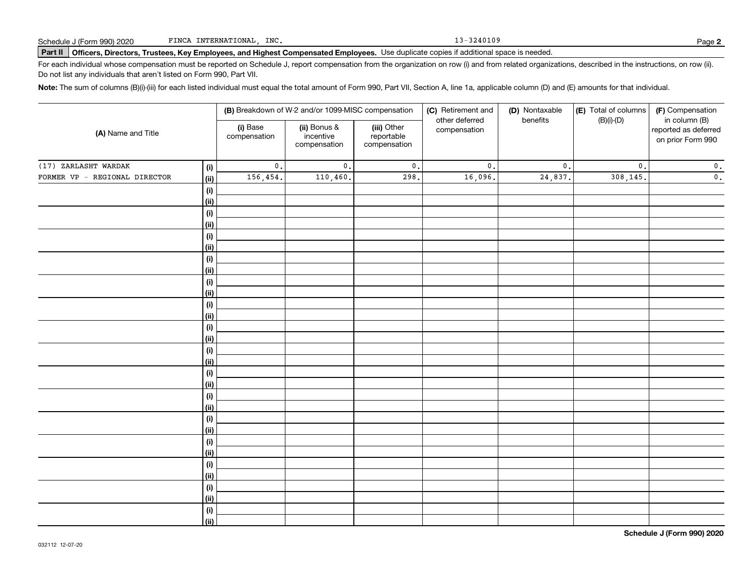Schedule J (Form 990) 2020 FINCA INTERNATIONAL, INC. 13-3240109

## Part II Officers, Directors, Trustees, Key Employees, and Highest Compensated Employees. Use duplicate copies if additional space is needed.

For each individual whose compensation must be reported on Schedule J, report compensation from the organization on row (i) and from related organizations, described in the instructions, on row (ii). Do not list any individuals that aren't listed on Form 990, Part VII.

**Note:** The sum of columns (B)(i)-(iii) for each listed individual must equal the total amount of Form 990, Part VII, Section A, line 1a, applicable column (D) and (E) amounts for that individual.

| (A) Name and Title | | (B) Breakdown of W-2 and/or 1099-MISC compensation | | | (C) Retirement and other deferred compensation | (D) Nontaxable benefits | (E) Total of columns (B)(i)-(D) | (F) Compensation in column (B) reported as deferred on prior Form 990 |
|---|---|---|---|---|---|---|---|---|
| | | (i) Base compensation | (ii) Bonus & incentive compensation | (iii) Other reportable compensation | | | | |
| (17) ZARLASHT WARDAK | (i) | 0. | 0. | 0. | 0. | 0. | 0. | 0. |
| FORMER VP - REGIONAL DIRECTOR | (ii) | 156,454. | 110,460. | 298. | 16,096. | 24,837. | 308,145. | 0. |
| | (i) | | | | | | | |
| | (ii) | | | | | | | |
| | (i) | | | | | | | |
| | (ii) | | | | | | | |
| | (i) | | | | | | | |
| | (ii) | | | | | | | |
| | (i) | | | | | | | |
| | (ii) | | | | | | | |
| | (i) | | | | | | | |
| | (ii) | | | | | | | |
| | (i) | | | | | | | |
| | (ii) | | | | | | | |
| | (i) | | | | | | | |
| | (ii) | | | | | | | |
| | (i) | | | | | | | |
| | (ii) | | | | | | | |
| | (i) | | | | | | | |
| | (ii) | | | | | | | |
| | (i) | | | | | | | |
| | (ii) | | | | | | | |
| | (i) | | | | | | | |
| | (ii) | | | | | | | |
| | (i) | | | | | | | |
| | (ii) | | | | | | | |
| | (i) | | | | | | | |
| | (ii) | | | | | | | |
| | (i) | | | | | | | |
| | (ii) | | | | | | | |
| | (i) | | | | | | | |
| | (ii) | | | | | | | |

**Schedule J (Form 990) 2020**

032112 12-07-20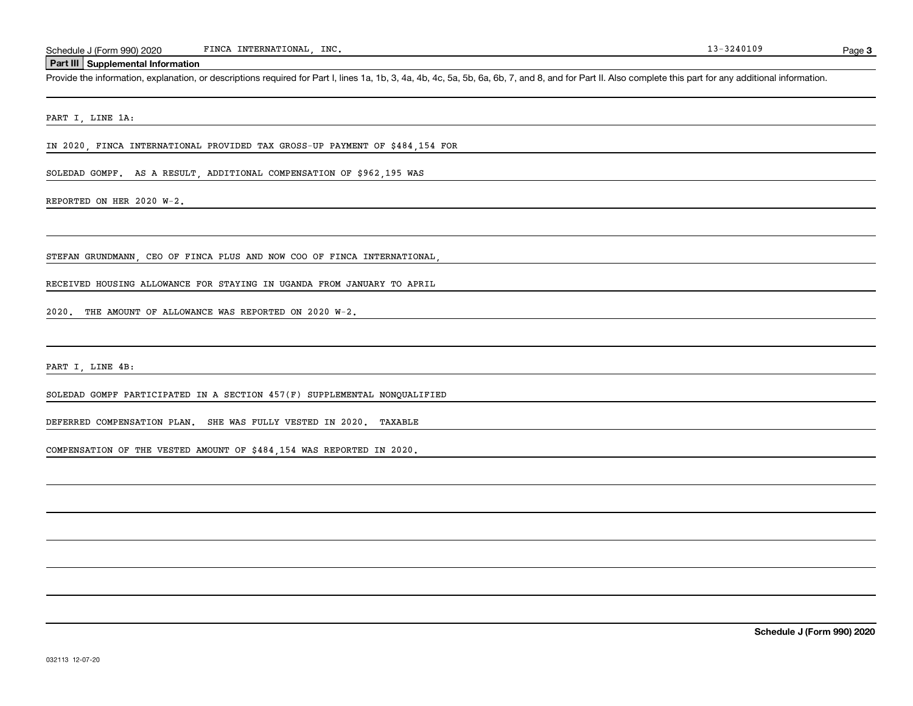## Part III Supplemental Information

Provide the information, explanation, or descriptions required for Part I, lines 1a, 1b, 3, 4a, 4b, 4c, 5a, 5b, 6a, 6b, 7, and 8, and for Part II. Also complete this part for any additional information.

PART I, LINE 1A:

IN 2020, FINCA INTERNATIONAL PROVIDED TAX GROSS-UP PAYMENT OF $484,154 FOR SOLEDAD GOMPF. AS A RESULT, ADDITIONAL COMPENSATION OF $962,195 WAS REPORTED ON HER 2020 W-2.

STEFAN GRUNDMANN, CEO OF FINCA PLUS AND NOW COO OF FINCA INTERNATIONAL, RECEIVED HOUSING ALLOWANCE FOR STAYING IN UGANDA FROM JANUARY TO APRIL 2020. THE AMOUNT OF ALLOWANCE WAS REPORTED ON 2020 W-2.

PART I, LINE 4B:

SOLEDAD GOMPF PARTICIPATED IN A SECTION 457(F) SUPPLEMENTAL NONQUALIFIED DEFERRED COMPENSATION PLAN. SHE WAS FULLY VESTED IN 2020. TAXABLE COMPENSATION OF THE VESTED AMOUNT OF $484,154 WAS REPORTED IN 2020.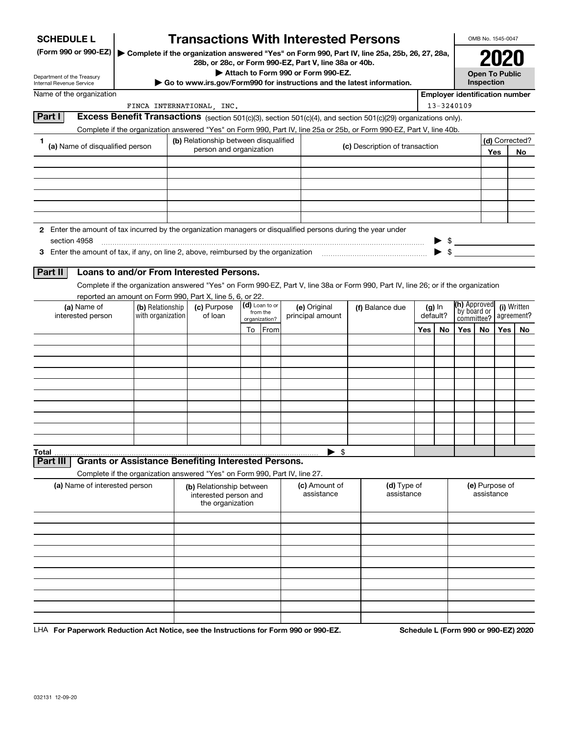**SCHEDULE L**
**(Form 990 or 990-EZ)**

Department of the Treasury
Internal Revenue Service

# Transactions With Interested Persons

▶ Complete if the organization answered "Yes" on Form 990, Part IV, line 25a, 25b, 26, 27, 28a, 28b, or 28c, or Form 990-EZ, Part V, line 38a or 40b.
▶ Attach to Form 990 or Form 990-EZ.
▶ Go to www.irs.gov/Form990 for instructions and the latest information.

OMB No. 1545-0047

**2020**

**Open To Public Inspection**

Name of the organization: FINCA INTERNATIONAL, INC.

Employer identification number: 13-3240109

## Part I Excess Benefit Transactions (section 501(c)(3), section 501(c)(4), and section 501(c)(29) organizations only).

Complete if the organization answered "Yes" on Form 990, Part IV, line 25a or 25b, or Form 990-EZ, Part V, line 40b.

| 1 (a) Name of disqualified person | (b) Relationship between disqualified person and organization | (c) Description of transaction | (d) Corrected? | |
|---|---|---|---|---|
| | | | Yes | No |
| | | | | |
| | | | | |
| | | | | |
| | | | | |
| | | | | |
| | | | | |

2 Enter the amount of tax incurred by the organization managers or disqualified persons during the year under section 4958 ▶ $

3 Enter the amount of tax, if any, on line 2, above, reimbursed by the organization ▶ $

## Part II Loans to and/or From Interested Persons.

Complete if the organization answered "Yes" on Form 990-EZ, Part V, line 38a or Form 990, Part IV, line 26; or if the organization reported an amount on Form 990, Part X, line 5, 6, or 22.

| (a) Name of interested person | (b) Relationship with organization | (c) Purpose of loan | (d) Loan to or from the organization? | | (e) Original principal amount | (f) Balance due | (g) In default? | | (h) Approved by board or committee? | | (i) Written agreement? | |
|---|---|---|---|---|---|---|---|---|---|---|---|---|
| | | | To | From | | | Yes | No | Yes | No | Yes | No |
| | | | | | | | | | | | | |
| | | | | | | | | | | | | |
| | | | | | | | | | | | | |
| | | | | | | | | | | | | |
| | | | | | | | | | | | | |
| | | | | | | | | | | | | |
| | | | | | | | | | | | | |
| | | | | | | | | | | | | |
| | | | | | | | | | | | | |
| | | | | | | | | | | | | |
| **Total** | | | | | ▶ $ | | | | | | | |

## Part III Grants or Assistance Benefiting Interested Persons.

Complete if the organization answered "Yes" on Form 990, Part IV, line 27.

| (a) Name of interested person | (b) Relationship between interested person and the organization | (c) Amount of assistance | (d) Type of assistance | (e) Purpose of assistance |
|---|---|---|---|---|
| | | | | |
| | | | | |
| | | | | |
| | | | | |
| | | | | |
| | | | | |
| | | | | |
| | | | | |
| | | | | |
| | | | | |

LHA **For Paperwork Reduction Act Notice, see the Instructions for Form 990 or 990-EZ.** **Schedule L (Form 990 or 990-EZ) 2020**

032131 12-09-20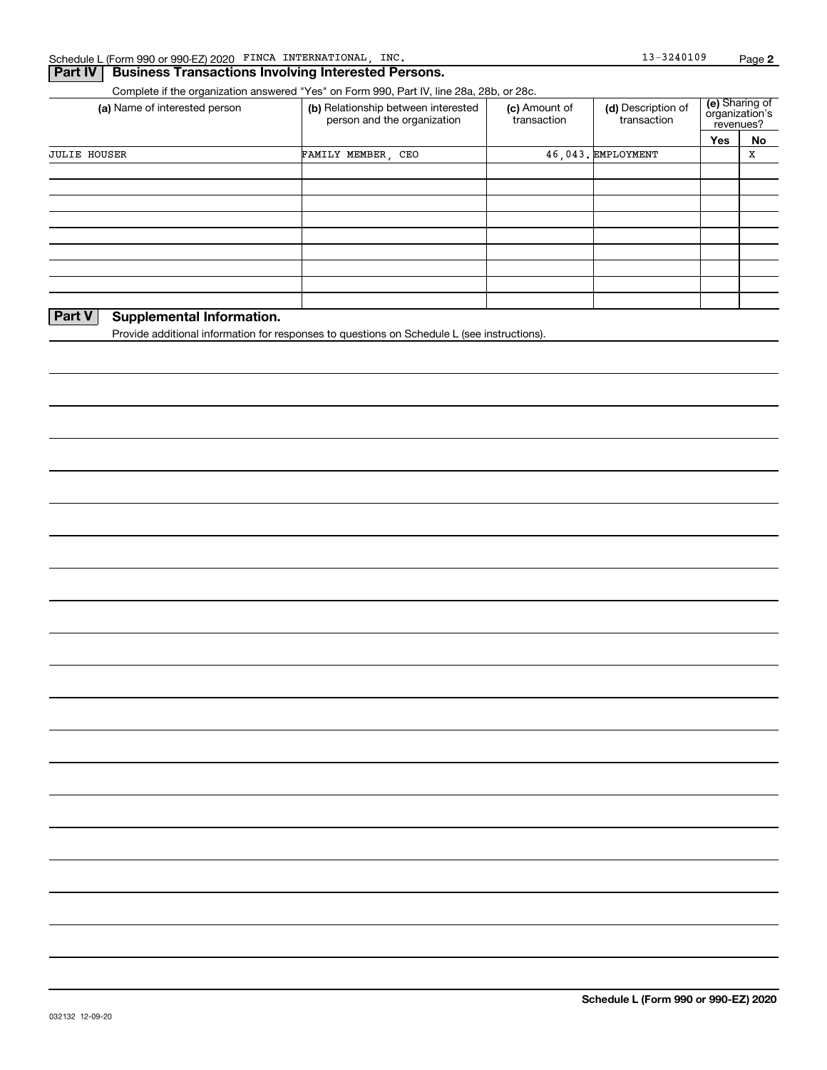Schedule L (Form 990 or 990-EZ) 2020 FINCA INTERNATIONAL, INC. 13-3240109

## Part IV Business Transactions Involving Interested Persons.

Complete if the organization answered "Yes" on Form 990, Part IV, line 28a, 28b, or 28c.

| (a) Name of interested person | (b) Relationship between interested person and the organization | (c) Amount of transaction | (d) Description of transaction | (e) Sharing of organization's revenues? | |
|---|---|---|---|---|---|
| | | | | Yes | No |
| JULIE HOUSER | FAMILY MEMBER, CEO | 46,043. | EMPLOYMENT | | X |
| | | | | | |
| | | | | | |
| | | | | | |
| | | | | | |
| | | | | | |
| | | | | | |
| | | | | | |
| | | | | | |

## Part V Supplemental Information.

Provide additional information for responses to questions on Schedule L (see instructions).

**Schedule L (Form 990 or 990-EZ) 2020**

032132 12-09-20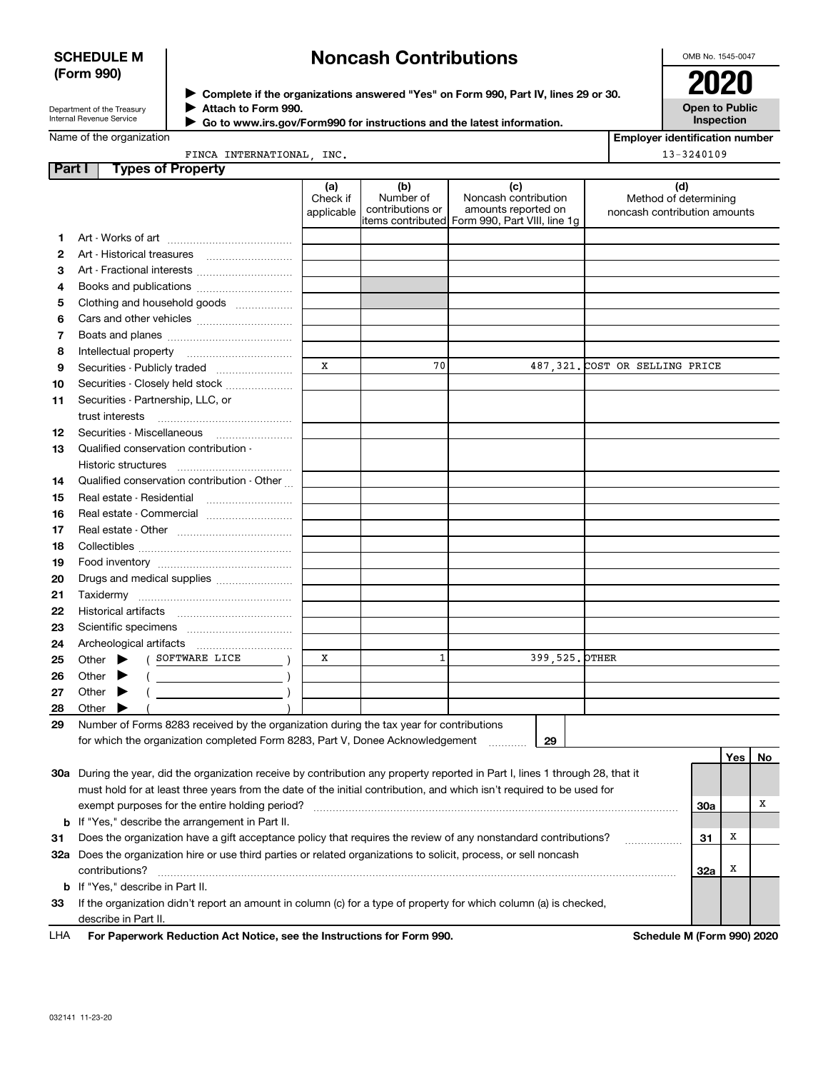**SCHEDULE M (Form 990)**

Department of the Treasury
Internal Revenue Service

# Noncash Contributions

▶ Complete if the organizations answered "Yes" on Form 990, Part IV, lines 29 or 30.
▶ Attach to Form 990.
▶ Go to www.irs.gov/Form990 for instructions and the latest information.

OMB No. 1545-0047

**2020**

**Open to Public Inspection**

Name of the organization: FINCA INTERNATIONAL, INC.

Employer identification number: 13-3240109

## Part I Types of Property

| | | (a) Check if applicable | (b) Number of contributions or items contributed | (c) Noncash contribution amounts reported on Form 990, Part VIII, line 1g | (d) Method of determining noncash contribution amounts |
|---|---|---|---|---|---|
| 1 | Art - Works of art | | | | |
| 2 | Art - Historical treasures | | | | |
| 3 | Art - Fractional interests | | | | |
| 4 | Books and publications | | | | |
| 5 | Clothing and household goods | | | | |
| 6 | Cars and other vehicles | | | | |
| 7 | Boats and planes | | | | |
| 8 | Intellectual property | | | | |
| 9 | Securities - Publicly traded | X | 70 | 487,321. | COST OR SELLING PRICE |
| 10 | Securities - Closely held stock | | | | |
| 11 | Securities - Partnership, LLC, or trust interests | | | | |
| 12 | Securities - Miscellaneous | | | | |
| 13 | Qualified conservation contribution - Historic structures | | | | |
| 14 | Qualified conservation contribution - Other | | | | |
| 15 | Real estate - Residential | | | | |
| 16 | Real estate - Commercial | | | | |
| 17 | Real estate - Other | | | | |
| 18 | Collectibles | | | | |
| 19 | Food inventory | | | | |
| 20 | Drugs and medical supplies | | | | |
| 21 | Taxidermy | | | | |
| 22 | Historical artifacts | | | | |
| 23 | Scientific specimens | | | | |
| 24 | Archeological artifacts | | | | |
| 25 | Other ▶ ( SOFTWARE LICE ) | X | 1 | 399,525. | OTHER |
| 26 | Other ▶ ( ) | | | | |
| 27 | Other ▶ ( ) | | | | |
| 28 | Other ▶ ( ) | | | | |

29 Number of Forms 8283 received by the organization during the tax year for contributions for which the organization completed Form 8283, Part V, Donee Acknowledgement ..... 29

| | | | Yes | No |
|---|---|---|---|---|
| 30a | During the year, did the organization receive by contribution any property reported in Part I, lines 1 through 28, that it must hold for at least three years from the date of the initial contribution, and which isn't required to be used for exempt purposes for the entire holding period? | 30a | | X |
| b | If "Yes," describe the arrangement in Part II. | | | |
| 31 | Does the organization have a gift acceptance policy that requires the review of any nonstandard contributions? | 31 | X | |
| 32a | Does the organization hire or use third parties or related organizations to solicit, process, or sell noncash contributions? | 32a | X | |
| b | If "Yes," describe in Part II. | | | |
| 33 | If the organization didn't report an amount in column (c) for a type of property for which column (a) is checked, describe in Part II. | | | |

LHA **For Paperwork Reduction Act Notice, see the Instructions for Form 990.** **Schedule M (Form 990) 2020**

032141 11-23-20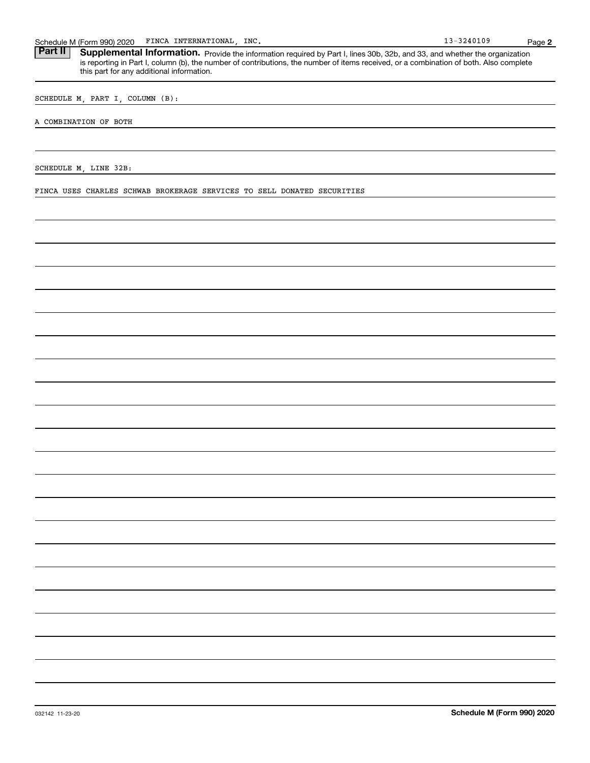Schedule M (Form 990) 2020 FINCA INTERNATIONAL, INC. 13-3240109

**Part II** **Supplemental Information.** Provide the information required by Part I, lines 30b, 32b, and 33, and whether the organization is reporting in Part I, column (b), the number of contributions, the number of items received, or a combination of both. Also complete this part for any additional information.

SCHEDULE M, PART I, COLUMN (B):

A COMBINATION OF BOTH

SCHEDULE M, LINE 32B:

FINCA USES CHARLES SCHWAB BROKERAGE SERVICES TO SELL DONATED SECURITIES

032142 11-23-20 **Schedule M (Form 990) 2020**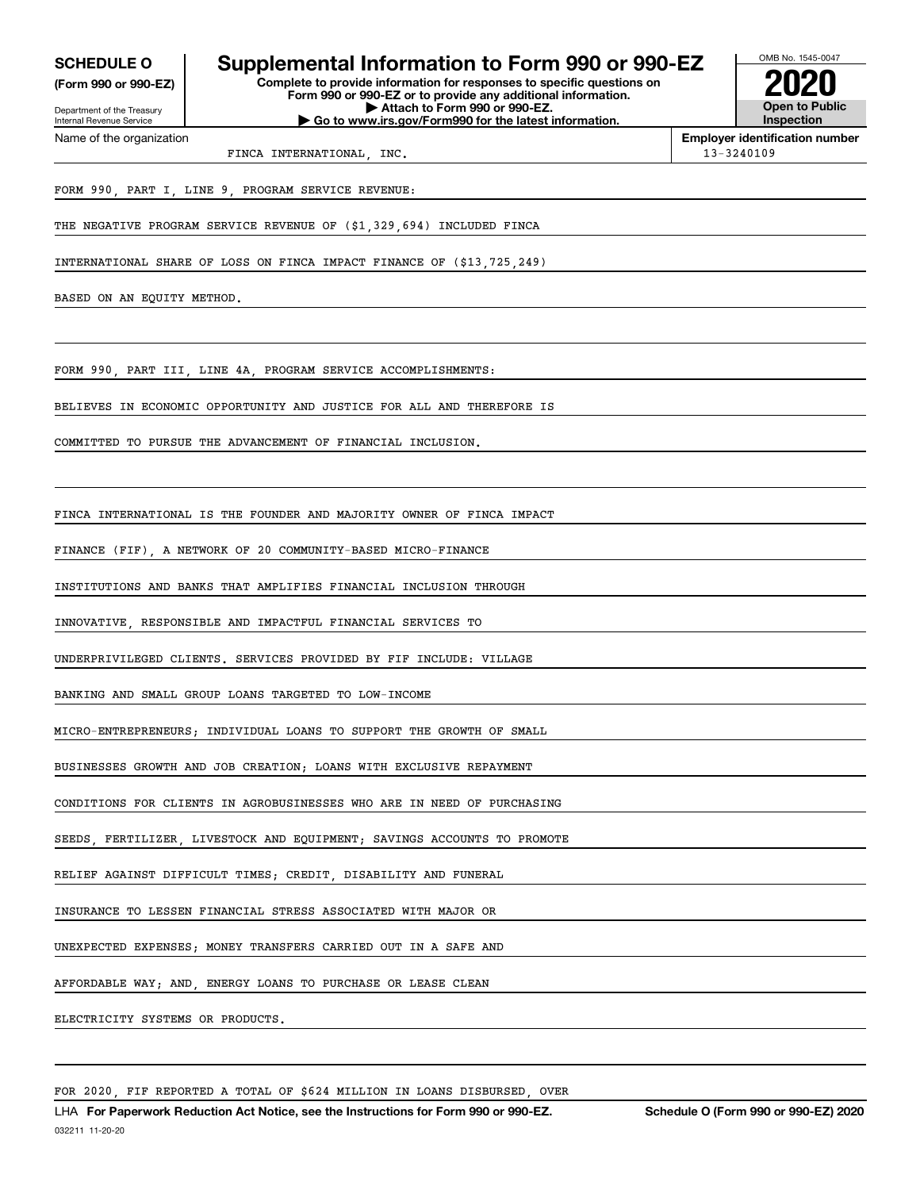**SCHEDULE O**
**(Form 990 or 990-EZ)**

Department of the Treasury
Internal Revenue Service

# Supplemental Information to Form 990 or 990-EZ

**Complete to provide information for responses to specific questions on Form 990 or 990-EZ or to provide any additional information.**
**▶ Attach to Form 990 or 990-EZ.**
**▶ Go to www.irs.gov/Form990 for the latest information.**

OMB No. 1545-0047
**2020**
**Open to Public Inspection**

Name of the organization: FINCA INTERNATIONAL, INC.
**Employer identification number:** 13-3240109

FORM 990, PART I, LINE 9, PROGRAM SERVICE REVENUE:

THE NEGATIVE PROGRAM SERVICE REVENUE OF ($1,329,694) INCLUDED FINCA INTERNATIONAL SHARE OF LOSS ON FINCA IMPACT FINANCE OF ($13,725,249) BASED ON AN EQUITY METHOD.

FORM 990, PART III, LINE 4A, PROGRAM SERVICE ACCOMPLISHMENTS:

BELIEVES IN ECONOMIC OPPORTUNITY AND JUSTICE FOR ALL AND THEREFORE IS COMMITTED TO PURSUE THE ADVANCEMENT OF FINANCIAL INCLUSION.

FINCA INTERNATIONAL IS THE FOUNDER AND MAJORITY OWNER OF FINCA IMPACT FINANCE (FIF), A NETWORK OF 20 COMMUNITY-BASED MICRO-FINANCE INSTITUTIONS AND BANKS THAT AMPLIFIES FINANCIAL INCLUSION THROUGH INNOVATIVE, RESPONSIBLE AND IMPACTFUL FINANCIAL SERVICES TO UNDERPRIVILEGED CLIENTS. SERVICES PROVIDED BY FIF INCLUDE: VILLAGE BANKING AND SMALL GROUP LOANS TARGETED TO LOW-INCOME MICRO-ENTREPRENEURS; INDIVIDUAL LOANS TO SUPPORT THE GROWTH OF SMALL BUSINESSES GROWTH AND JOB CREATION; LOANS WITH EXCLUSIVE REPAYMENT CONDITIONS FOR CLIENTS IN AGROBUSINESSES WHO ARE IN NEED OF PURCHASING SEEDS, FERTILIZER, LIVESTOCK AND EQUIPMENT; SAVINGS ACCOUNTS TO PROMOTE RELIEF AGAINST DIFFICULT TIMES; CREDIT, DISABILITY AND FUNERAL INSURANCE TO LESSEN FINANCIAL STRESS ASSOCIATED WITH MAJOR OR UNEXPECTED EXPENSES; MONEY TRANSFERS CARRIED OUT IN A SAFE AND AFFORDABLE WAY; AND, ENERGY LOANS TO PURCHASE OR LEASE CLEAN ELECTRICITY SYSTEMS OR PRODUCTS.

FOR 2020, FIF REPORTED A TOTAL OF $624 MILLION IN LOANS DISBURSED, OVER

LHA **For Paperwork Reduction Act Notice, see the Instructions for Form 990 or 990-EZ.** **Schedule O (Form 990 or 990-EZ) 2020**
032211 11-20-20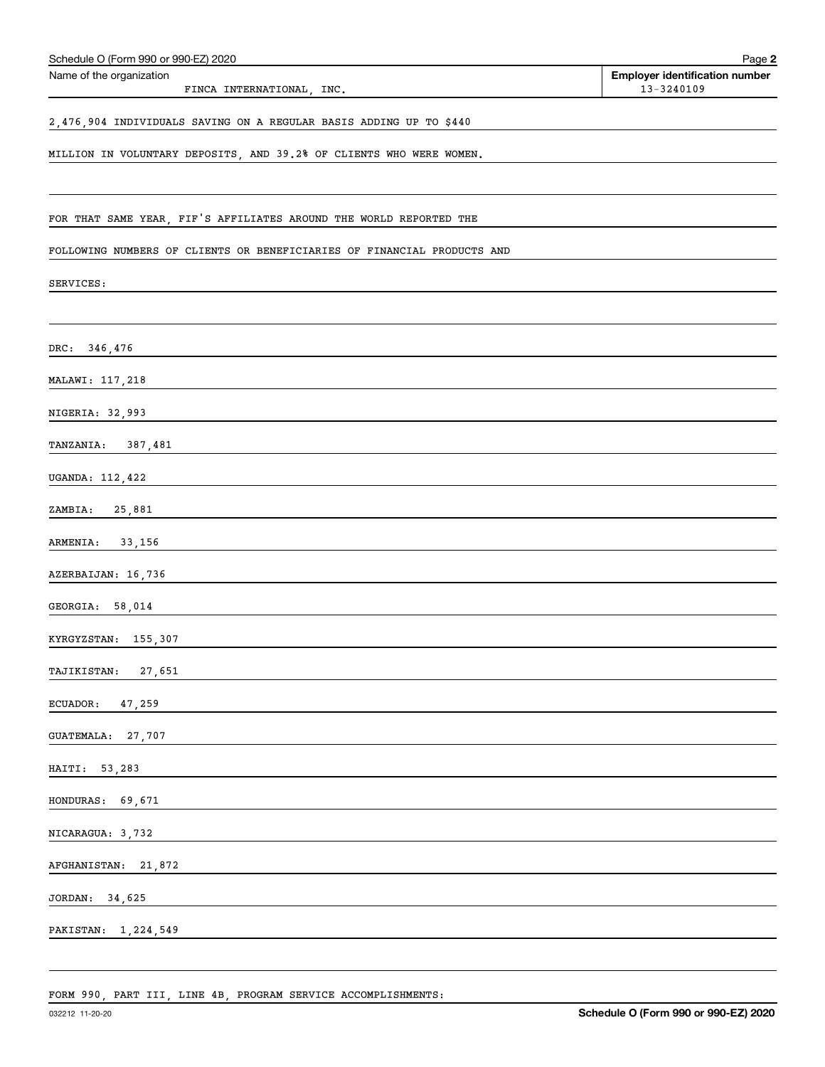Schedule O (Form 990 or 990-EZ) 2020

Name of the organization: FINCA INTERNATIONAL, INC.

Employer identification number: 13-3240109

2,476,904 INDIVIDUALS SAVING ON A REGULAR BASIS ADDING UP TO $440

MILLION IN VOLUNTARY DEPOSITS, AND 39.2% OF CLIENTS WHO WERE WOMEN.

FOR THAT SAME YEAR, FIF'S AFFILIATES AROUND THE WORLD REPORTED THE

FOLLOWING NUMBERS OF CLIENTS OR BENEFICIARIES OF FINANCIAL PRODUCTS AND

SERVICES:

DRC: 346,476

MALAWI: 117,218

NIGERIA: 32,993

TANZANIA: 387,481

UGANDA: 112,422

ZAMBIA: 25,881

ARMENIA: 33,156

AZERBAIJAN: 16,736

GEORGIA: 58,014

KYRGYZSTAN: 155,307

TAJIKISTAN: 27,651

ECUADOR: 47,259

GUATEMALA: 27,707

HAITI: 53,283

HONDURAS: 69,671

NICARAGUA: 3,732

AFGHANISTAN: 21,872

JORDAN: 34,625

PAKISTAN: 1,224,549

FORM 990, PART III, LINE 4B, PROGRAM SERVICE ACCOMPLISHMENTS: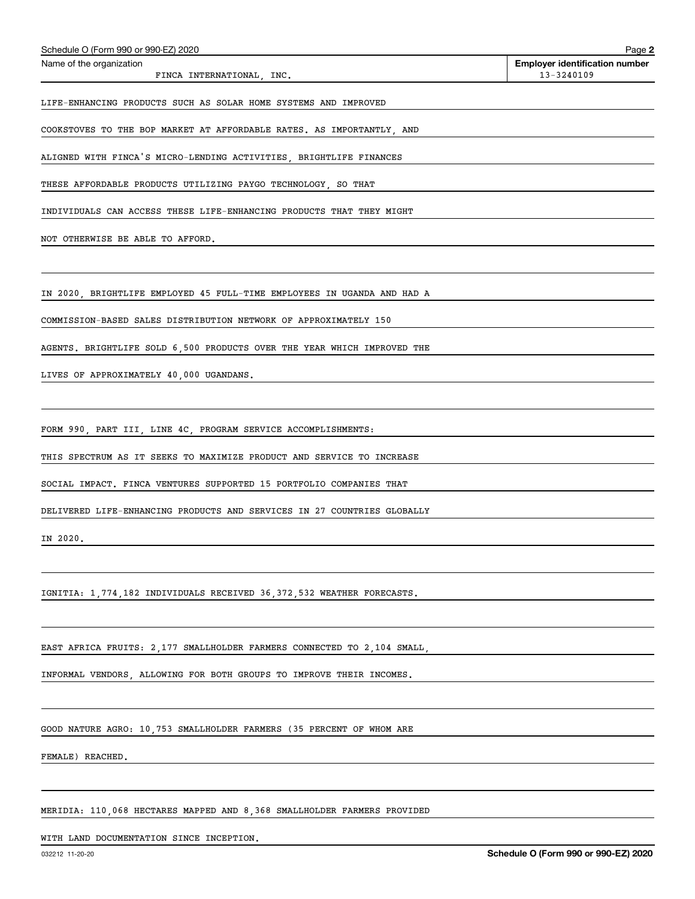Name of the organization: FINCA INTERNATIONAL, INC.

Employer identification number: 13-3240109

LIFE-ENHANCING PRODUCTS SUCH AS SOLAR HOME SYSTEMS AND IMPROVED COOKSTOVES TO THE BOP MARKET AT AFFORDABLE RATES. AS IMPORTANTLY, AND ALIGNED WITH FINCA'S MICRO-LENDING ACTIVITIES, BRIGHTLIFE FINANCES THESE AFFORDABLE PRODUCTS UTILIZING PAYGO TECHNOLOGY, SO THAT INDIVIDUALS CAN ACCESS THESE LIFE-ENHANCING PRODUCTS THAT THEY MIGHT NOT OTHERWISE BE ABLE TO AFFORD.

IN 2020, BRIGHTLIFE EMPLOYED 45 FULL-TIME EMPLOYEES IN UGANDA AND HAD A COMMISSION-BASED SALES DISTRIBUTION NETWORK OF APPROXIMATELY 150 AGENTS. BRIGHTLIFE SOLD 6,500 PRODUCTS OVER THE YEAR WHICH IMPROVED THE LIVES OF APPROXIMATELY 40,000 UGANDANS.

FORM 990, PART III, LINE 4C, PROGRAM SERVICE ACCOMPLISHMENTS:

THIS SPECTRUM AS IT SEEKS TO MAXIMIZE PRODUCT AND SERVICE TO INCREASE SOCIAL IMPACT. FINCA VENTURES SUPPORTED 15 PORTFOLIO COMPANIES THAT DELIVERED LIFE-ENHANCING PRODUCTS AND SERVICES IN 27 COUNTRIES GLOBALLY IN 2020.

IGNITIA: 1,774,182 INDIVIDUALS RECEIVED 36,372,532 WEATHER FORECASTS.

EAST AFRICA FRUITS: 2,177 SMALLHOLDER FARMERS CONNECTED TO 2,104 SMALL, INFORMAL VENDORS, ALLOWING FOR BOTH GROUPS TO IMPROVE THEIR INCOMES.

GOOD NATURE AGRO: 10,753 SMALLHOLDER FARMERS (35 PERCENT OF WHOM ARE FEMALE) REACHED.

MERIDIA: 110,068 HECTARES MAPPED AND 8,368 SMALLHOLDER FARMERS PROVIDED WITH LAND DOCUMENTATION SINCE INCEPTION.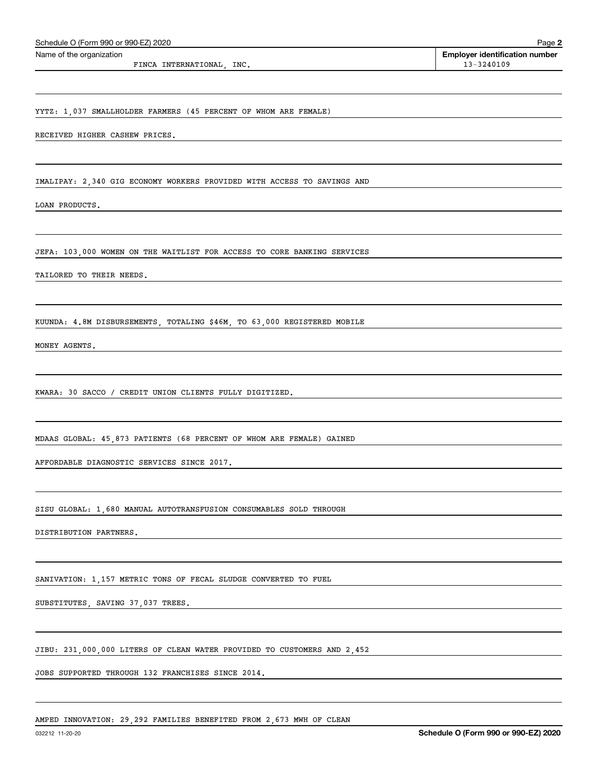Schedule O (Form 990 or 990-EZ) 2020

Name of the organization: FINCA INTERNATIONAL, INC.

Employer identification number: 13-3240109

YYTZ: 1,037 SMALLHOLDER FARMERS (45 PERCENT OF WHOM ARE FEMALE) RECEIVED HIGHER CASHEW PRICES.

IMALIPAY: 2,340 GIG ECONOMY WORKERS PROVIDED WITH ACCESS TO SAVINGS AND LOAN PRODUCTS.

JEFA: 103,000 WOMEN ON THE WAITLIST FOR ACCESS TO CORE BANKING SERVICES TAILORED TO THEIR NEEDS.

KUUNDA: 4.8M DISBURSEMENTS, TOTALING $46M, TO 63,000 REGISTERED MOBILE MONEY AGENTS.

KWARA: 30 SACCO / CREDIT UNION CLIENTS FULLY DIGITIZED.

MDAAS GLOBAL: 45,873 PATIENTS (68 PERCENT OF WHOM ARE FEMALE) GAINED AFFORDABLE DIAGNOSTIC SERVICES SINCE 2017.

SISU GLOBAL: 1,680 MANUAL AUTOTRANSFUSION CONSUMABLES SOLD THROUGH DISTRIBUTION PARTNERS.

SANIVATION: 1,157 METRIC TONS OF FECAL SLUDGE CONVERTED TO FUEL SUBSTITUTES, SAVING 37,037 TREES.

JIBU: 231,000,000 LITERS OF CLEAN WATER PROVIDED TO CUSTOMERS AND 2,452 JOBS SUPPORTED THROUGH 132 FRANCHISES SINCE 2014.

AMPED INNOVATION: 29,292 FAMILIES BENEFITED FROM 2,673 MWH OF CLEAN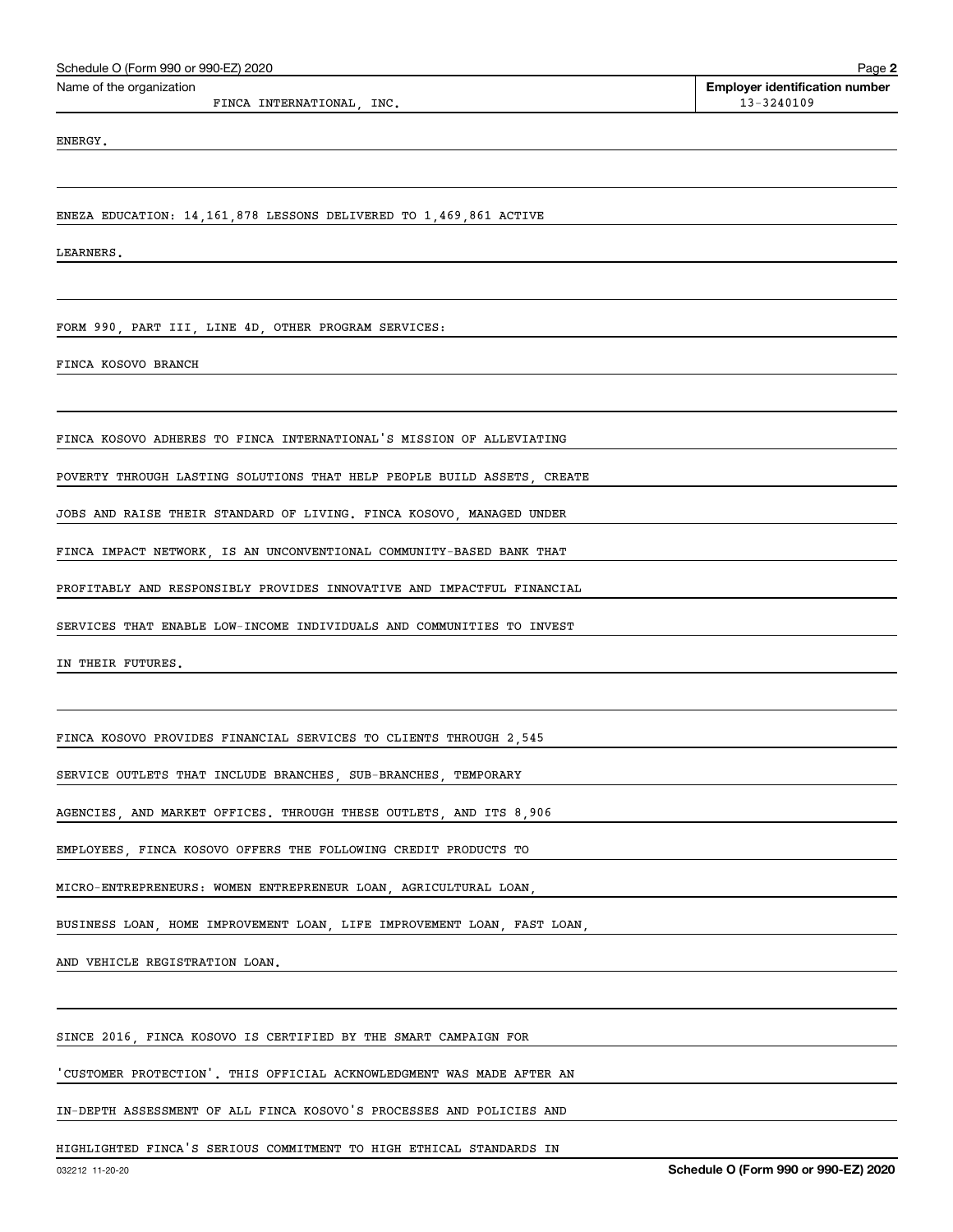ENERGY.

ENEZA EDUCATION: 14,161,878 LESSONS DELIVERED TO 1,469,861 ACTIVE LEARNERS.

FORM 990, PART III, LINE 4D, OTHER PROGRAM SERVICES:

FINCA KOSOVO BRANCH

FINCA KOSOVO ADHERES TO FINCA INTERNATIONAL'S MISSION OF ALLEVIATING POVERTY THROUGH LASTING SOLUTIONS THAT HELP PEOPLE BUILD ASSETS, CREATE JOBS AND RAISE THEIR STANDARD OF LIVING. FINCA KOSOVO, MANAGED UNDER FINCA IMPACT NETWORK, IS AN UNCONVENTIONAL COMMUNITY-BASED BANK THAT PROFITABLY AND RESPONSIBLY PROVIDES INNOVATIVE AND IMPACTFUL FINANCIAL SERVICES THAT ENABLE LOW-INCOME INDIVIDUALS AND COMMUNITIES TO INVEST IN THEIR FUTURES.

FINCA KOSOVO PROVIDES FINANCIAL SERVICES TO CLIENTS THROUGH 2,545 SERVICE OUTLETS THAT INCLUDE BRANCHES, SUB-BRANCHES, TEMPORARY AGENCIES, AND MARKET OFFICES. THROUGH THESE OUTLETS, AND ITS 8,906 EMPLOYEES, FINCA KOSOVO OFFERS THE FOLLOWING CREDIT PRODUCTS TO MICRO-ENTREPRENEURS: WOMEN ENTREPRENEUR LOAN, AGRICULTURAL LOAN, BUSINESS LOAN, HOME IMPROVEMENT LOAN, LIFE IMPROVEMENT LOAN, FAST LOAN, AND VEHICLE REGISTRATION LOAN.

SINCE 2016, FINCA KOSOVO IS CERTIFIED BY THE SMART CAMPAIGN FOR 'CUSTOMER PROTECTION'. THIS OFFICIAL ACKNOWLEDGMENT WAS MADE AFTER AN IN-DEPTH ASSESSMENT OF ALL FINCA KOSOVO'S PROCESSES AND POLICIES AND HIGHLIGHTED FINCA'S SERIOUS COMMITMENT TO HIGH ETHICAL STANDARDS IN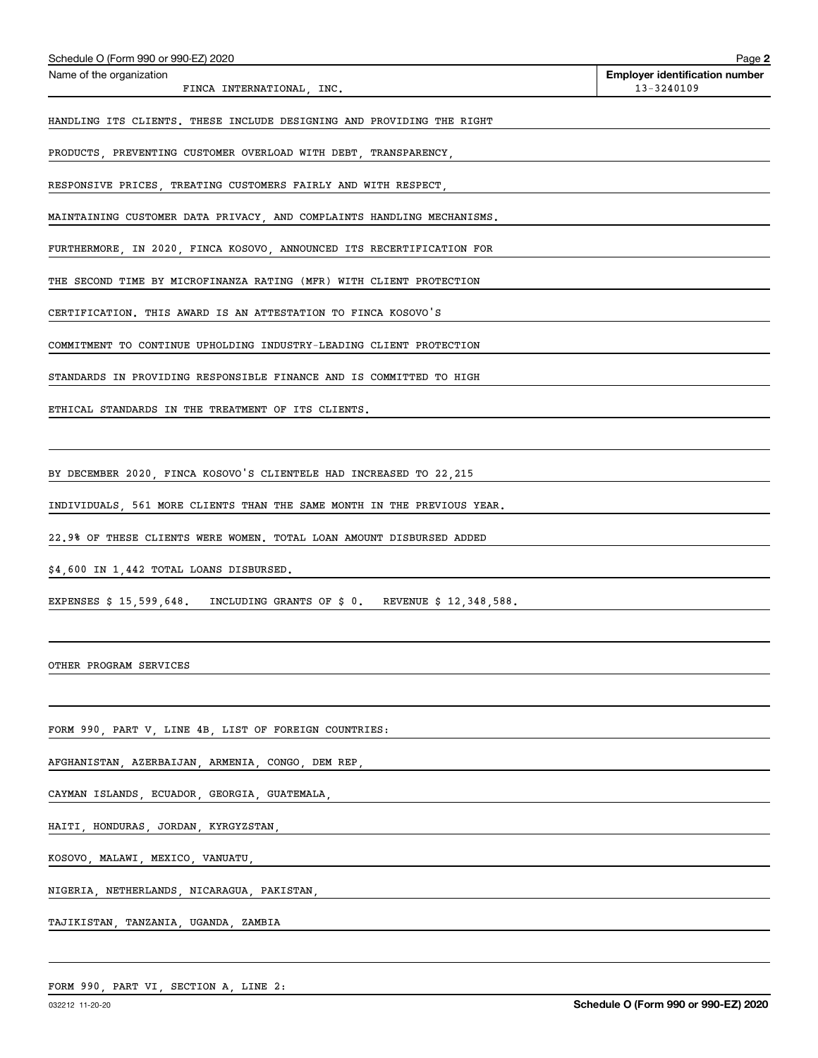Schedule O (Form 990 or 990-EZ) 2020

Name of the organization: FINCA INTERNATIONAL, INC.

Employer identification number: 13-3240109

HANDLING ITS CLIENTS. THESE INCLUDE DESIGNING AND PROVIDING THE RIGHT PRODUCTS, PREVENTING CUSTOMER OVERLOAD WITH DEBT, TRANSPARENCY, RESPONSIVE PRICES, TREATING CUSTOMERS FAIRLY AND WITH RESPECT, MAINTAINING CUSTOMER DATA PRIVACY, AND COMPLAINTS HANDLING MECHANISMS. FURTHERMORE, IN 2020, FINCA KOSOVO, ANNOUNCED ITS RECERTIFICATION FOR THE SECOND TIME BY MICROFINANZA RATING (MFR) WITH CLIENT PROTECTION CERTIFICATION. THIS AWARD IS AN ATTESTATION TO FINCA KOSOVO'S COMMITMENT TO CONTINUE UPHOLDING INDUSTRY-LEADING CLIENT PROTECTION STANDARDS IN PROVIDING RESPONSIBLE FINANCE AND IS COMMITTED TO HIGH ETHICAL STANDARDS IN THE TREATMENT OF ITS CLIENTS.

BY DECEMBER 2020, FINCA KOSOVO'S CLIENTELE HAD INCREASED TO 22,215 INDIVIDUALS, 561 MORE CLIENTS THAN THE SAME MONTH IN THE PREVIOUS YEAR. 22.9% OF THESE CLIENTS WERE WOMEN. TOTAL LOAN AMOUNT DISBURSED ADDED $4,600 IN 1,442 TOTAL LOANS DISBURSED.

EXPENSES $ 15,599,648. INCLUDING GRANTS OF $ 0. REVENUE $ 12,348,588.

OTHER PROGRAM SERVICES

FORM 990, PART V, LINE 4B, LIST OF FOREIGN COUNTRIES:

AFGHANISTAN, AZERBAIJAN, ARMENIA, CONGO, DEM REP,
CAYMAN ISLANDS, ECUADOR, GEORGIA, GUATEMALA,
HAITI, HONDURAS, JORDAN, KYRGYZSTAN,
KOSOVO, MALAWI, MEXICO, VANUATU,
NIGERIA, NETHERLANDS, NICARAGUA, PAKISTAN,
TAJIKISTAN, TANZANIA, UGANDA, ZAMBIA

FORM 990, PART VI, SECTION A, LINE 2: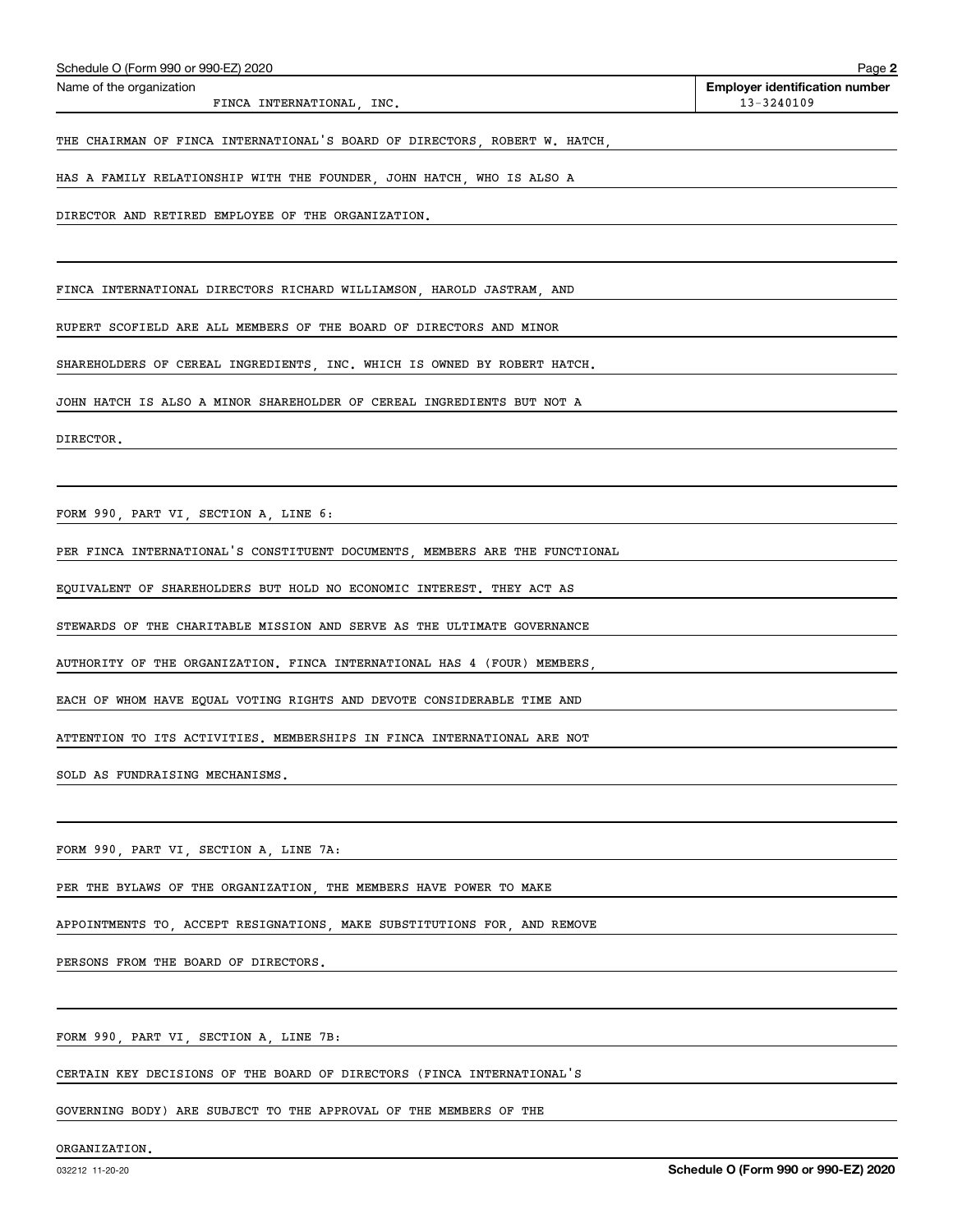Name of the organization: FINCA INTERNATIONAL, INC.

**Employer identification number:** 13-3240109

THE CHAIRMAN OF FINCA INTERNATIONAL'S BOARD OF DIRECTORS, ROBERT W. HATCH, HAS A FAMILY RELATIONSHIP WITH THE FOUNDER, JOHN HATCH, WHO IS ALSO A DIRECTOR AND RETIRED EMPLOYEE OF THE ORGANIZATION.

FINCA INTERNATIONAL DIRECTORS RICHARD WILLIAMSON, HAROLD JASTRAM, AND RUPERT SCOFIELD ARE ALL MEMBERS OF THE BOARD OF DIRECTORS AND MINOR SHAREHOLDERS OF CEREAL INGREDIENTS, INC. WHICH IS OWNED BY ROBERT HATCH. JOHN HATCH IS ALSO A MINOR SHAREHOLDER OF CEREAL INGREDIENTS BUT NOT A DIRECTOR.

FORM 990, PART VI, SECTION A, LINE 6:

PER FINCA INTERNATIONAL'S CONSTITUENT DOCUMENTS, MEMBERS ARE THE FUNCTIONAL EQUIVALENT OF SHAREHOLDERS BUT HOLD NO ECONOMIC INTEREST. THEY ACT AS STEWARDS OF THE CHARITABLE MISSION AND SERVE AS THE ULTIMATE GOVERNANCE AUTHORITY OF THE ORGANIZATION. FINCA INTERNATIONAL HAS 4 (FOUR) MEMBERS, EACH OF WHOM HAVE EQUAL VOTING RIGHTS AND DEVOTE CONSIDERABLE TIME AND ATTENTION TO ITS ACTIVITIES. MEMBERSHIPS IN FINCA INTERNATIONAL ARE NOT SOLD AS FUNDRAISING MECHANISMS.

FORM 990, PART VI, SECTION A, LINE 7A:

PER THE BYLAWS OF THE ORGANIZATION, THE MEMBERS HAVE POWER TO MAKE APPOINTMENTS TO, ACCEPT RESIGNATIONS, MAKE SUBSTITUTIONS FOR, AND REMOVE PERSONS FROM THE BOARD OF DIRECTORS.

FORM 990, PART VI, SECTION A, LINE 7B:

CERTAIN KEY DECISIONS OF THE BOARD OF DIRECTORS (FINCA INTERNATIONAL'S GOVERNING BODY) ARE SUBJECT TO THE APPROVAL OF THE MEMBERS OF THE ORGANIZATION.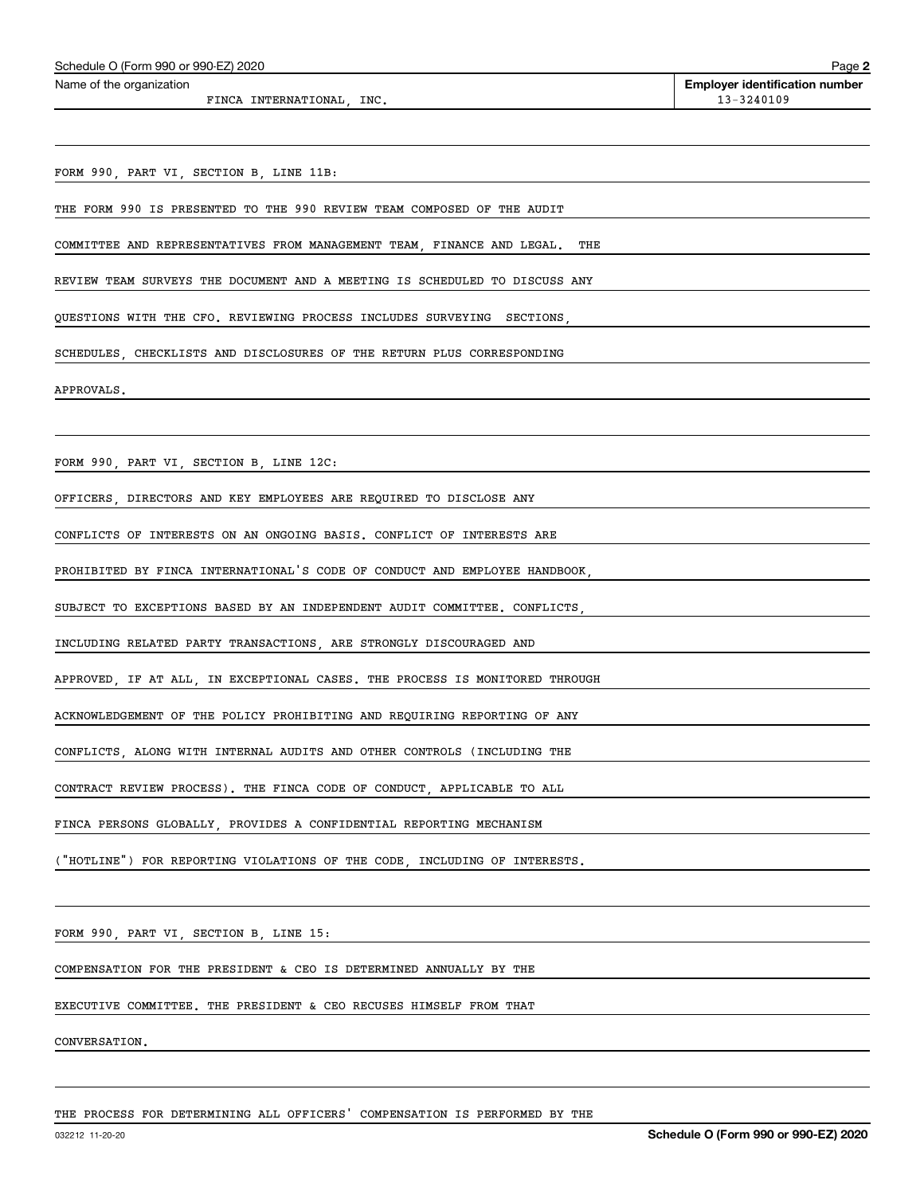Name of the organization: FINCA INTERNATIONAL, INC.

Employer identification number: 13-3240109

FORM 990, PART VI, SECTION B, LINE 11B:

THE FORM 990 IS PRESENTED TO THE 990 REVIEW TEAM COMPOSED OF THE AUDIT COMMITTEE AND REPRESENTATIVES FROM MANAGEMENT TEAM, FINANCE AND LEGAL. THE REVIEW TEAM SURVEYS THE DOCUMENT AND A MEETING IS SCHEDULED TO DISCUSS ANY QUESTIONS WITH THE CFO. REVIEWING PROCESS INCLUDES SURVEYING SECTIONS, SCHEDULES, CHECKLISTS AND DISCLOSURES OF THE RETURN PLUS CORRESPONDING APPROVALS.

FORM 990, PART VI, SECTION B, LINE 12C:

OFFICERS, DIRECTORS AND KEY EMPLOYEES ARE REQUIRED TO DISCLOSE ANY CONFLICTS OF INTERESTS ON AN ONGOING BASIS. CONFLICT OF INTERESTS ARE PROHIBITED BY FINCA INTERNATIONAL'S CODE OF CONDUCT AND EMPLOYEE HANDBOOK, SUBJECT TO EXCEPTIONS BASED BY AN INDEPENDENT AUDIT COMMITTEE. CONFLICTS, INCLUDING RELATED PARTY TRANSACTIONS, ARE STRONGLY DISCOURAGED AND APPROVED, IF AT ALL, IN EXCEPTIONAL CASES. THE PROCESS IS MONITORED THROUGH ACKNOWLEDGEMENT OF THE POLICY PROHIBITING AND REQUIRING REPORTING OF ANY CONFLICTS, ALONG WITH INTERNAL AUDITS AND OTHER CONTROLS (INCLUDING THE CONTRACT REVIEW PROCESS). THE FINCA CODE OF CONDUCT, APPLICABLE TO ALL FINCA PERSONS GLOBALLY, PROVIDES A CONFIDENTIAL REPORTING MECHANISM ("HOTLINE") FOR REPORTING VIOLATIONS OF THE CODE, INCLUDING OF INTERESTS.

FORM 990, PART VI, SECTION B, LINE 15:

COMPENSATION FOR THE PRESIDENT & CEO IS DETERMINED ANNUALLY BY THE EXECUTIVE COMMITTEE. THE PRESIDENT & CEO RECUSES HIMSELF FROM THAT CONVERSATION.

THE PROCESS FOR DETERMINING ALL OFFICERS' COMPENSATION IS PERFORMED BY THE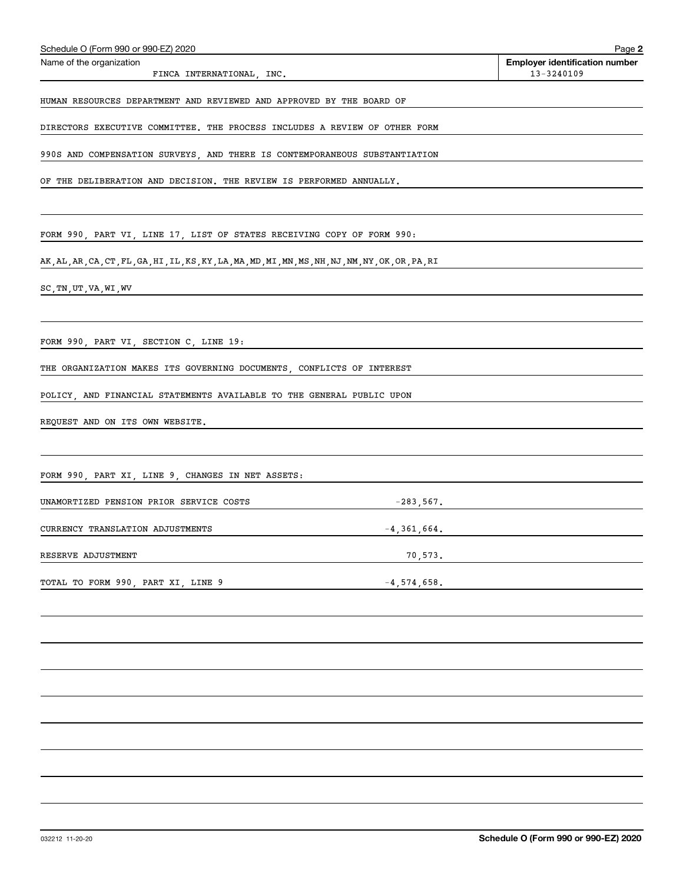Schedule O (Form 990 or 990-EZ) 2020

Name of the organization: FINCA INTERNATIONAL, INC.

Employer identification number: 13-3240109

HUMAN RESOURCES DEPARTMENT AND REVIEWED AND APPROVED BY THE BOARD OF DIRECTORS EXECUTIVE COMMITTEE. THE PROCESS INCLUDES A REVIEW OF OTHER FORM 990S AND COMPENSATION SURVEYS, AND THERE IS CONTEMPORANEOUS SUBSTANTIATION OF THE DELIBERATION AND DECISION. THE REVIEW IS PERFORMED ANNUALLY.

FORM 990, PART VI, LINE 17, LIST OF STATES RECEIVING COPY OF FORM 990:

AK,AL,AR,CA,CT,FL,GA,HI,IL,KS,KY,LA,MA,MD,MI,MN,MS,NH,NJ,NM,NY,OK,OR,PA,RI SC,TN,UT,VA,WI,WV

FORM 990, PART VI, SECTION C, LINE 19:

THE ORGANIZATION MAKES ITS GOVERNING DOCUMENTS, CONFLICTS OF INTEREST POLICY, AND FINANCIAL STATEMENTS AVAILABLE TO THE GENERAL PUBLIC UPON REQUEST AND ON ITS OWN WEBSITE.

FORM 990, PART XI, LINE 9, CHANGES IN NET ASSETS:

| | |
|---|---|
| UNAMORTIZED PENSION PRIOR SERVICE COSTS | -283,567. |
| CURRENCY TRANSLATION ADJUSTMENTS | -4,361,664. |
| RESERVE ADJUSTMENT | 70,573. |
| TOTAL TO FORM 990, PART XI, LINE 9 | -4,574,658. |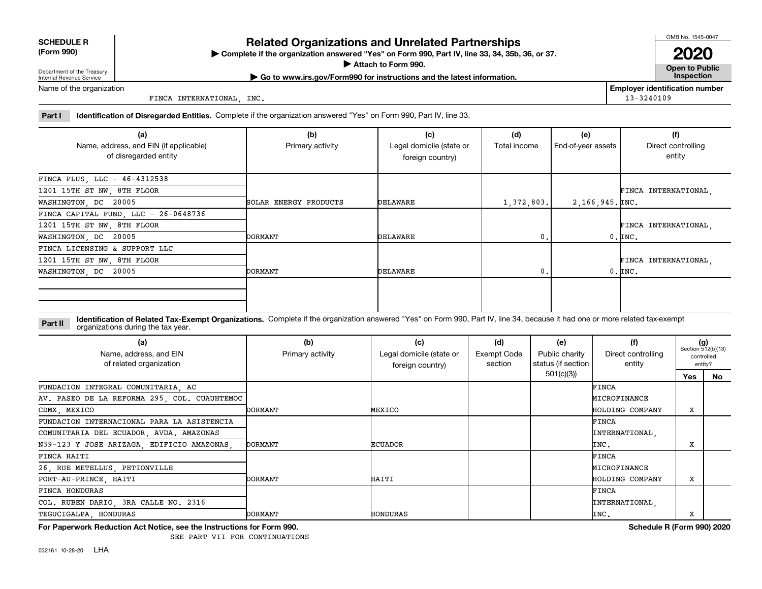**SCHEDULE R (Form 990)**

Department of the Treasury
Internal Revenue Service

# Related Organizations and Unrelated Partnerships

▶ Complete if the organization answered "Yes" on Form 990, Part IV, line 33, 34, 35b, 36, or 37.
▶ Attach to Form 990.
▶ Go to www.irs.gov/Form990 for instructions and the latest information.

OMB No. 1545-0047

**2020**

**Open to Public Inspection**

Name of the organization: FINCA INTERNATIONAL, INC.

Employer identification number: 13-3240109

**Part I** **Identification of Disregarded Entities.** Complete if the organization answered "Yes" on Form 990, Part IV, line 33.

| (a) Name, address, and EIN (if applicable) of disregarded entity | (b) Primary activity | (c) Legal domicile (state or foreign country) | (d) Total income | (e) End-of-year assets | (f) Direct controlling entity |
|---|---|---|---|---|---|
| FINCA PLUS, LLC - 46-4312538 1201 15TH ST NW, 8TH FLOOR WASHINGTON, DC 20005 | SOLAR ENERGY PRODUCTS | DELAWARE | 1,372,803. | 2,166,945. | FINCA INTERNATIONAL, INC. |
| FINCA CAPITAL FUND, LLC - 26-0648736 1201 15TH ST NW, 8TH FLOOR WASHINGTON, DC 20005 | DORMANT | DELAWARE | 0. | 0. | FINCA INTERNATIONAL, INC. |
| FINCA LICENSING & SUPPORT LLC 1201 15TH ST NW, 8TH FLOOR WASHINGTON, DC 20005 | DORMANT | DELAWARE | 0. | 0. | FINCA INTERNATIONAL, INC. |
| | | | | | |

**Part II** **Identification of Related Tax-Exempt Organizations.** Complete if the organization answered "Yes" on Form 990, Part IV, line 34, because it had one or more related tax-exempt organizations during the tax year.

| (a) Name, address, and EIN of related organization | (b) Primary activity | (c) Legal domicile (state or foreign country) | (d) Exempt Code section | (e) Public charity status (if section 501(c)(3)) | (f) Direct controlling entity | (g) Section 512(b)(13) controlled entity? Yes | No |
|---|---|---|---|---|---|---|---|
| FUNDACION INTEGRAL COMUNITARIA, AC AV. PASEO DE LA REFORMA 295, COL. CUAUHTEMOC CDMX, MEXICO | DORMANT | MEXICO | | | FINCA MICROFINANCE HOLDING COMPANY | X | |
| FUNDACION INTERNACIONAL PARA LA ASISTENCIA COMUNITARIA DEL ECUADOR, AVDA. AMAZONAS N39-123 Y JOSE ARIZAGA, EDIFICIO AMAZONAS, | DORMANT | ECUADOR | | | FINCA INTERNATIONAL, INC. | X | |
| FINCA HAITI 26, RUE METELLUS, PETIONVILLE PORT-AU-PRINCE, HAITI | DORMANT | HAITI | | | FINCA MICROFINANCE HOLDING COMPANY | X | |
| FINCA HONDURAS COL. RUBEN DARIO, 3RA CALLE NO. 2316 TEGUCIGALPA, HONDURAS | DORMANT | HONDURAS | | | FINCA INTERNATIONAL, INC. | X | |

**For Paperwork Reduction Act Notice, see the Instructions for Form 990.** SEE PART VII FOR CONTINUATIONS

**Schedule R (Form 990) 2020**

032161 10-28-20 LHA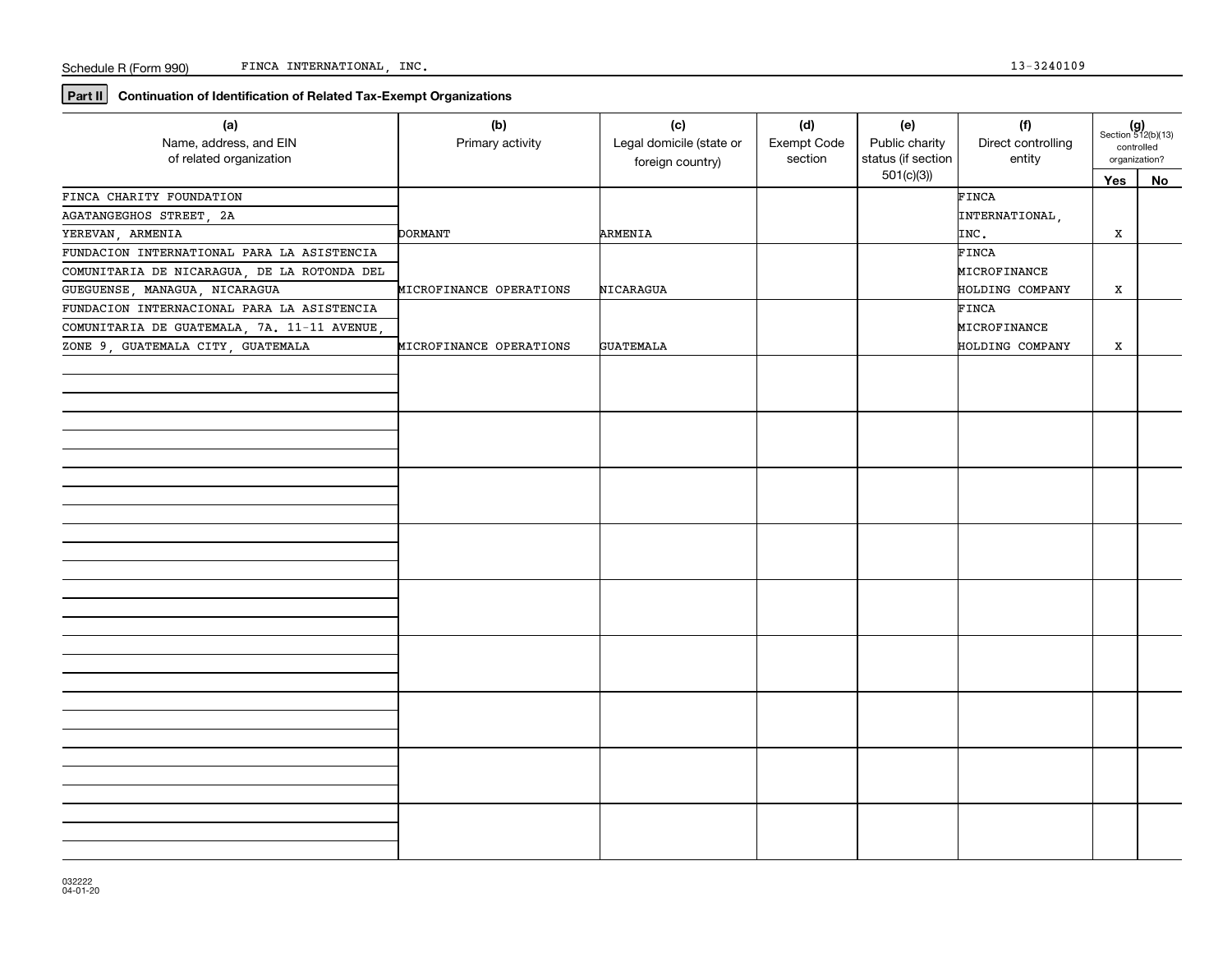Schedule R (Form 990) FINCA INTERNATIONAL, INC. 13-3240109

**Part II** **Continuation of Identification of Related Tax-Exempt Organizations**

| (a) Name, address, and EIN of related organization | (b) Primary activity | (c) Legal domicile (state or foreign country) | (d) Exempt Code section | (e) Public charity status (if section 501(c)(3)) | (f) Direct controlling entity | (g) Section 512(b)(13) controlled organization? Yes | No |
|---|---|---|---|---|---|---|---|
| FINCA CHARITY FOUNDATION<br>AGATANGEGHOS STREET, 2A<br>YEREVAN, ARMENIA | DORMANT | ARMENIA | | | FINCA INTERNATIONAL, INC. | X | |
| FUNDACION INTERNATIONAL PARA LA ASISTENCIA COMUNITARIA DE NICARAGUA, DE LA ROTONDA DEL GUEGUENSE, MANAGUA, NICARAGUA | MICROFINANCE OPERATIONS | NICARAGUA | | | FINCA MICROFINANCE HOLDING COMPANY | X | |
| FUNDACION INTERNACIONAL PARA LA ASISTENCIA COMUNITARIA DE GUATEMALA, 7A. 11-11 AVENUE, ZONE 9, GUATEMALA CITY, GUATEMALA | MICROFINANCE OPERATIONS | GUATEMALA | | | FINCA MICROFINANCE HOLDING COMPANY | X | |

032222
04-01-20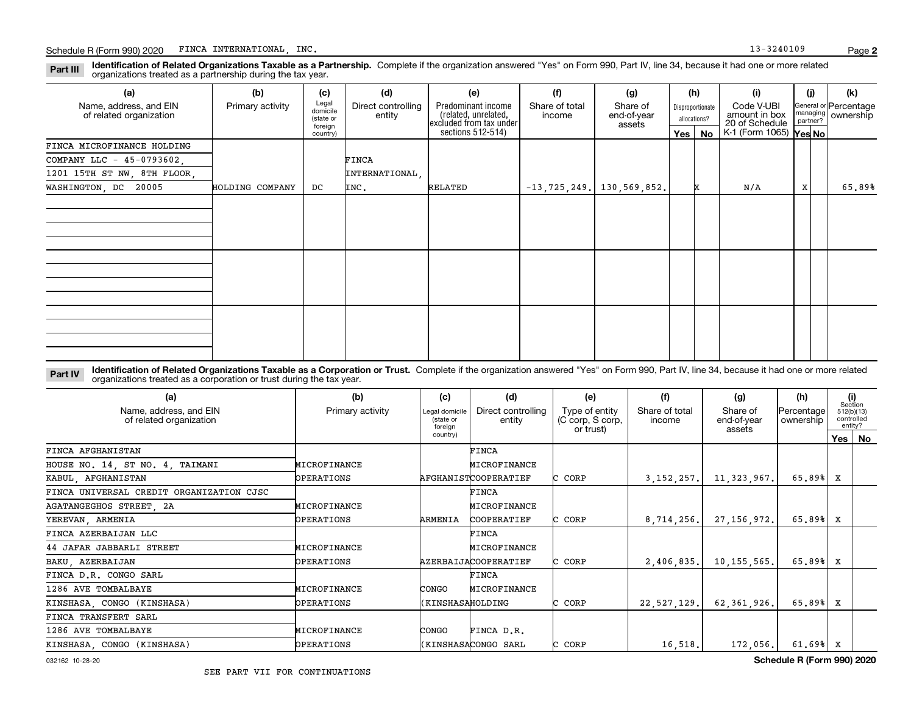Schedule R (Form 990) 2020 FINCA INTERNATIONAL, INC. 13-3240109

**Part III** **Identification of Related Organizations Taxable as a Partnership.** Complete if the organization answered "Yes" on Form 990, Part IV, line 34, because it had one or more related organizations treated as a partnership during the tax year.

| (a) Name, address, and EIN of related organization | (b) Primary activity | (c) Legal domicile (state or foreign country) | (d) Direct controlling entity | (e) Predominant income (related, unrelated, excluded from tax under sections 512-514) | (f) Share of total income | (g) Share of end-of-year assets | (h) Disproportionate allocations? Yes | (h) No | (i) Code V-UBI amount in box 20 of Schedule K-1 (Form 1065) | (j) General or managing partner? Yes | (j) No | (k) Percentage ownership |
|---|---|---|---|---|---|---|---|---|---|---|---|---|
| FINCA MICROFINANCE HOLDING COMPANY LLC - 45-0793602, 1201 15TH ST NW, 8TH FLOOR, WASHINGTON, DC 20005 | HOLDING COMPANY | DC | FINCA INTERNATIONAL, INC. | RELATED | -13,725,249. | 130,569,852. | | X | N/A | X | | 65.89% |

**Part IV** **Identification of Related Organizations Taxable as a Corporation or Trust.** Complete if the organization answered "Yes" on Form 990, Part IV, line 34, because it had one or more related organizations treated as a corporation or trust during the tax year.

| (a) Name, address, and EIN of related organization | (b) Primary activity | (c) Legal domicile (state or foreign country) | (d) Direct controlling entity | (e) Type of entity (C corp, S corp, or trust) | (f) Share of total income | (g) Share of end-of-year assets | (h) Percentage ownership | (i) Section 512(b)(13) controlled entity? Yes | (i) No |
|---|---|---|---|---|---|---|---|---|---|
| FINCA AFGHANISTAN, HOUSE NO. 14, ST NO. 4, TAIMANI, KABUL, AFGHANISTAN | MICROFINANCE OPERATIONS | AFGHANIST | FINCA MICROFINANCE COOPERATIEF | C CORP | 3,152,257. | 11,323,967. | 65.89% | X | |
| FINCA UNIVERSAL CREDIT ORGANIZATION CJSC, AGATANGEGHOS STREET, 2A, YEREVAN, ARMENIA | MICROFINANCE OPERATIONS | ARMENIA | FINCA MICROFINANCE COOPERATIEF | C CORP | 8,714,256. | 27,156,972. | 65.89% | X | |
| FINCA AZERBAIJAN LLC, 44 JAFAR JABBARLI STREET, BAKU, AZERBAIJAN | MICROFINANCE OPERATIONS | AZERBAIJA | FINCA MICROFINANCE COOPERATIEF | C CORP | 2,406,835. | 10,155,565. | 65.89% | X | |
| FINCA D.R. CONGO SARL, 1286 AVE TOMBALBAYE, KINSHASA, CONGO (KINSHASA) | MICROFINANCE OPERATIONS | CONGO (KINSHASA | FINCA MICROFINANCE HOLDING | C CORP | 22,527,129. | 62,361,926. | 65.89% | X | |
| FINCA TRANSFERT SARL, 1286 AVE TOMBALBAYE, KINSHASA, CONGO (KINSHASA) | MICROFINANCE OPERATIONS | CONGO (KINSHASA | FINCA D.R. CONGO SARL | C CORP | 16,518. | 172,056. | 61.69% | X | |

032162 10-28-20

SEE PART VII FOR CONTINUATIONS

Schedule R (Form 990) 2020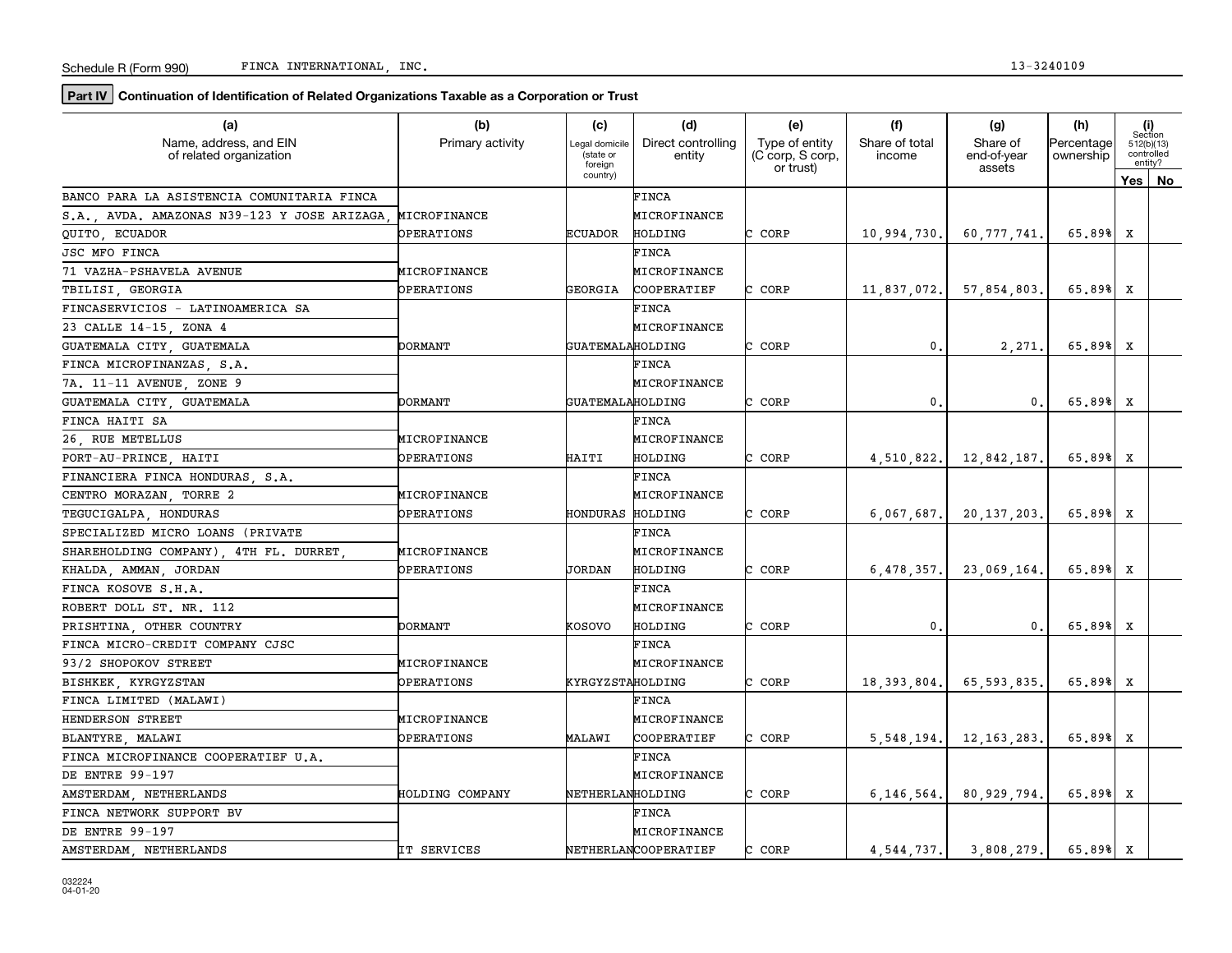Schedule R (Form 990) FINCA INTERNATIONAL, INC. 13-3240109

**Part IV** **Continuation of Identification of Related Organizations Taxable as a Corporation or Trust**

| (a) Name, address, and EIN of related organization | (b) Primary activity | (c) Legal domicile (state or foreign country) | (d) Direct controlling entity | (e) Type of entity (C corp, S corp, or trust) | (f) Share of total income | (g) Share of end-of-year assets | (h) Percentage ownership | (i) Section 512(b)(13) controlled entity? Yes | No |
|---|---|---|---|---|---|---|---|---|---|
| BANCO PARA LA ASISTENCIA COMUNITARIA FINCA S.A., AVDA. AMAZONAS N39-123 Y JOSE ARIZAGA, QUITO, ECUADOR | MICROFINANCE OPERATIONS | ECUADOR | FINCA MICROFINANCE HOLDING | C CORP | 10,994,730. | 60,777,741. | 65.89% | X | |
| JSC MFO FINCA 71 VAZHA-PSHAVELA AVENUE TBILISI, GEORGIA | MICROFINANCE OPERATIONS | GEORGIA | FINCA MICROFINANCE COOPERATIEF | C CORP | 11,837,072. | 57,854,803. | 65.89% | X | |
| FINCASERVICIOS - LATINOAMERICA SA 23 CALLE 14-15, ZONA 4 GUATEMALA CITY, GUATEMALA | DORMANT | GUATEMALA | FINCA MICROFINANCE HOLDING | C CORP | 0. | 2,271. | 65.89% | X | |
| FINCA MICROFINANZAS, S.A. 7A. 11-11 AVENUE, ZONE 9 GUATEMALA CITY, GUATEMALA | DORMANT | GUATEMALA | FINCA MICROFINANCE HOLDING | C CORP | 0. | 0. | 65.89% | X | |
| FINCA HAITI SA 26, RUE METELLUS PORT-AU-PRINCE, HAITI | MICROFINANCE OPERATIONS | HAITI | FINCA MICROFINANCE HOLDING | C CORP | 4,510,822. | 12,842,187. | 65.89% | X | |
| FINANCIERA FINCA HONDURAS, S.A. CENTRO MORAZAN, TORRE 2 TEGUCIGALPA, HONDURAS | MICROFINANCE OPERATIONS | HONDURAS | FINCA MICROFINANCE HOLDING | C CORP | 6,067,687. | 20,137,203. | 65.89% | X | |
| SPECIALIZED MICRO LOANS (PRIVATE SHAREHOLDING COMPANY), 4TH FL. DURRET, KHALDA, AMMAN, JORDAN | MICROFINANCE OPERATIONS | JORDAN | FINCA MICROFINANCE HOLDING | C CORP | 6,478,357. | 23,069,164. | 65.89% | X | |
| FINCA KOSOVE S.H.A. ROBERT DOLL ST. NR. 112 PRISHTINA, OTHER COUNTRY | DORMANT | KOSOVO | FINCA MICROFINANCE HOLDING | C CORP | 0. | 0. | 65.89% | X | |
| FINCA MICRO-CREDIT COMPANY CJSC 93/2 SHOPOKOV STREET BISHKEK, KYRGYZSTAN | MICROFINANCE OPERATIONS | KYRGYZSTA | FINCA MICROFINANCE HOLDING | C CORP | 18,393,804. | 65,593,835. | 65.89% | X | |
| FINCA LIMITED (MALAWI) HENDERSON STREET BLANTYRE, MALAWI | MICROFINANCE OPERATIONS | MALAWI | FINCA MICROFINANCE COOPERATIEF | C CORP | 5,548,194. | 12,163,283. | 65.89% | X | |
| FINCA MICROFINANCE COOPERATIEF U.A. DE ENTRE 99-197 AMSTERDAM, NETHERLANDS | HOLDING COMPANY | NETHERLAN | FINCA MICROFINANCE HOLDING | C CORP | 6,146,564. | 80,929,794. | 65.89% | X | |
| FINCA NETWORK SUPPORT BV DE ENTRE 99-197 AMSTERDAM, NETHERLANDS | IT SERVICES | NETHERLAN | FINCA MICROFINANCE COOPERATIEF | C CORP | 4,544,737. | 3,808,279. | 65.89% | X | |

032224 04-01-20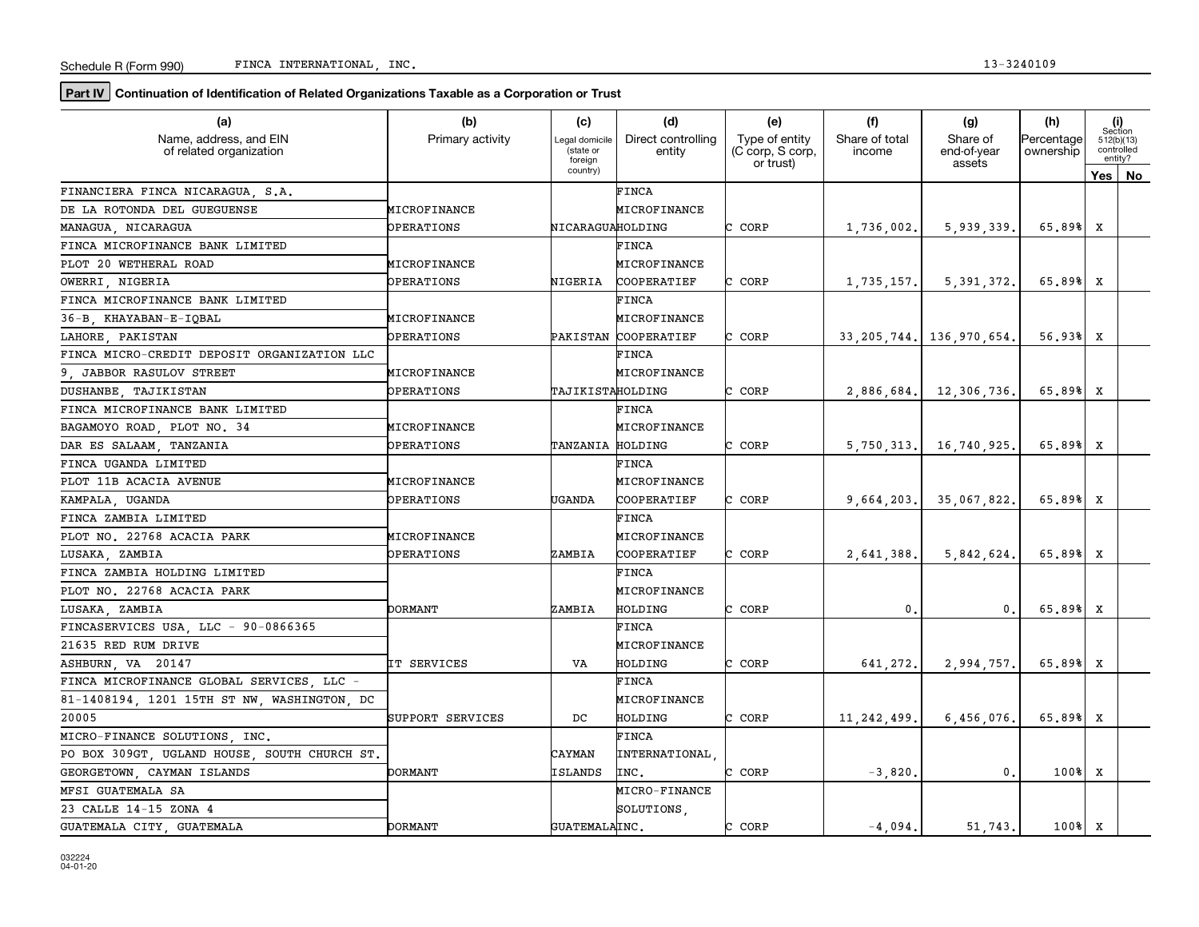Schedule R (Form 990) FINCA INTERNATIONAL, INC. 13-3240109

**Part IV** **Continuation of Identification of Related Organizations Taxable as a Corporation or Trust**

| (a) Name, address, and EIN of related organization | (b) Primary activity | (c) Legal domicile (state or foreign country) | (d) Direct controlling entity | (e) Type of entity (C corp, S corp, or trust) | (f) Share of total income | (g) Share of end-of-year assets | (h) Percentage ownership | (i) Section 512(b)(13) controlled entity? Yes | No |
|---|---|---|---|---|---|---|---|---|---|
| FINANCIERA FINCA NICARAGUA, S.A. DE LA ROTONDA DEL GUEGUENSE MANAGUA, NICARAGUA | MICROFINANCE OPERATIONS | NICARAGUA | FINCA MICROFINANCE HOLDING | C CORP | 1,736,002. | 5,939,339. | 65.89% | X | |
| FINCA MICROFINANCE BANK LIMITED PLOT 20 WETHERAL ROAD OWERRI, NIGERIA | MICROFINANCE OPERATIONS | NIGERIA | FINCA MICROFINANCE COOPERATIEF | C CORP | 1,735,157. | 5,391,372. | 65.89% | X | |
| FINCA MICROFINANCE BANK LIMITED 36-B, KHAYABAN-E-IQBAL LAHORE, PAKISTAN | MICROFINANCE OPERATIONS | PAKISTAN | FINCA MICROFINANCE COOPERATIEF | C CORP | 33,205,744. | 136,970,654. | 56.93% | X | |
| FINCA MICRO-CREDIT DEPOSIT ORGANIZATION LLC 9, JABBOR RASULOV STREET DUSHANBE, TAJIKISTAN | MICROFINANCE OPERATIONS | TAJIKISTAN | FINCA MICROFINANCE HOLDING | C CORP | 2,886,684. | 12,306,736. | 65.89% | X | |
| FINCA MICROFINANCE BANK LIMITED BAGAMOYO ROAD, PLOT NO. 34 DAR ES SALAAM, TANZANIA | MICROFINANCE OPERATIONS | TANZANIA | FINCA MICROFINANCE HOLDING | C CORP | 5,750,313. | 16,740,925. | 65.89% | X | |
| FINCA UGANDA LIMITED PLOT 11B ACACIA AVENUE KAMPALA, UGANDA | MICROFINANCE OPERATIONS | UGANDA | FINCA MICROFINANCE COOPERATIEF | C CORP | 9,664,203. | 35,067,822. | 65.89% | X | |
| FINCA ZAMBIA LIMITED PLOT NO. 22768 ACACIA PARK LUSAKA, ZAMBIA | MICROFINANCE OPERATIONS | ZAMBIA | FINCA MICROFINANCE COOPERATIEF | C CORP | 2,641,388. | 5,842,624. | 65.89% | X | |
| FINCA ZAMBIA HOLDING LIMITED PLOT NO. 22768 ACACIA PARK LUSAKA, ZAMBIA | DORMANT | ZAMBIA | FINCA MICROFINANCE HOLDING | C CORP | 0. | 0. | 65.89% | X | |
| FINCASERVICES USA, LLC - 90-0866365 21635 RED RUM DRIVE ASHBURN, VA 20147 | IT SERVICES | VA | FINCA MICROFINANCE HOLDING | C CORP | 641,272. | 2,994,757. | 65.89% | X | |
| FINCA MICROFINANCE GLOBAL SERVICES, LLC - 81-1408194, 1201 15TH ST NW, WASHINGTON, DC 20005 | SUPPORT SERVICES | DC | FINCA MICROFINANCE HOLDING | C CORP | 11,242,499. | 6,456,076. | 65.89% | X | |
| MICRO-FINANCE SOLUTIONS, INC. PO BOX 309GT, UGLAND HOUSE, SOUTH CHURCH ST. GEORGETOWN, CAYMAN ISLANDS | DORMANT | CAYMAN ISLANDS | FINCA INTERNATIONAL, INC. | C CORP | -3,820. | 0. | 100% | X | |
| MFSI GUATEMALA SA 23 CALLE 14-15 ZONA 4 GUATEMALA CITY, GUATEMALA | DORMANT | GUATEMALA | MICRO-FINANCE SOLUTIONS, INC. | C CORP | -4,094. | 51,743. | 100% | X | |

032224 04-01-20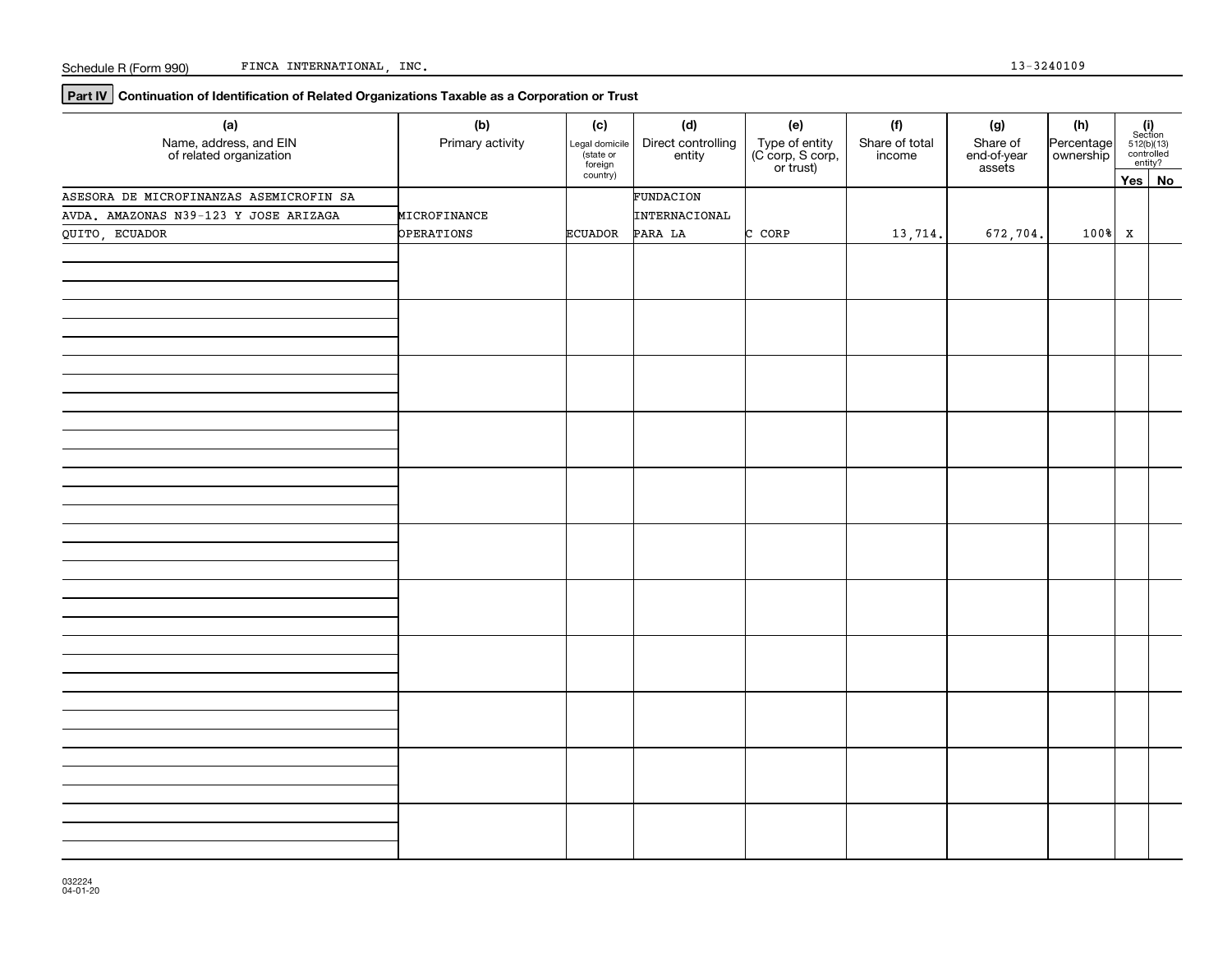Schedule R (Form 990) FINCA INTERNATIONAL, INC. 13-3240109

## Part IV Continuation of Identification of Related Organizations Taxable as a Corporation or Trust

| (a) Name, address, and EIN of related organization | (b) Primary activity | (c) Legal domicile (state or foreign country) | (d) Direct controlling entity | (e) Type of entity (C corp, S corp, or trust) | (f) Share of total income | (g) Share of end-of-year assets | (h) Percentage ownership | (i) Section 512(b)(13) controlled entity? Yes | No |
|---|---|---|---|---|---|---|---|---|---|
| ASESORA DE MICROFINANZAS ASEMICROFIN SA AVDA. AMAZONAS N39-123 Y JOSE ARIZAGA QUITO, ECUADOR | MICROFINANCE OPERATIONS | ECUADOR | FUNDACION INTERNACIONAL PARA LA | C CORP | 13,714. | 672,704. | 100% | X | |
| | | | | | | | | | |
| | | | | | | | | | |
| | | | | | | | | | |
| | | | | | | | | | |
| | | | | | | | | | |
| | | | | | | | | | |
| | | | | | | | | | |
| | | | | | | | | | |
| | | | | | | | | | |
| | | | | | | | | | |
| | | | | | | | | | |

032224 04-01-20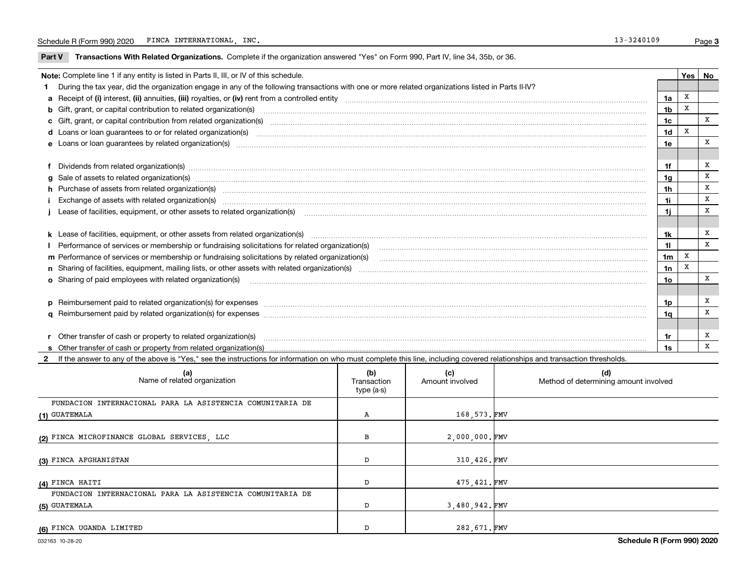Schedule R (Form 990) 2020 FINCA INTERNATIONAL, INC. 13-3240109

**Part V Transactions With Related Organizations.** Complete if the organization answered "Yes" on Form 990, Part IV, line 34, 35b, or 36.

| **Note:** Complete line 1 if any entity is listed in Parts II, III, or IV of this schedule. | | Yes | No |
|---|---|---|---|
| **1** During the tax year, did the organization engage in any of the following transactions with one or more related organizations listed in Parts II-IV? | | | |
| **a** Receipt of **(i)** interest, **(ii)** annuities, **(iii)** royalties, or **(iv)** rent from a controlled entity | 1a | X | |
| **b** Gift, grant, or capital contribution to related organization(s) | 1b | X | |
| **c** Gift, grant, or capital contribution from related organization(s) | 1c | | X |
| **d** Loans or loan guarantees to or for related organization(s) | 1d | X | |
| **e** Loans or loan guarantees by related organization(s) | 1e | | X |
| **f** Dividends from related organization(s) | 1f | | X |
| **g** Sale of assets to related organization(s) | 1g | | X |
| **h** Purchase of assets from related organization(s) | 1h | | X |
| **i** Exchange of assets with related organization(s) | 1i | | X |
| **j** Lease of facilities, equipment, or other assets to related organization(s) | 1j | | X |
| **k** Lease of facilities, equipment, or other assets from related organization(s) | 1k | | X |
| **l** Performance of services or membership or fundraising solicitations for related organization(s) | 1l | | X |
| **m** Performance of services or membership or fundraising solicitations by related organization(s) | 1m | X | |
| **n** Sharing of facilities, equipment, mailing lists, or other assets with related organization(s) | 1n | X | |
| **o** Sharing of paid employees with related organization(s) | 1o | | X |
| **p** Reimbursement paid to related organization(s) for expenses | 1p | | X |
| **q** Reimbursement paid by related organization(s) for expenses | 1q | | X |
| **r** Other transfer of cash or property to related organization(s) | 1r | | X |
| **s** Other transfer of cash or property from related organization(s) | 1s | | X |

**2** If the answer to any of the above is "Yes," see the instructions for information on who must complete this line, including covered relationships and transaction thresholds.

| | (a) Name of related organization | (b) Transaction type (a-s) | (c) Amount involved | (d) Method of determining amount involved |
|---|---|---|---|---|
| (1) | FUNDACION INTERNACIONAL PARA LA ASISTENCIA COMUNITARIA DE GUATEMALA | A | 168,573. | FMV |
| (2) | FINCA MICROFINANCE GLOBAL SERVICES, LLC | B | 2,000,000. | FMV |
| (3) | FINCA AFGHANISTAN | D | 310,426. | FMV |
| (4) | FINCA HAITI | D | 475,421. | FMV |
| (5) | FUNDACION INTERNACIONAL PARA LA ASISTENCIA COMUNITARIA DE GUATEMALA | D | 3,480,942. | FMV |
| (6) | FINCA UGANDA LIMITED | D | 282,671. | FMV |

032163 10-28-20 Schedule R (Form 990) 2020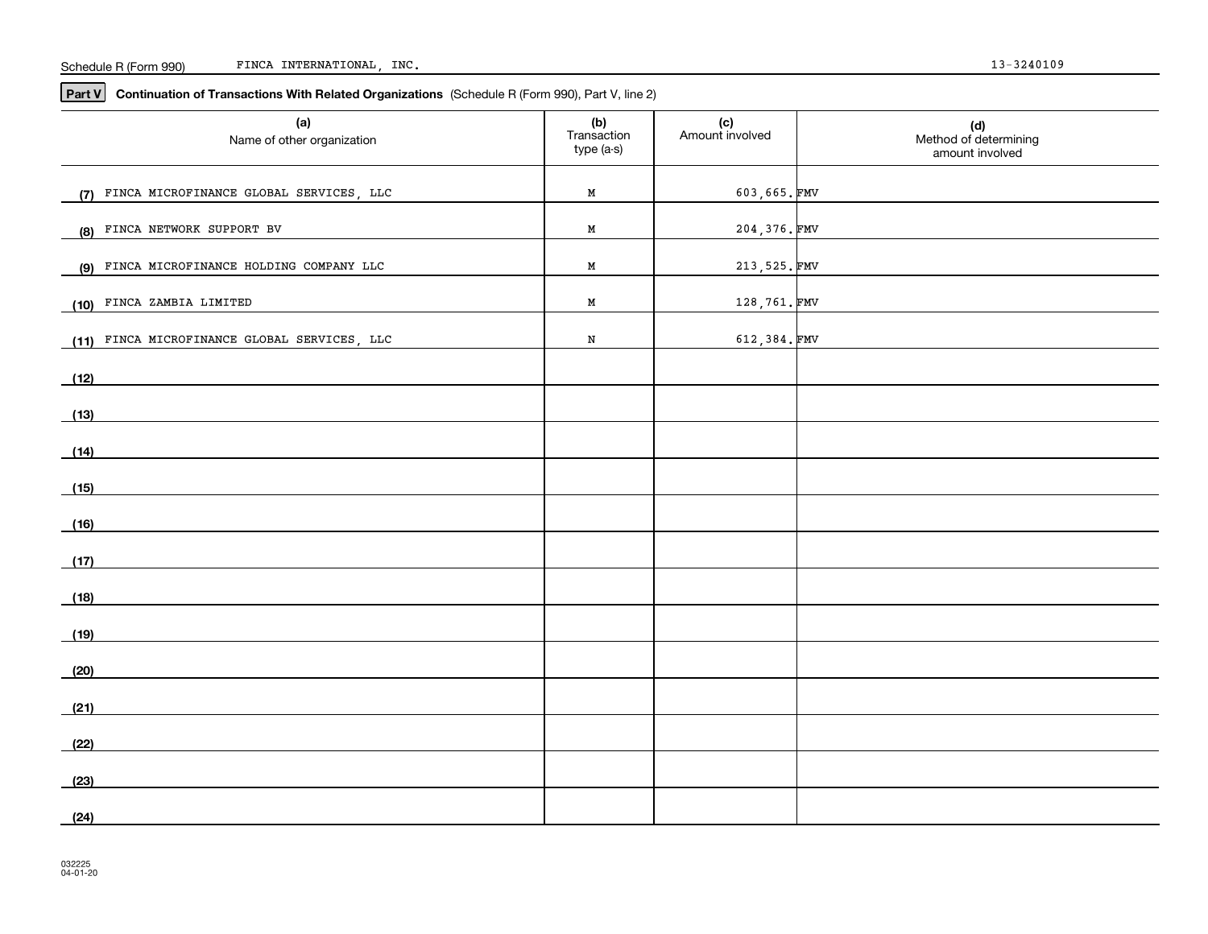Schedule R (Form 990) FINCA INTERNATIONAL, INC. 13-3240109

**Part V** **Continuation of Transactions With Related Organizations** (Schedule R (Form 990), Part V, line 2)

| (a) Name of other organization | (b) Transaction type (a-s) | (c) Amount involved | (d) Method of determining amount involved |
|---|---|---|---|
| (7) FINCA MICROFINANCE GLOBAL SERVICES, LLC | M | 603,665. | FMV |
| (8) FINCA NETWORK SUPPORT BV | M | 204,376. | FMV |
| (9) FINCA MICROFINANCE HOLDING COMPANY LLC | M | 213,525. | FMV |
| (10) FINCA ZAMBIA LIMITED | M | 128,761. | FMV |
| (11) FINCA MICROFINANCE GLOBAL SERVICES, LLC | N | 612,384. | FMV |
| (12) | | | |
| (13) | | | |
| (14) | | | |
| (15) | | | |
| (16) | | | |
| (17) | | | |
| (18) | | | |
| (19) | | | |
| (20) | | | |
| (21) | | | |
| (22) | | | |
| (23) | | | |
| (24) | | | |

032225 04-01-20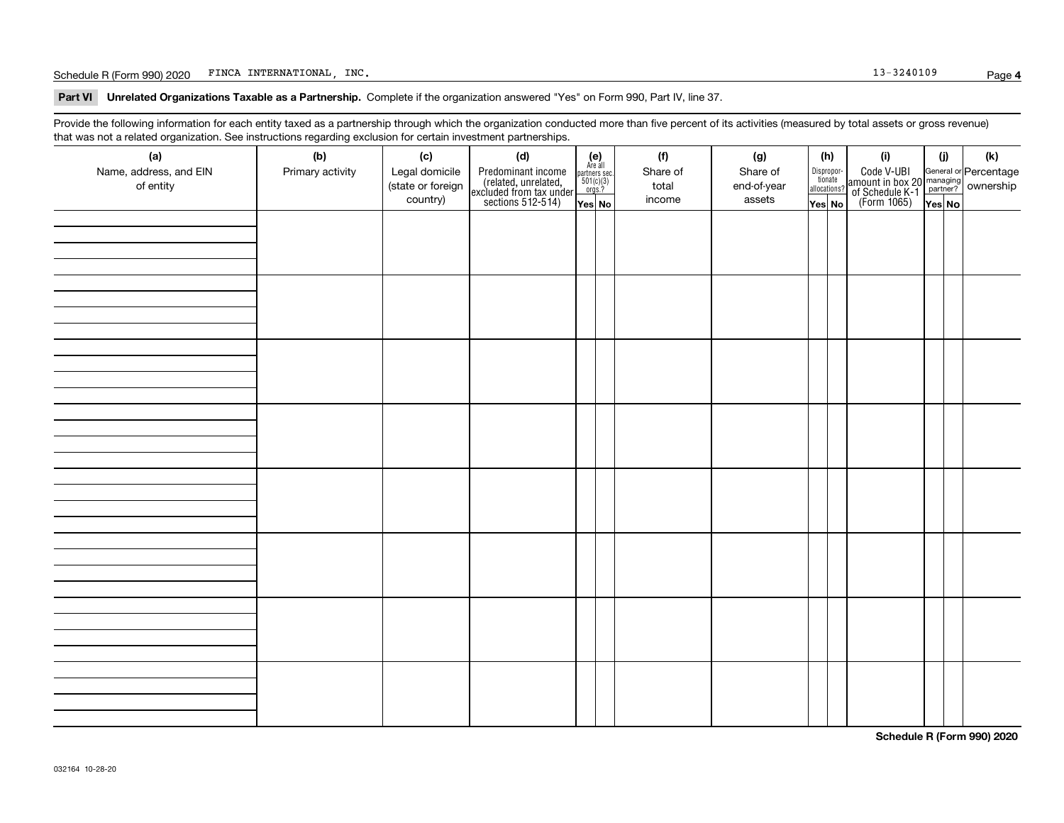Schedule R (Form 990) 2020 FINCA INTERNATIONAL, INC. 13-3240109

**Part VI Unrelated Organizations Taxable as a Partnership.** Complete if the organization answered "Yes" on Form 990, Part IV, line 37.

Provide the following information for each entity taxed as a partnership through which the organization conducted more than five percent of its activities (measured by total assets or gross revenue) that was not a related organization. See instructions regarding exclusion for certain investment partnerships.

| (a) Name, address, and EIN of entity | (b) Primary activity | (c) Legal domicile (state or foreign country) | (d) Predominant income (related, unrelated, excluded from tax under sections 512-514) | (e) Are all partners sec. 501(c)(3) orgs.? | | (f) Share of total income | (g) Share of end-of-year assets | (h) Disproportionate allocations? | | (i) Code V-UBI amount in box 20 of Schedule K-1 (Form 1065) | (j) General or managing partner? | | (k) Percentage ownership |
|---|---|---|---|---|---|---|---|---|---|---|---|---|---|
| | | | | Yes | No | | | Yes | No | | Yes | No | |
| | | | | | | | | | | | | | |
| | | | | | | | | | | | | | |
| | | | | | | | | | | | | | |
| | | | | | | | | | | | | | |
| | | | | | | | | | | | | | |
| | | | | | | | | | | | | | |
| | | | | | | | | | | | | | |
| | | | | | | | | | | | | | |

**Schedule R (Form 990) 2020**

032164 10-28-20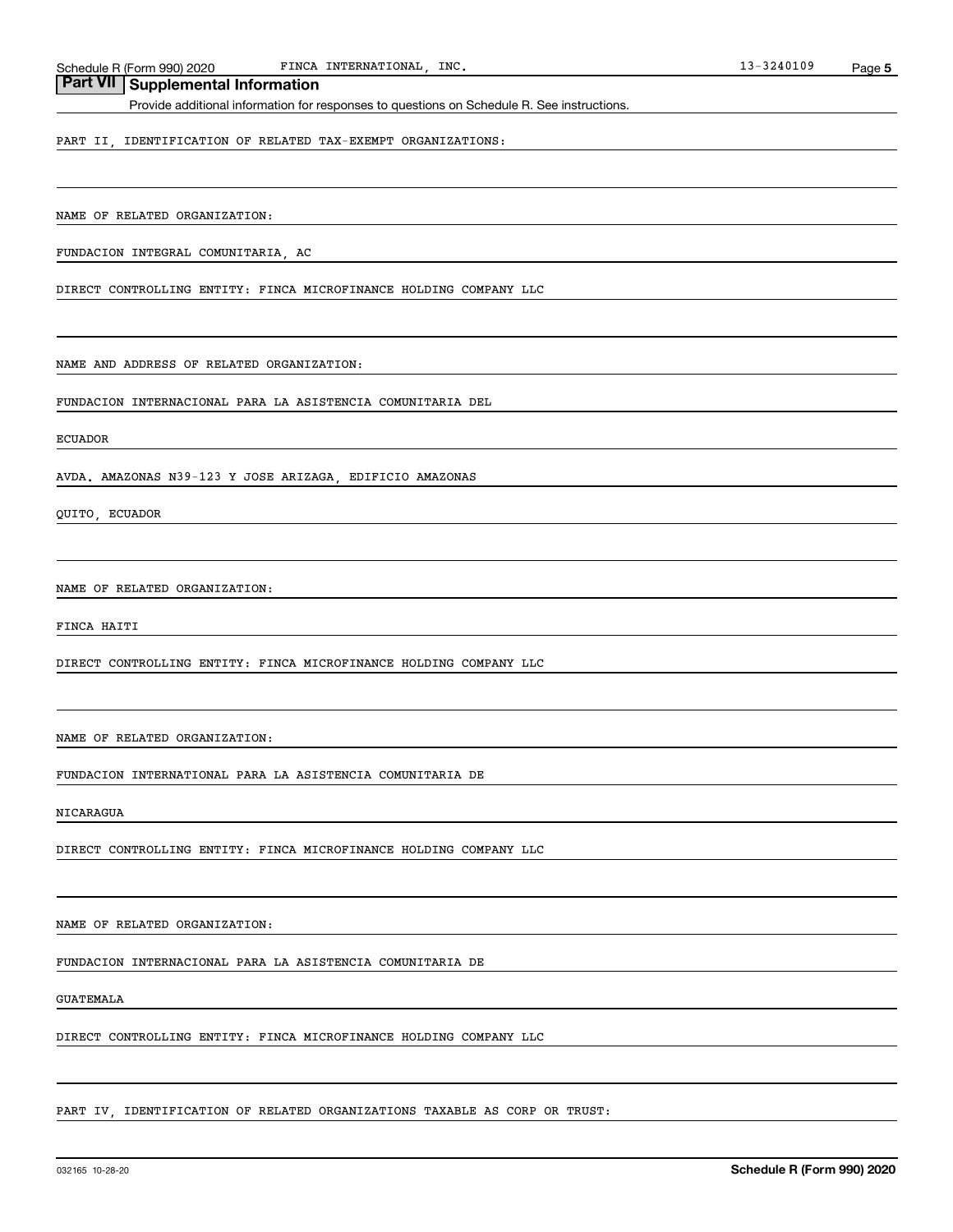## Part VII Supplemental Information

Provide additional information for responses to questions on Schedule R. See instructions.

PART II, IDENTIFICATION OF RELATED TAX-EXEMPT ORGANIZATIONS:

NAME OF RELATED ORGANIZATION:

FUNDACION INTEGRAL COMUNITARIA, AC

DIRECT CONTROLLING ENTITY: FINCA MICROFINANCE HOLDING COMPANY LLC

NAME AND ADDRESS OF RELATED ORGANIZATION:

FUNDACION INTERNACIONAL PARA LA ASISTENCIA COMUNITARIA DEL

ECUADOR

AVDA. AMAZONAS N39-123 Y JOSE ARIZAGA, EDIFICIO AMAZONAS

QUITO, ECUADOR

NAME OF RELATED ORGANIZATION:

FINCA HAITI

DIRECT CONTROLLING ENTITY: FINCA MICROFINANCE HOLDING COMPANY LLC

NAME OF RELATED ORGANIZATION:

FUNDACION INTERNATIONAL PARA LA ASISTENCIA COMUNITARIA DE

NICARAGUA

DIRECT CONTROLLING ENTITY: FINCA MICROFINANCE HOLDING COMPANY LLC

NAME OF RELATED ORGANIZATION:

FUNDACION INTERNACIONAL PARA LA ASISTENCIA COMUNITARIA DE

GUATEMALA

DIRECT CONTROLLING ENTITY: FINCA MICROFINANCE HOLDING COMPANY LLC

PART IV, IDENTIFICATION OF RELATED ORGANIZATIONS TAXABLE AS CORP OR TRUST: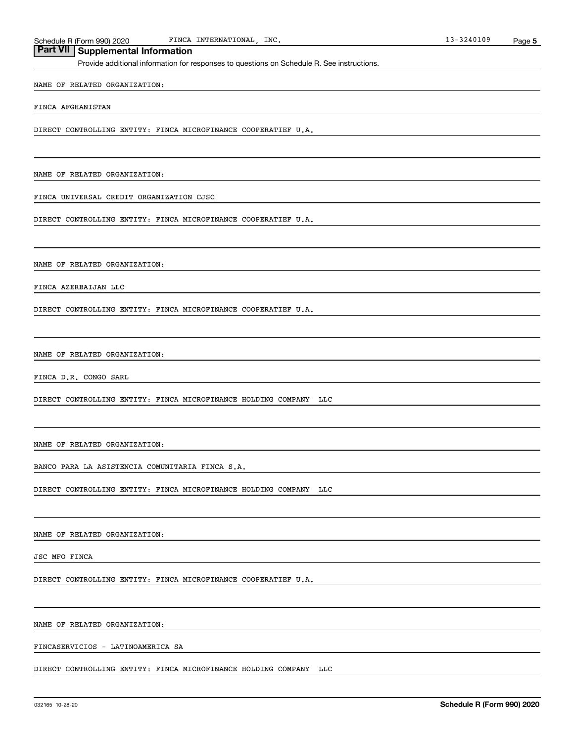## Part VII Supplemental Information

Provide additional information for responses to questions on Schedule R. See instructions.

NAME OF RELATED ORGANIZATION:

FINCA AFGHANISTAN

DIRECT CONTROLLING ENTITY: FINCA MICROFINANCE COOPERATIEF U.A.

NAME OF RELATED ORGANIZATION:

FINCA UNIVERSAL CREDIT ORGANIZATION CJSC

DIRECT CONTROLLING ENTITY: FINCA MICROFINANCE COOPERATIEF U.A.

NAME OF RELATED ORGANIZATION:

FINCA AZERBAIJAN LLC

DIRECT CONTROLLING ENTITY: FINCA MICROFINANCE COOPERATIEF U.A.

NAME OF RELATED ORGANIZATION:

FINCA D.R. CONGO SARL

DIRECT CONTROLLING ENTITY: FINCA MICROFINANCE HOLDING COMPANY LLC

NAME OF RELATED ORGANIZATION:

BANCO PARA LA ASISTENCIA COMUNITARIA FINCA S.A.

DIRECT CONTROLLING ENTITY: FINCA MICROFINANCE HOLDING COMPANY LLC

NAME OF RELATED ORGANIZATION:

JSC MFO FINCA

DIRECT CONTROLLING ENTITY: FINCA MICROFINANCE COOPERATIEF U.A.

NAME OF RELATED ORGANIZATION:

FINCASERVICIOS - LATINOAMERICA SA

DIRECT CONTROLLING ENTITY: FINCA MICROFINANCE HOLDING COMPANY LLC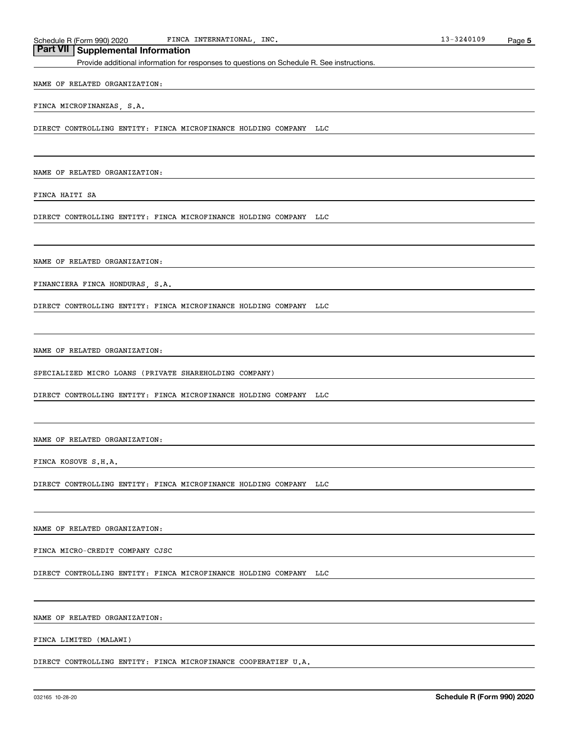## Part VII Supplemental Information

Provide additional information for responses to questions on Schedule R. See instructions.

NAME OF RELATED ORGANIZATION:

FINCA MICROFINANZAS, S.A.

DIRECT CONTROLLING ENTITY: FINCA MICROFINANCE HOLDING COMPANY LLC

NAME OF RELATED ORGANIZATION:

FINCA HAITI SA

DIRECT CONTROLLING ENTITY: FINCA MICROFINANCE HOLDING COMPANY LLC

NAME OF RELATED ORGANIZATION:

FINANCIERA FINCA HONDURAS, S.A.

DIRECT CONTROLLING ENTITY: FINCA MICROFINANCE HOLDING COMPANY LLC

NAME OF RELATED ORGANIZATION:

SPECIALIZED MICRO LOANS (PRIVATE SHAREHOLDING COMPANY)

DIRECT CONTROLLING ENTITY: FINCA MICROFINANCE HOLDING COMPANY LLC

NAME OF RELATED ORGANIZATION:

FINCA KOSOVE S.H.A.

DIRECT CONTROLLING ENTITY: FINCA MICROFINANCE HOLDING COMPANY LLC

NAME OF RELATED ORGANIZATION:

FINCA MICRO-CREDIT COMPANY CJSC

DIRECT CONTROLLING ENTITY: FINCA MICROFINANCE HOLDING COMPANY LLC

NAME OF RELATED ORGANIZATION:

FINCA LIMITED (MALAWI)

DIRECT CONTROLLING ENTITY: FINCA MICROFINANCE COOPERATIEF U.A.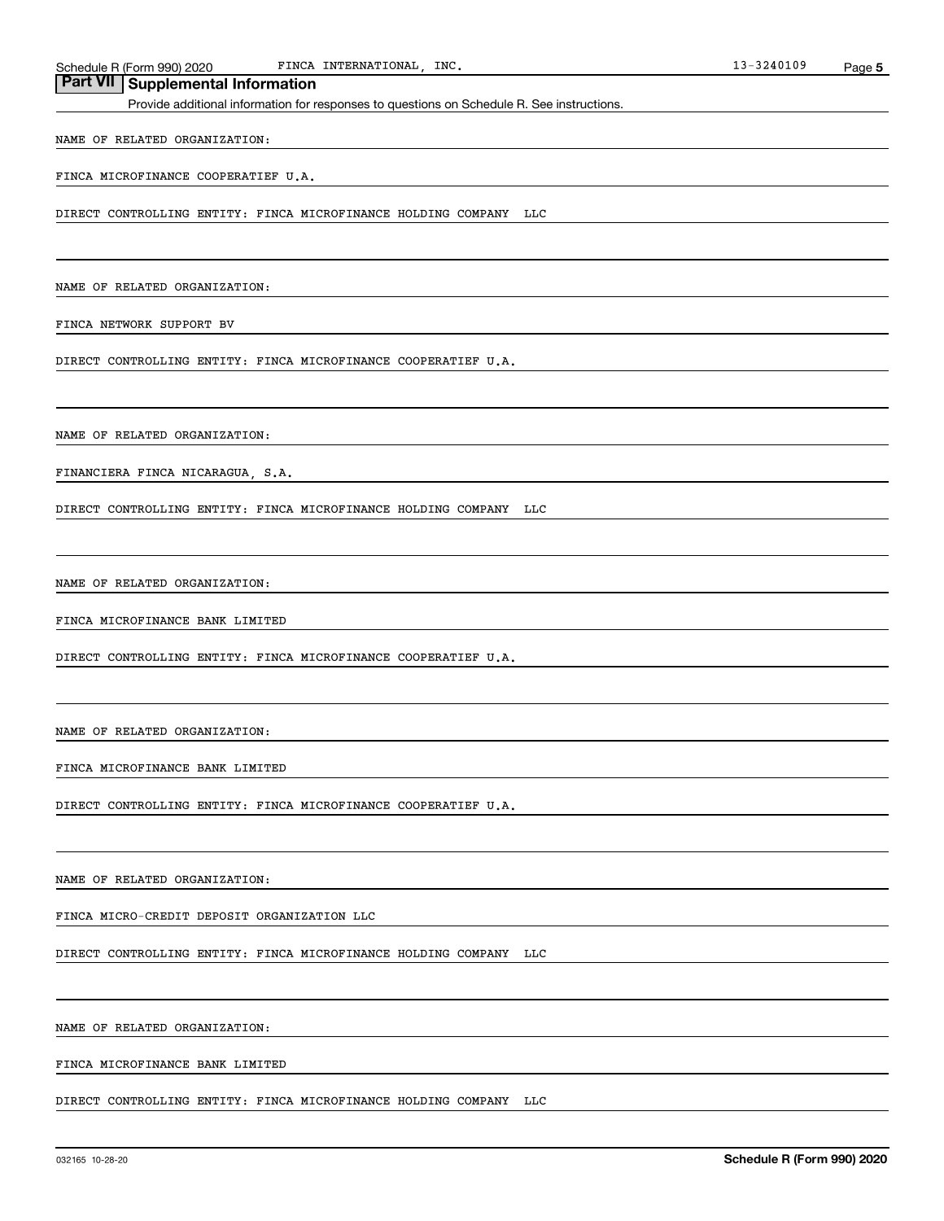## Part VII Supplemental Information

Provide additional information for responses to questions on Schedule R. See instructions.

NAME OF RELATED ORGANIZATION:

FINCA MICROFINANCE COOPERATIEF U.A.

DIRECT CONTROLLING ENTITY: FINCA MICROFINANCE HOLDING COMPANY LLC

NAME OF RELATED ORGANIZATION:

FINCA NETWORK SUPPORT BV

DIRECT CONTROLLING ENTITY: FINCA MICROFINANCE COOPERATIEF U.A.

NAME OF RELATED ORGANIZATION:

FINANCIERA FINCA NICARAGUA, S.A.

DIRECT CONTROLLING ENTITY: FINCA MICROFINANCE HOLDING COMPANY LLC

NAME OF RELATED ORGANIZATION:

FINCA MICROFINANCE BANK LIMITED

DIRECT CONTROLLING ENTITY: FINCA MICROFINANCE COOPERATIEF U.A.

NAME OF RELATED ORGANIZATION:

FINCA MICROFINANCE BANK LIMITED

DIRECT CONTROLLING ENTITY: FINCA MICROFINANCE COOPERATIEF U.A.

NAME OF RELATED ORGANIZATION:

FINCA MICRO-CREDIT DEPOSIT ORGANIZATION LLC

DIRECT CONTROLLING ENTITY: FINCA MICROFINANCE HOLDING COMPANY LLC

NAME OF RELATED ORGANIZATION:

FINCA MICROFINANCE BANK LIMITED

DIRECT CONTROLLING ENTITY: FINCA MICROFINANCE HOLDING COMPANY LLC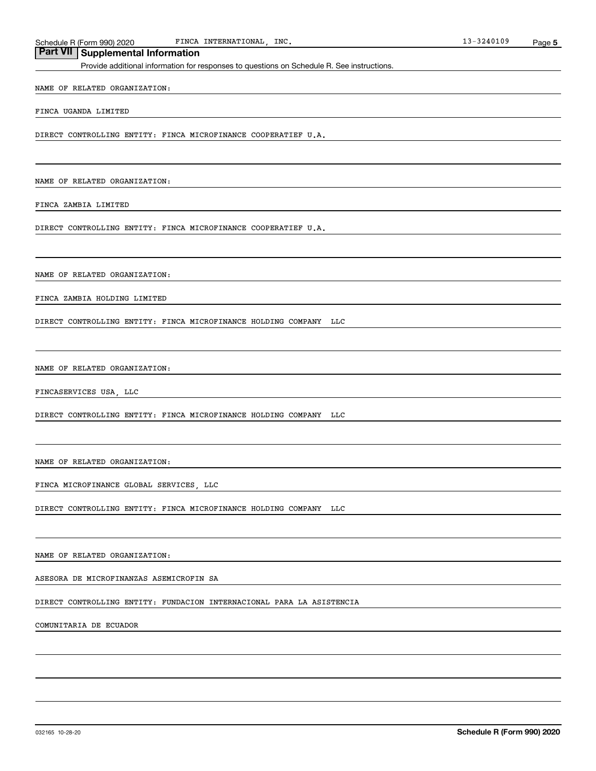## Part VII Supplemental Information

Provide additional information for responses to questions on Schedule R. See instructions.

NAME OF RELATED ORGANIZATION:

FINCA UGANDA LIMITED

DIRECT CONTROLLING ENTITY: FINCA MICROFINANCE COOPERATIEF U.A.

NAME OF RELATED ORGANIZATION:

FINCA ZAMBIA LIMITED

DIRECT CONTROLLING ENTITY: FINCA MICROFINANCE COOPERATIEF U.A.

NAME OF RELATED ORGANIZATION:

FINCA ZAMBIA HOLDING LIMITED

DIRECT CONTROLLING ENTITY: FINCA MICROFINANCE HOLDING COMPANY LLC

NAME OF RELATED ORGANIZATION:

FINCASERVICES USA, LLC

DIRECT CONTROLLING ENTITY: FINCA MICROFINANCE HOLDING COMPANY LLC

NAME OF RELATED ORGANIZATION:

FINCA MICROFINANCE GLOBAL SERVICES, LLC

DIRECT CONTROLLING ENTITY: FINCA MICROFINANCE HOLDING COMPANY LLC

NAME OF RELATED ORGANIZATION:

ASESORA DE MICROFINANZAS ASEMICROFIN SA

DIRECT CONTROLLING ENTITY: FUNDACION INTERNACIONAL PARA LA ASISTENCIA

COMUNITARIA DE ECUADOR